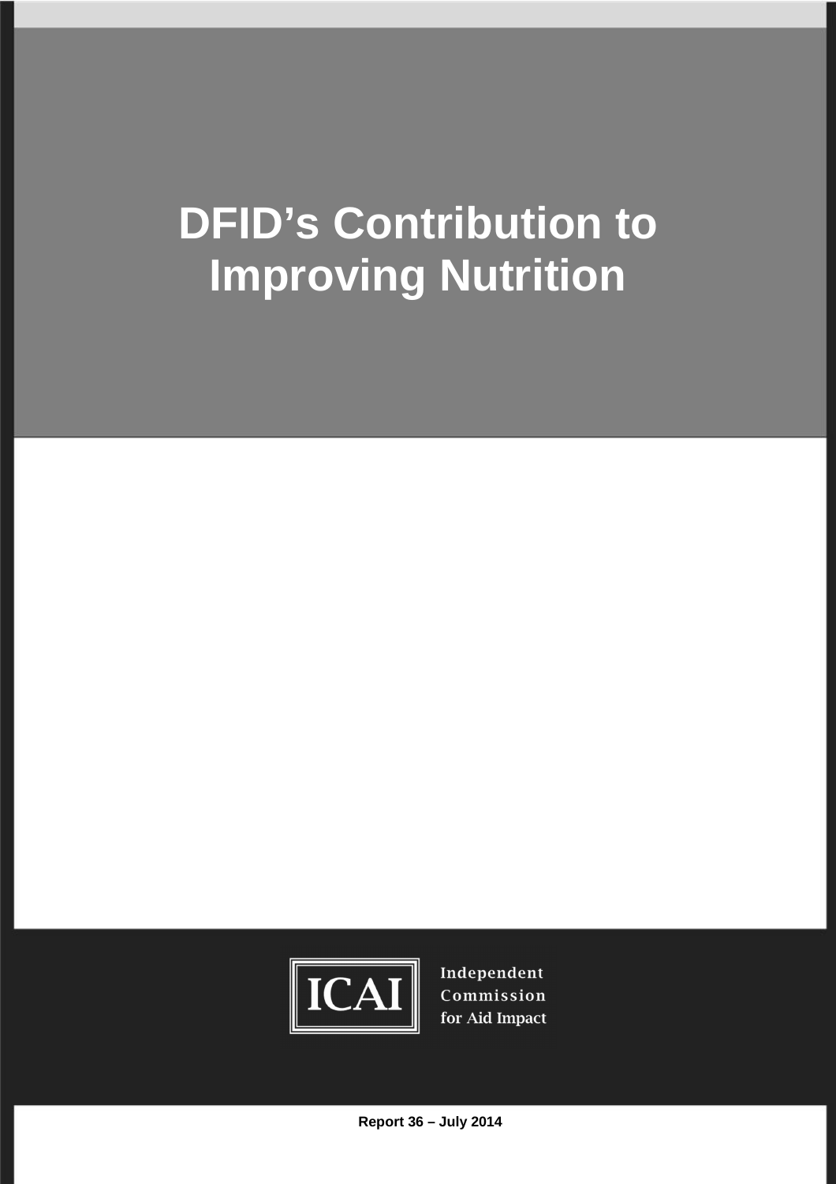# DFID's Contribution to Improving Nutrition

ICAI

Independent Commission for Aid Impact

**Report 36 – July 2014**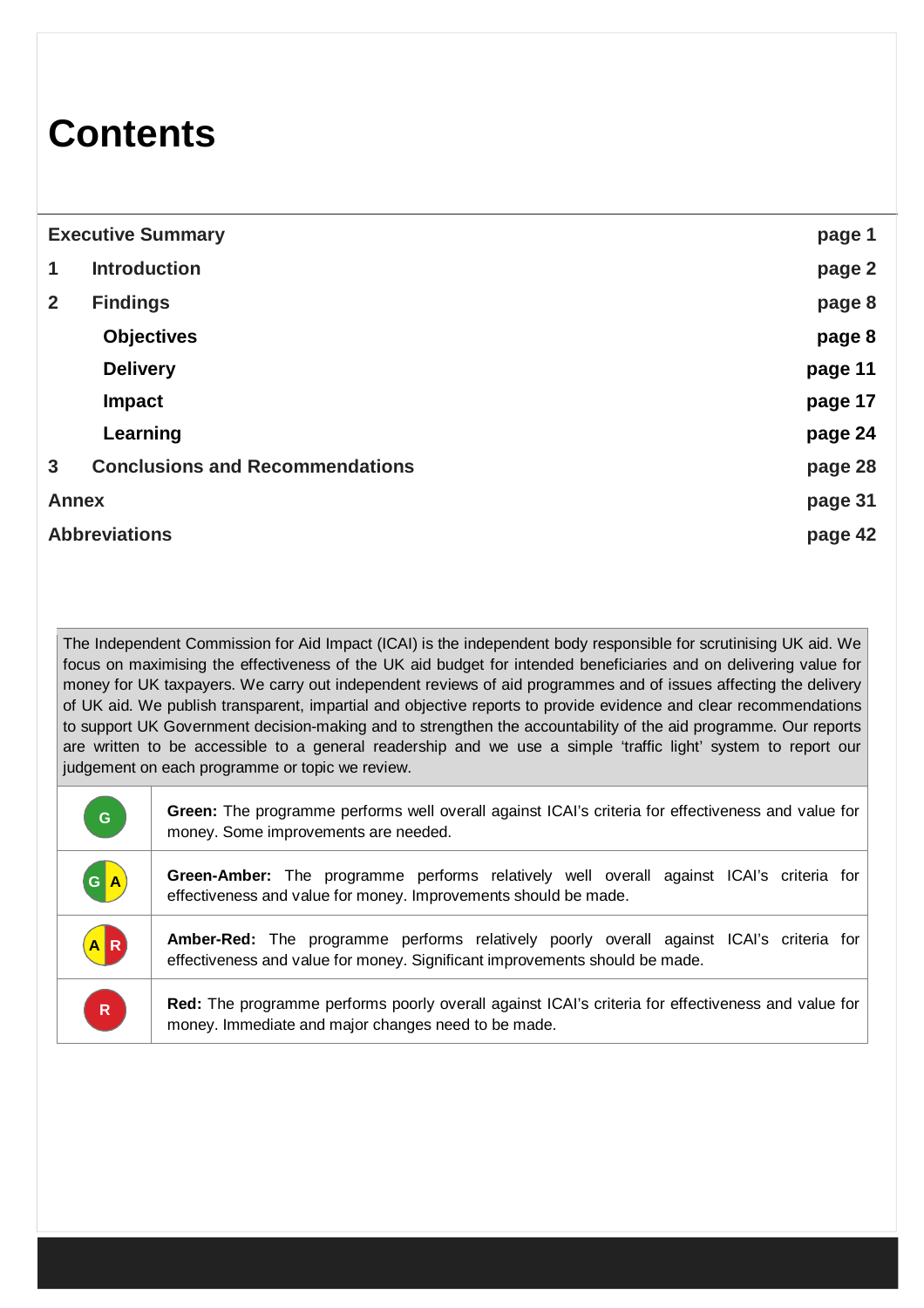# Contents

| | |
|---|---|
| **Executive Summary** | **page 1** |
| **1 Introduction** | **page 2** |
| **2 Findings** | **page 8** |
| **Objectives** | **page 8** |
| **Delivery** | **page 11** |
| **Impact** | **page 17** |
| **Learning** | **page 24** |
| **3 Conclusions and Recommendations** | **page 28** |
| **Annex** | **page 31** |
| **Abbreviations** | **page 42** |

The Independent Commission for Aid Impact (ICAI) is the independent body responsible for scrutinising UK aid. We focus on maximising the effectiveness of the UK aid budget for intended beneficiaries and on delivering value for money for UK taxpayers. We carry out independent reviews of aid programmes and of issues affecting the delivery of UK aid. We publish transparent, impartial and objective reports to provide evidence and clear recommendations to support UK Government decision-making and to strengthen the accountability of the aid programme. Our reports are written to be accessible to a general readership and we use a simple 'traffic light' system to report our judgement on each programme or topic we review.

| Rating | Description |
|---|---|
| G | **Green:** The programme performs well overall against ICAI's criteria for effectiveness and value for money. Some improvements are needed. |
| G A | **Green-Amber:** The programme performs relatively well overall against ICAI's criteria for effectiveness and value for money. Improvements should be made. |
| A R | **Amber-Red:** The programme performs relatively poorly overall against ICAI's criteria for effectiveness and value for money. Significant improvements should be made. |
| R | **Red:** The programme performs poorly overall against ICAI's criteria for effectiveness and value for money. Immediate and major changes need to be made. |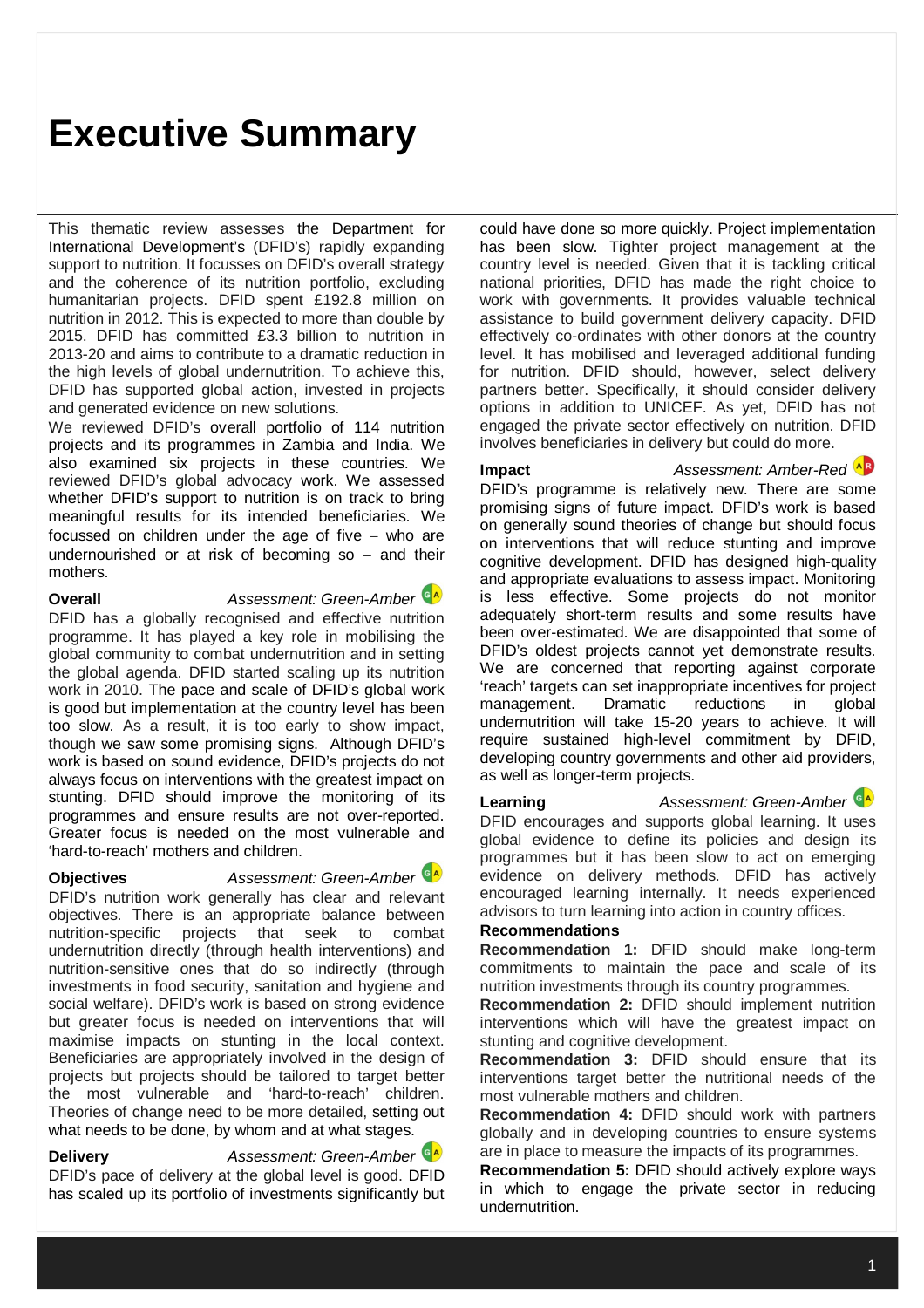# Executive Summary

This thematic review assesses the Department for International Development's (DFID's) rapidly expanding support to nutrition. It focusses on DFID's overall strategy and the coherence of its nutrition portfolio, excluding humanitarian projects. DFID spent £192.8 million on nutrition in 2012. This is expected to more than double by 2015. DFID has committed £3.3 billion to nutrition in 2013-20 and aims to contribute to a dramatic reduction in the high levels of global undernutrition. To achieve this, DFID has supported global action, invested in projects and generated evidence on new solutions.

We reviewed DFID's overall portfolio of 114 nutrition projects and its programmes in Zambia and India. We also examined six projects in these countries. We reviewed DFID's global advocacy work. We assessed whether DFID's support to nutrition is on track to bring meaningful results for its intended beneficiaries. We focussed on children under the age of five – who are undernourished or at risk of becoming so – and their mothers.

**Overall** *Assessment: Green-Amber* G A

DFID has a globally recognised and effective nutrition programme. It has played a key role in mobilising the global community to combat undernutrition and in setting the global agenda. DFID started scaling up its nutrition work in 2010. The pace and scale of DFID's global work is good but implementation at the country level has been too slow. As a result, it is too early to show impact, though we saw some promising signs. Although DFID's work is based on sound evidence, DFID's projects do not always focus on interventions with the greatest impact on stunting. DFID should improve the monitoring of its programmes and ensure results are not over-reported. Greater focus is needed on the most vulnerable and 'hard-to-reach' mothers and children.

**Objectives** *Assessment: Green-Amber* G A

DFID's nutrition work generally has clear and relevant objectives. There is an appropriate balance between nutrition-specific projects that seek to combat undernutrition directly (through health interventions) and nutrition-sensitive ones that do so indirectly (through investments in food security, sanitation and hygiene and social welfare). DFID's work is based on strong evidence but greater focus is needed on interventions that will maximise impacts on stunting in the local context. Beneficiaries are appropriately involved in the design of projects but projects should be tailored to target better the most vulnerable and 'hard-to-reach' children. Theories of change need to be more detailed, setting out what needs to be done, by whom and at what stages.

**Delivery** *Assessment: Green-Amber* G A

DFID's pace of delivery at the global level is good. DFID has scaled up its portfolio of investments significantly but could have done so more quickly. Project implementation has been slow. Tighter project management at the country level is needed. Given that it is tackling critical national priorities, DFID has made the right choice to work with governments. It provides valuable technical assistance to build government delivery capacity. DFID effectively co-ordinates with other donors at the country level. It has mobilised and leveraged additional funding for nutrition. DFID should, however, select delivery partners better. Specifically, it should consider delivery options in addition to UNICEF. As yet, DFID has not engaged the private sector effectively on nutrition. DFID involves beneficiaries in delivery but could do more.

**Impact** *Assessment: Amber-Red* A R

DFID's programme is relatively new. There are some promising signs of future impact. DFID's work is based on generally sound theories of change but should focus on interventions that will reduce stunting and improve cognitive development. DFID has designed high-quality and appropriate evaluations to assess impact. Monitoring is less effective. Some projects do not monitor adequately short-term results and some results have been over-estimated. We are disappointed that some of DFID's oldest projects cannot yet demonstrate results. We are concerned that reporting against corporate 'reach' targets can set inappropriate incentives for project management. Dramatic reductions in global undernutrition will take 15-20 years to achieve. It will require sustained high-level commitment by DFID, developing country governments and other aid providers, as well as longer-term projects.

**Learning** *Assessment: Green-Amber* G A

DFID encourages and supports global learning. It uses global evidence to define its policies and design its programmes but it has been slow to act on emerging evidence on delivery methods. DFID has actively encouraged learning internally. It needs experienced advisors to turn learning into action in country offices.

**Recommendations**

**Recommendation 1:** DFID should make long-term commitments to maintain the pace and scale of its nutrition investments through its country programmes.

**Recommendation 2:** DFID should implement nutrition interventions which will have the greatest impact on stunting and cognitive development.

**Recommendation 3:** DFID should ensure that its interventions target better the nutritional needs of the most vulnerable mothers and children.

**Recommendation 4:** DFID should work with partners globally and in developing countries to ensure systems are in place to measure the impacts of its programmes.

**Recommendation 5:** DFID should actively explore ways in which to engage the private sector in reducing undernutrition.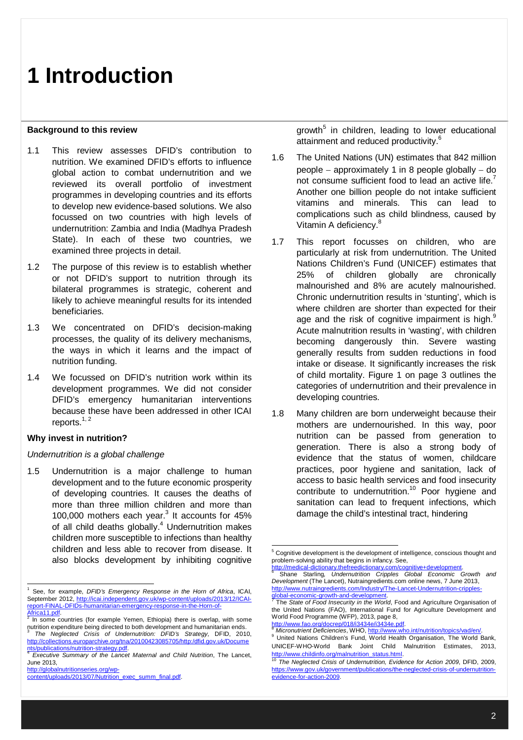# 1 Introduction

**Background to this review**

1.1 This review assesses DFID's contribution to nutrition. We examined DFID's efforts to influence global action to combat undernutrition and we reviewed its overall portfolio of investment programmes in developing countries and its efforts to develop new evidence-based solutions. We also focussed on two countries with high levels of undernutrition: Zambia and India (Madhya Pradesh State). In each of these two countries, we examined three projects in detail.

1.2 The purpose of this review is to establish whether or not DFID's support to nutrition through its bilateral programmes is strategic, coherent and likely to achieve meaningful results for its intended beneficiaries.

1.3 We concentrated on DFID's decision-making processes, the quality of its delivery mechanisms, the ways in which it learns and the impact of nutrition funding.

1.4 We focussed on DFID's nutrition work within its development programmes. We did not consider DFID's emergency humanitarian interventions because these have been addressed in other ICAI reports.[1, 2]

**Why invest in nutrition?**

*Undernutrition is a global challenge*

1.5 Undernutrition is a major challenge to human development and to the future economic prosperity of developing countries. It causes the deaths of more than three million children and more than 100,000 mothers each year.[3] It accounts for 45% of all child deaths globally.[4] Undernutrition makes children more susceptible to infections than healthy children and less able to recover from disease. It also blocks development by inhibiting cognitive growth[5] in children, leading to lower educational attainment and reduced productivity.[6]

1.6 The United Nations (UN) estimates that 842 million people – approximately 1 in 8 people globally – do not consume sufficient food to lead an active life.[7] Another one billion people do not intake sufficient vitamins and minerals. This can lead to complications such as child blindness, caused by Vitamin A deficiency.[8]

1.7 This report focusses on children, who are particularly at risk from undernutrition. The United Nations Children's Fund (UNICEF) estimates that 25% of children globally are chronically malnourished and 8% are acutely malnourished. Chronic undernutrition results in 'stunting', which is where children are shorter than expected for their age and the risk of cognitive impairment is high.[9] Acute malnutrition results in 'wasting', with children becoming dangerously thin. Severe wasting generally results from sudden reductions in food intake or disease. It significantly increases the risk of child mortality. Figure 1 on page 3 outlines the categories of undernutrition and their prevalence in developing countries.

1.8 Many children are born underweight because their mothers are undernourished. In this way, poor nutrition can be passed from generation to generation. There is also a strong body of evidence that the status of women, childcare practices, poor hygiene and sanitation, lack of access to basic health services and food insecurity contribute to undernutrition.[10] Poor hygiene and sanitation can lead to frequent infections, which damage the child's intestinal tract, hindering

---

[1] See, for example, *DFID's Emergency Response in the Horn of Africa*, ICAI, September 2012, http://icai.independent.gov.uk/wp-content/uploads/2013/12/ICAI-report-FINAL-DFIDs-humanitarian-emergency-response-in-the-Horn-of-Africa11.pdf.

[2] In some countries (for example Yemen, Ethiopia) there is overlap, with some nutrition expenditure being directed to both development and humanitarian ends.

[3] *The Neglected Crisis of Undernutrition: DFID's Strategy*, DFID, 2010, http://collections.europarchive.org/tna/20100423085705/http:/dfid.gov.uk/Documents/publications/nutrition-strategy.pdf.

[4] *Executive Summary of the Lancet Maternal and Child Nutrition*, The Lancet, June 2013, http://globalnutritionseries.org/wp-content/uploads/2013/07/Nutrition_exec_summ_final.pdf.

[5] Cognitive development is the development of intelligence, conscious thought and problem-solving ability that begins in infancy. See, http://medical-dictionary.thefreedictionary.com/cognitive+development.

[6] Shane Starling, *Undernutrition Cripples Global Economic Growth and Development* (The Lancet), Nutraingredients.com online news, 7 June 2013, http://www.nutraingredients.com/Industry/The-Lancet-Undernutrition-cripples-global-economic-growth-and-development.

[7] The *State of Food Insecurity in the World*, Food and Agriculture Organisation of the United Nations (FAO), International Fund for Agriculture Development and World Food Programme (WFP), 2013, page 8, http://www.fao.org/docrep/018/i3434e/i3434e.pdf.

[8] *Micronutrient Deficiencies*, WHO, http://www.who.int/nutrition/topics/vad/en/.

[9] United Nations Children's Fund, World Health Organisation, The World Bank, UNICEF-WHO-World Bank Joint Child Malnutrition Estimates, 2013, http://www.childinfo.org/malnutrition_status.html.

[10] *The Neglected Crisis of Undernutrition, Evidence for Action 2009*, DFID, 2009, https://www.gov.uk/government/publications/the-neglected-crisis-of-undernutrition-evidence-for-action-2009.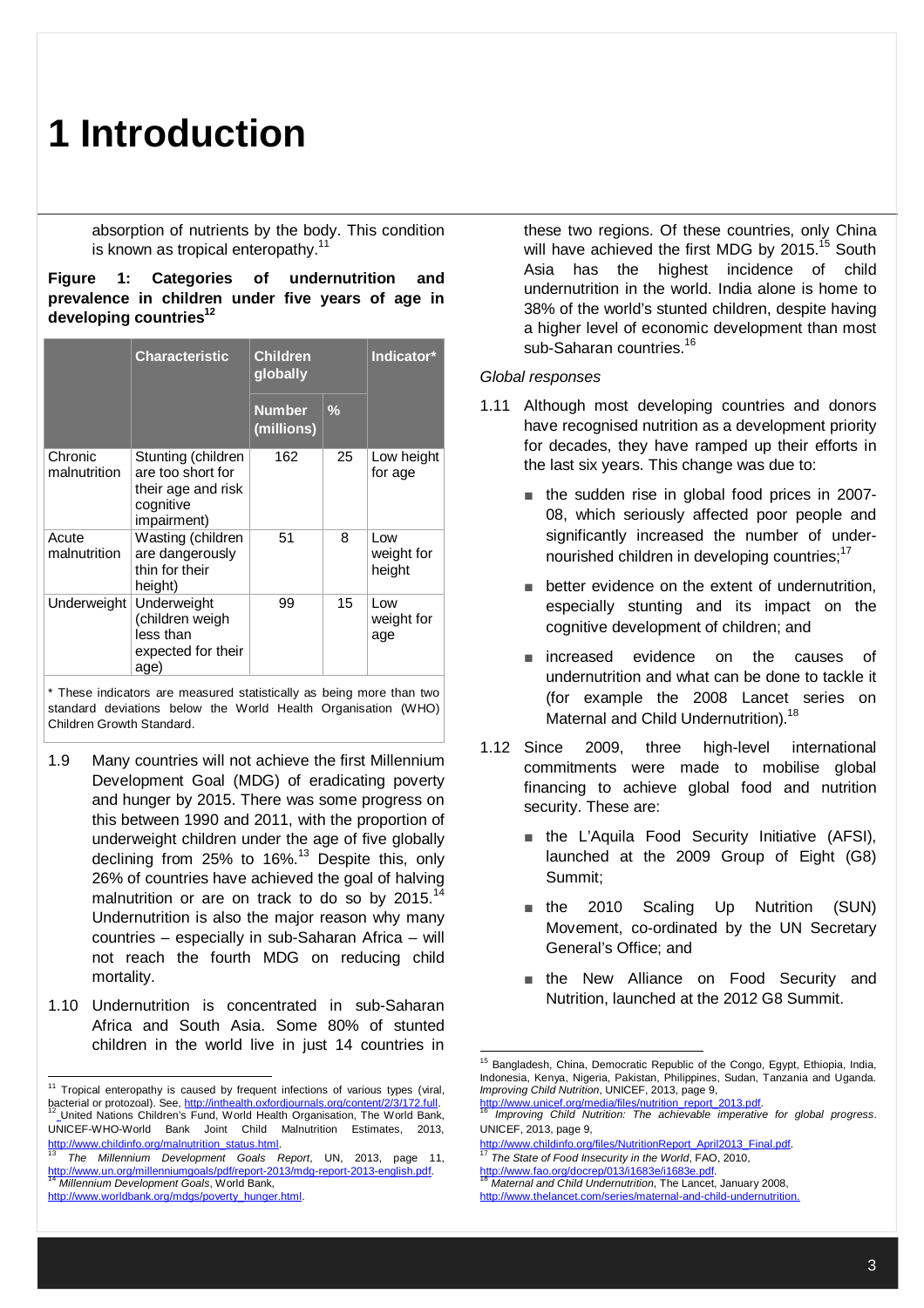# 1 Introduction

absorption of nutrients by the body. This condition is known as tropical enteropathy.[11]

**Figure 1: Categories of undernutrition and prevalence in children under five years of age in developing countries[12]**

| | Characteristic | Children globally | | Indicator* |
|---|---|---|---|---|
| | | Number (millions) | % | |
| Chronic malnutrition | Stunting (children are too short for their age and risk cognitive impairment) | 162 | 25 | Low height for age |
| Acute malnutrition | Wasting (children are dangerously thin for their height) | 51 | 8 | Low weight for height |
| Underweight | Underweight (children weigh less than expected for their age) | 99 | 15 | Low weight for age |

* These indicators are measured statistically as being more than two standard deviations below the World Health Organisation (WHO) Children Growth Standard.

1.9 Many countries will not achieve the first Millennium Development Goal (MDG) of eradicating poverty and hunger by 2015. There was some progress on this between 1990 and 2011, with the proportion of underweight children under the age of five globally declining from 25% to 16%.[13] Despite this, only 26% of countries have achieved the goal of halving malnutrition or are on track to do so by 2015.[14] Undernutrition is also the major reason why many countries – especially in sub-Saharan Africa – will not reach the fourth MDG on reducing child mortality.

1.10 Undernutrition is concentrated in sub-Saharan Africa and South Asia. Some 80% of stunted children in the world live in just 14 countries in these two regions. Of these countries, only China will have achieved the first MDG by 2015.[15] South Asia has the highest incidence of child undernutrition in the world. India alone is home to 38% of the world's stunted children, despite having a higher level of economic development than most sub-Saharan countries.[16]

*Global responses*

1.11 Although most developing countries and donors have recognised nutrition as a development priority for decades, they have ramped up their efforts in the last six years. This change was due to:

- the sudden rise in global food prices in 2007-08, which seriously affected poor people and significantly increased the number of under-nourished children in developing countries;[17]
- better evidence on the extent of undernutrition, especially stunting and its impact on the cognitive development of children; and
- increased evidence on the causes of undernutrition and what can be done to tackle it (for example the 2008 Lancet series on Maternal and Child Undernutrition).[18]

1.12 Since 2009, three high-level international commitments were made to mobilise global financing to achieve global food and nutrition security. These are:

- the L'Aquila Food Security Initiative (AFSI), launched at the 2009 Group of Eight (G8) Summit;
- the 2010 Scaling Up Nutrition (SUN) Movement, co-ordinated by the UN Secretary General's Office; and
- the New Alliance on Food Security and Nutrition, launched at the 2012 G8 Summit.

---

[11] Tropical enteropathy is caused by frequent infections of various types (viral, bacterial or protozoal). See, http://inthealth.oxfordjournals.org/content/2/3/172.full.

[12] United Nations Children's Fund, World Health Organisation, The World Bank, UNICEF-WHO-World Bank Joint Child Malnutrition Estimates, 2013, http://www.childinfo.org/malnutrition_status.html.

[13] *The Millennium Development Goals Report*, UN, 2013, page 11, http://www.un.org/millenniumgoals/pdf/report-2013/mdg-report-2013-english.pdf.

[14] *Millennium Development Goals*, World Bank, http://www.worldbank.org/mdgs/poverty_hunger.html.

[15] Bangladesh, China, Democratic Republic of the Congo, Egypt, Ethiopia, India, Indonesia, Kenya, Nigeria, Pakistan, Philippines, Sudan, Tanzania and Uganda. *Improving Child Nutrition*, UNICEF, 2013, page 9, http://www.unicef.org/media/files/nutrition_report_2013.pdf.

[16] *Improving Child Nutrition: The achievable imperative for global progress*. UNICEF, 2013, page 9, http://www.childinfo.org/files/NutritionReport_April2013_Final.pdf.

[17] *The State of Food Insecurity in the World*, FAO, 2010, http://www.fao.org/docrep/013/i1683e/i1683e.pdf.

[18] *Maternal and Child Undernutrition*, The Lancet, January 2008, http://www.thelancet.com/series/maternal-and-child-undernutrition.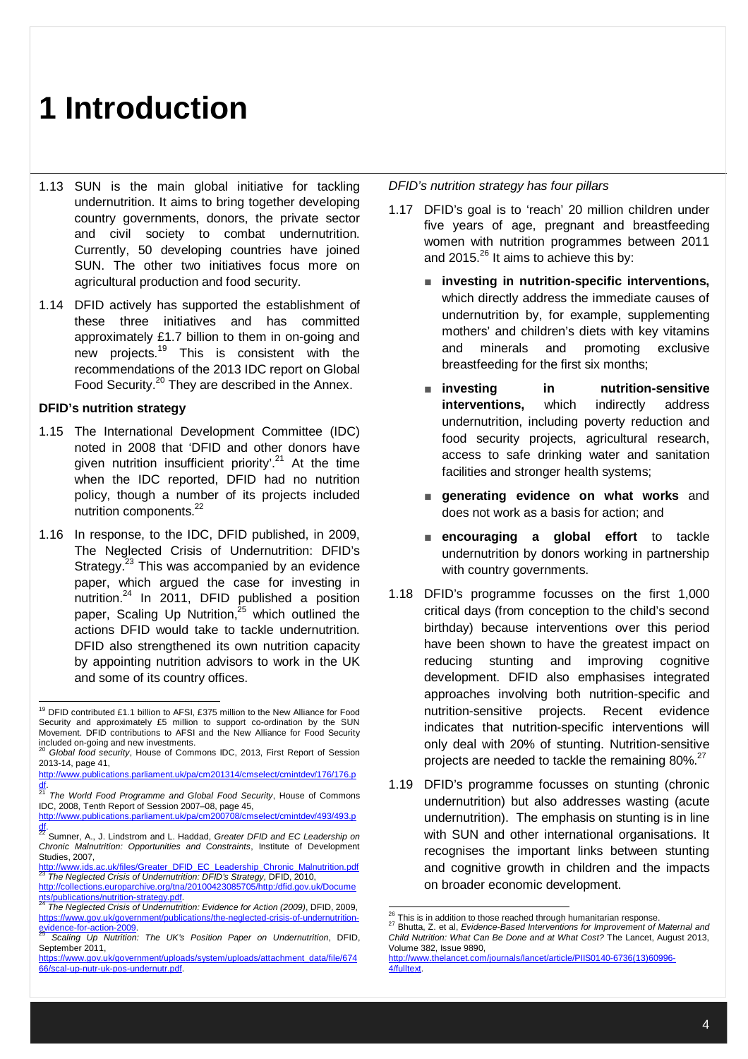# 1 Introduction

1.13 SUN is the main global initiative for tackling undernutrition. It aims to bring together developing country governments, donors, the private sector and civil society to combat undernutrition. Currently, 50 developing countries have joined SUN. The other two initiatives focus more on agricultural production and food security.

1.14 DFID actively has supported the establishment of these three initiatives and has committed approximately £1.7 billion to them in on-going and new projects.[19] This is consistent with the recommendations of the 2013 IDC report on Global Food Security.[20] They are described in the Annex.

### DFID's nutrition strategy

1.15 The International Development Committee (IDC) noted in 2008 that 'DFID and other donors have given nutrition insufficient priority'.[21] At the time when the IDC reported, DFID had no nutrition policy, though a number of its projects included nutrition components.[22]

1.16 In response, to the IDC, DFID published, in 2009, The Neglected Crisis of Undernutrition: DFID's Strategy.[23] This was accompanied by an evidence paper, which argued the case for investing in nutrition.[24] In 2011, DFID published a position paper, Scaling Up Nutrition,[25] which outlined the actions DFID would take to tackle undernutrition. DFID also strengthened its own nutrition capacity by appointing nutrition advisors to work in the UK and some of its country offices.

*DFID's nutrition strategy has four pillars*

1.17 DFID's goal is to 'reach' 20 million children under five years of age, pregnant and breastfeeding women with nutrition programmes between 2011 and 2015.[26] It aims to achieve this by:

- **investing in nutrition-specific interventions,** which directly address the immediate causes of undernutrition by, for example, supplementing mothers' and children's diets with key vitamins and minerals and promoting exclusive breastfeeding for the first six months;
- **investing in nutrition-sensitive interventions,** which indirectly address undernutrition, including poverty reduction and food security projects, agricultural research, access to safe drinking water and sanitation facilities and stronger health systems;
- **generating evidence on what works** and does not work as a basis for action; and
- **encouraging a global effort** to tackle undernutrition by donors working in partnership with country governments.

1.18 DFID's programme focusses on the first 1,000 critical days (from conception to the child's second birthday) because interventions over this period have been shown to have the greatest impact on reducing stunting and improving cognitive development. DFID also emphasises integrated approaches involving both nutrition-specific and nutrition-sensitive projects. Recent evidence indicates that nutrition-specific interventions will only deal with 20% of stunting. Nutrition-sensitive projects are needed to tackle the remaining 80%.[27]

1.19 DFID's programme focusses on stunting (chronic undernutrition) but also addresses wasting (acute undernutrition). The emphasis on stunting is in line with SUN and other international organisations. It recognises the important links between stunting and cognitive growth in children and the impacts on broader economic development.

---

[19] DFID contributed £1.1 billion to AFSI, £375 million to the New Alliance for Food Security and approximately £5 million to support co-ordination by the SUN Movement. DFID contributions to AFSI and the New Alliance for Food Security included on-going and new investments.

[20] *Global food security*, House of Commons IDC, 2013, First Report of Session 2013-14, page 41, http://www.publications.parliament.uk/pa/cm201314/cmselect/cmintdev/176/176.pdf.

[21] *The World Food Programme and Global Food Security*, House of Commons IDC, 2008, Tenth Report of Session 2007–08, page 45, http://www.publications.parliament.uk/pa/cm200708/cmselect/cmintdev/493/493.pdf.

[22] Sumner, A., J. Lindstrom and L. Haddad, *Greater DFID and EC Leadership on Chronic Malnutrition: Opportunities and Constraints*, Institute of Development Studies, 2007, http://www.ids.ac.uk/files/Greater_DFID_EC_Leadership_Chronic_Malnutrition.pdf

[23] *The Neglected Crisis of Undernutrition: DFID's Strategy*, DFID, 2010, http://collections.europarchive.org/tna/20100423085705/http:/dfid.gov.uk/Documents/publications/nutrition-strategy.pdf.

[24] *The Neglected Crisis of Undernutrition: Evidence for Action (2009)*, DFID, 2009, https://www.gov.uk/government/publications/the-neglected-crisis-of-undernutrition-evidence-for-action-2009.

[25] *Scaling Up Nutrition: The UK's Position Paper on Undernutrition*, DFID, September 2011, https://www.gov.uk/government/uploads/system/uploads/attachment_data/file/67466/scal-up-nutr-uk-pos-undernutr.pdf.

[26] This is in addition to those reached through humanitarian response.

[27] Bhutta, Z. et al, *Evidence-Based Interventions for Improvement of Maternal and Child Nutrition: What Can Be Done and at What Cost?* The Lancet, August 2013, Volume 382, Issue 9890, http://www.thelancet.com/journals/lancet/article/PIIS0140-6736(13)60996-4/fulltext.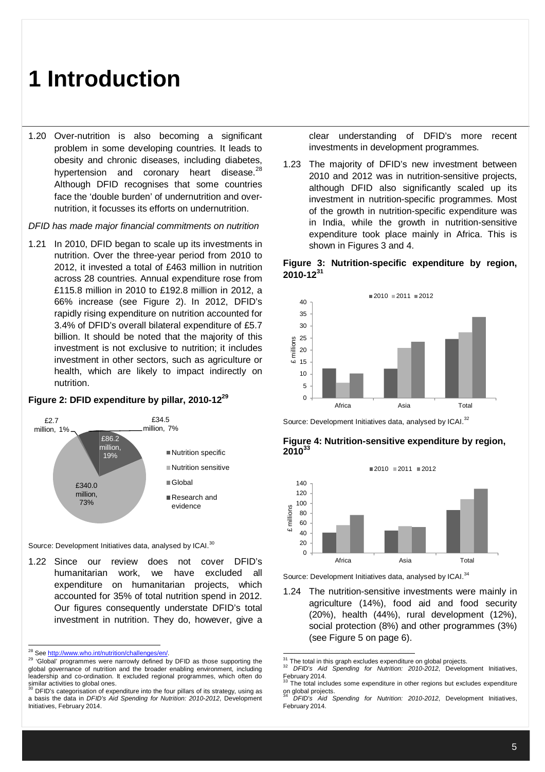# 1 Introduction

1.20 Over-nutrition is also becoming a significant problem in some developing countries. It leads to obesity and chronic diseases, including diabetes, hypertension and coronary heart disease.[28] Although DFID recognises that some countries face the 'double burden' of undernutrition and over-nutrition, it focusses its efforts on undernutrition.

*DFID has made major financial commitments on nutrition*

1.21 In 2010, DFID began to scale up its investments in nutrition. Over the three-year period from 2010 to 2012, it invested a total of £463 million in nutrition across 28 countries. Annual expenditure rose from £115.8 million in 2010 to £192.8 million in 2012, a 66% increase (see Figure 2). In 2012, DFID's rapidly rising expenditure on nutrition accounted for 3.4% of DFID's overall bilateral expenditure of £5.7 billion. It should be noted that the majority of this investment is not exclusive to nutrition; it includes investment in other sectors, such as agriculture or health, which are likely to impact indirectly on nutrition.

**Figure 2: DFID expenditure by pillar, 2010-12[29]**

| Pillar | Expenditure |
|---|---|
| Nutrition specific | £86.2 million, 19% |
| Nutrition sensitive | £340.0 million, 73% |
| Global | £2.7 million, 1% |
| Research and evidence | £34.5 million, 7% |

Source: Development Initiatives data, analysed by ICAI.[30]

1.22 Since our review does not cover DFID's humanitarian work, we have excluded all expenditure on humanitarian projects, which accounted for 35% of total nutrition spend in 2012. Our figures consequently understate DFID's total investment in nutrition. They do, however, give a clear understanding of DFID's more recent investments in development programmes.

1.23 The majority of DFID's new investment between 2010 and 2012 was in nutrition-sensitive projects, although DFID also significantly scaled up its investment in nutrition-specific programmes. Most of the growth in nutrition-specific expenditure was in India, while the growth in nutrition-sensitive expenditure took place mainly in Africa. This is shown in Figures 3 and 4.

**Figure 3: Nutrition-specific expenditure by region, 2010-12[31]**

Source: Development Initiatives data, analysed by ICAI.[32]

**Figure 4: Nutrition-sensitive expenditure by region, 2010[33]**

Source: Development Initiatives data, analysed by ICAI.[34]

1.24 The nutrition-sensitive investments were mainly in agriculture (14%), food aid and food security (20%), health (44%), rural development (12%), social protection (8%) and other programmes (3%) (see Figure 5 on page 6).

---

[28] See http://www.who.int/nutrition/challenges/en/.

[29] 'Global' programmes were narrowly defined by DFID as those supporting the global governance of nutrition and the broader enabling environment, including leadership and co-ordination. It excluded regional programmes, which often do similar activities to global ones.

[30] DFID's categorisation of expenditure into the four pillars of its strategy, using as a basis the data in *DFID's Aid Spending for Nutrition: 2010-2012*, Development Initiatives, February 2014.

[31] The total in this graph excludes expenditure on global projects.

[32] *DFID's Aid Spending for Nutrition: 2010-2012*, Development Initiatives, February 2014.

[33] The total includes some expenditure in other regions but excludes expenditure on global projects.

[34] *DFID's Aid Spending for Nutrition: 2010-2012*, Development Initiatives, February 2014.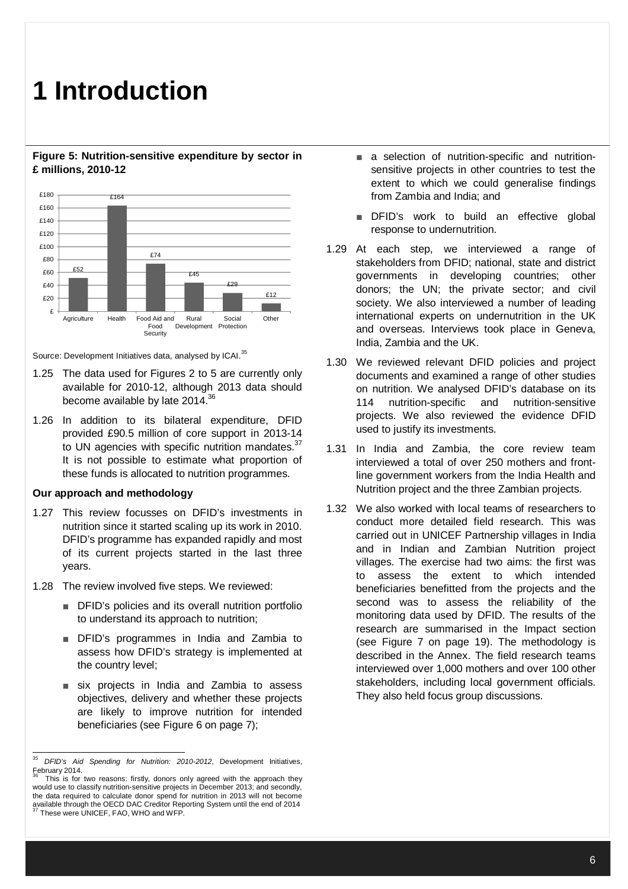# 1 Introduction

**Figure 5: Nutrition-sensitive expenditure by sector in £ millions, 2010-12**

| Sector | £ millions |
|---|---|
| Agriculture | £52 |
| Health | £164 |
| Food Aid and Food Security | £74 |
| Rural Development | £45 |
| Social Protection | £29 |
| Other | £12 |

Source: Development Initiatives data, analysed by ICAI.[35]

1.25 The data used for Figures 2 to 5 are currently only available for 2010-12, although 2013 data should become available by late 2014.[36]

1.26 In addition to its bilateral expenditure, DFID provided £90.5 million of core support in 2013-14 to UN agencies with specific nutrition mandates.[37] It is not possible to estimate what proportion of these funds is allocated to nutrition programmes.

**Our approach and methodology**

1.27 This review focusses on DFID's investments in nutrition since it started scaling up its work in 2010. DFID's programme has expanded rapidly and most of its current projects started in the last three years.

1.28 The review involved five steps. We reviewed:

- DFID's policies and its overall nutrition portfolio to understand its approach to nutrition;
- DFID's programmes in India and Zambia to assess how DFID's strategy is implemented at the country level;
- six projects in India and Zambia to assess objectives, delivery and whether these projects are likely to improve nutrition for intended beneficiaries (see Figure 6 on page 7);
- a selection of nutrition-specific and nutrition-sensitive projects in other countries to test the extent to which we could generalise findings from Zambia and India; and
- DFID's work to build an effective global response to undernutrition.

1.29 At each step, we interviewed a range of stakeholders from DFID; national, state and district governments in developing countries; other donors; the UN; the private sector; and civil society. We also interviewed a number of leading international experts on undernutrition in the UK and overseas. Interviews took place in Geneva, India, Zambia and the UK.

1.30 We reviewed relevant DFID policies and project documents and examined a range of other studies on nutrition. We analysed DFID's database on its 114 nutrition-specific and nutrition-sensitive projects. We also reviewed the evidence DFID used to justify its investments.

1.31 In India and Zambia, the core review team interviewed a total of over 250 mothers and front-line government workers from the India Health and Nutrition project and the three Zambian projects.

1.32 We also worked with local teams of researchers to conduct more detailed field research. This was carried out in UNICEF Partnership villages in India and in Indian and Zambian Nutrition project villages. The exercise had two aims: the first was to assess the extent to which intended beneficiaries benefitted from the projects and the second was to assess the reliability of the monitoring data used by DFID. The results of the research are summarised in the Impact section (see Figure 7 on page 19). The methodology is described in the Annex. The field research teams interviewed over 1,000 mothers and over 100 other stakeholders, including local government officials. They also held focus group discussions.

---

[35] *DFID's Aid Spending for Nutrition: 2010-2012*, Development Initiatives, February 2014.

[36] This is for two reasons: firstly, donors only agreed with the approach they would use to classify nutrition-sensitive projects in December 2013; and secondly, the data required to calculate donor spend for nutrition in 2013 will not become available through the OECD DAC Creditor Reporting System until the end of 2014

[37] These were UNICEF, FAO, WHO and WFP.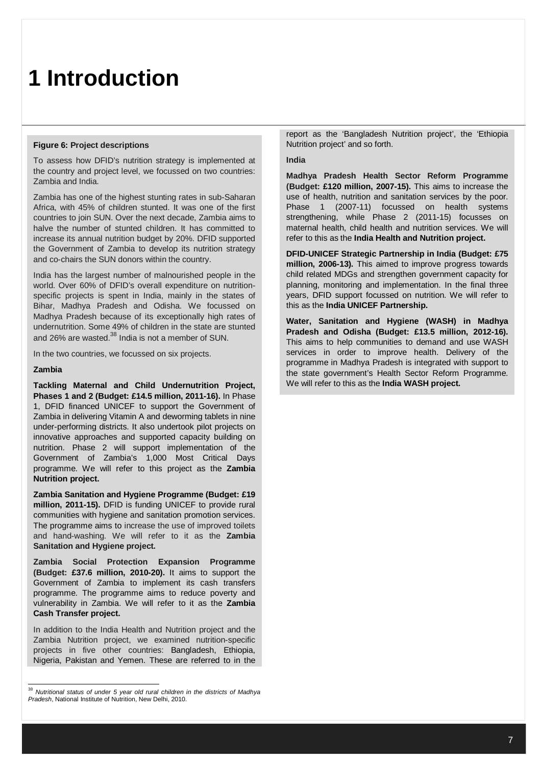# 1 Introduction

**Figure 6: Project descriptions**

To assess how DFID's nutrition strategy is implemented at the country and project level, we focussed on two countries: Zambia and India.

Zambia has one of the highest stunting rates in sub-Saharan Africa, with 45% of children stunted. It was one of the first countries to join SUN. Over the next decade, Zambia aims to halve the number of stunted children. It has committed to increase its annual nutrition budget by 20%. DFID supported the Government of Zambia to develop its nutrition strategy and co-chairs the SUN donors within the country.

India has the largest number of malnourished people in the world. Over 60% of DFID's overall expenditure on nutrition-specific projects is spent in India, mainly in the states of Bihar, Madhya Pradesh and Odisha. We focussed on Madhya Pradesh because of its exceptionally high rates of undernutrition. Some 49% of children in the state are stunted and 26% are wasted.[38] India is not a member of SUN.

In the two countries, we focussed on six projects.

**Zambia**

**Tackling Maternal and Child Undernutrition Project, Phases 1 and 2 (Budget: £14.5 million, 2011-16).** In Phase 1, DFID financed UNICEF to support the Government of Zambia in delivering Vitamin A and deworming tablets in nine under-performing districts. It also undertook pilot projects on innovative approaches and supported capacity building on nutrition. Phase 2 will support implementation of the Government of Zambia's 1,000 Most Critical Days programme. We will refer to this project as the **Zambia Nutrition project.**

**Zambia Sanitation and Hygiene Programme (Budget: £19 million, 2011-15).** DFID is funding UNICEF to provide rural communities with hygiene and sanitation promotion services. The programme aims to increase the use of improved toilets and hand-washing. We will refer to it as the **Zambia Sanitation and Hygiene project.**

**Zambia Social Protection Expansion Programme (Budget: £37.6 million, 2010-20).** It aims to support the Government of Zambia to implement its cash transfers programme. The programme aims to reduce poverty and vulnerability in Zambia. We will refer to it as the **Zambia Cash Transfer project.**

In addition to the India Health and Nutrition project and the Zambia Nutrition project, we examined nutrition-specific projects in five other countries: Bangladesh, Ethiopia, Nigeria, Pakistan and Yemen. These are referred to in the report as the 'Bangladesh Nutrition project', the 'Ethiopia Nutrition project' and so forth.

**India**

**Madhya Pradesh Health Sector Reform Programme (Budget: £120 million, 2007-15).** This aims to increase the use of health, nutrition and sanitation services by the poor. Phase 1 (2007-11) focussed on health systems strengthening, while Phase 2 (2011-15) focusses on maternal health, child health and nutrition services. We will refer to this as the **India Health and Nutrition project.**

**DFID-UNICEF Strategic Partnership in India (Budget: £75 million, 2006-13).** This aimed to improve progress towards child related MDGs and strengthen government capacity for planning, monitoring and implementation. In the final three years, DFID support focussed on nutrition. We will refer to this as the **India UNICEF Partnership.**

**Water, Sanitation and Hygiene (WASH) in Madhya Pradesh and Odisha (Budget: £13.5 million, 2012-16).** This aims to help communities to demand and use WASH services in order to improve health. Delivery of the programme in Madhya Pradesh is integrated with support to the state government's Health Sector Reform Programme. We will refer to this as the **India WASH project.**

---

[38] *Nutritional status of under 5 year old rural children in the districts of Madhya Pradesh*, National Institute of Nutrition, New Delhi, 2010.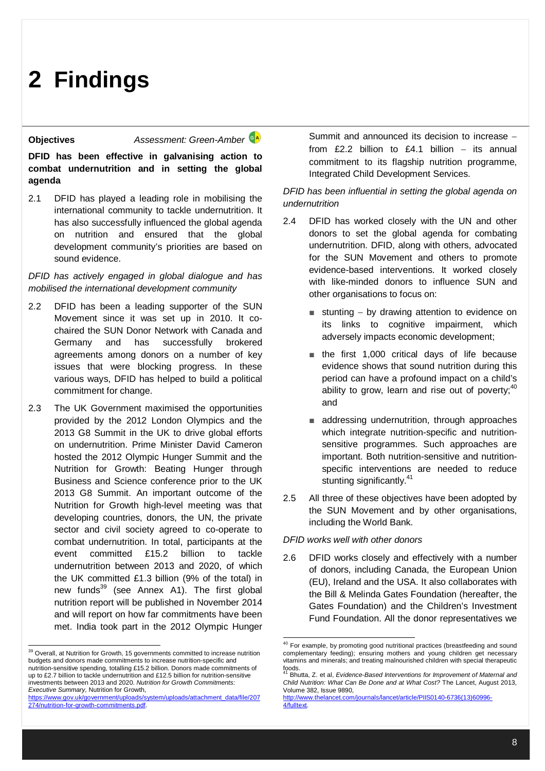# 2 Findings

**Objectives** *Assessment: Green-Amber*

**DFID has been effective in galvanising action to combat undernutrition and in setting the global agenda**

2.1 DFID has played a leading role in mobilising the international community to tackle undernutrition. It has also successfully influenced the global agenda on nutrition and ensured that the global development community's priorities are based on sound evidence.

*DFID has actively engaged in global dialogue and has mobilised the international development community*

2.2 DFID has been a leading supporter of the SUN Movement since it was set up in 2010. It co-chaired the SUN Donor Network with Canada and Germany and has successfully brokered agreements among donors on a number of key issues that were blocking progress. In these various ways, DFID has helped to build a political commitment for change.

2.3 The UK Government maximised the opportunities provided by the 2012 London Olympics and the 2013 G8 Summit in the UK to drive global efforts on undernutrition. Prime Minister David Cameron hosted the 2012 Olympic Hunger Summit and the Nutrition for Growth: Beating Hunger through Business and Science conference prior to the UK 2013 G8 Summit. An important outcome of the Nutrition for Growth high-level meeting was that developing countries, donors, the UN, the private sector and civil society agreed to co-operate to combat undernutrition. In total, participants at the event committed £15.2 billion to tackle undernutrition between 2013 and 2020, of which the UK committed £1.3 billion (9% of the total) in new funds[39] (see Annex A1). The first global nutrition report will be published in November 2014 and will report on how far commitments have been met. India took part in the 2012 Olympic Hunger Summit and announced its decision to increase – from £2.2 billion to £4.1 billion – its annual commitment to its flagship nutrition programme, Integrated Child Development Services.

*DFID has been influential in setting the global agenda on undernutrition*

2.4 DFID has worked closely with the UN and other donors to set the global agenda for combating undernutrition. DFID, along with others, advocated for the SUN Movement and others to promote evidence-based interventions. It worked closely with like-minded donors to influence SUN and other organisations to focus on:

- stunting – by drawing attention to evidence on its links to cognitive impairment, which adversely impacts economic development;
- the first 1,000 critical days of life because evidence shows that sound nutrition during this period can have a profound impact on a child's ability to grow, learn and rise out of poverty;[40] and
- addressing undernutrition, through approaches which integrate nutrition-specific and nutrition-sensitive programmes. Such approaches are important. Both nutrition-sensitive and nutrition-specific interventions are needed to reduce stunting significantly.[41]

2.5 All three of these objectives have been adopted by the SUN Movement and by other organisations, including the World Bank.

*DFID works well with other donors*

2.6 DFID works closely and effectively with a number of donors, including Canada, the European Union (EU), Ireland and the USA. It also collaborates with the Bill & Melinda Gates Foundation (hereafter, the Gates Foundation) and the Children's Investment Fund Foundation. All the donor representatives we

---

[39] Overall, at Nutrition for Growth, 15 governments committed to increase nutrition budgets and donors made commitments to increase nutrition-specific and nutrition-sensitive spending, totalling £15.2 billion. Donors made commitments of up to £2.7 billion to tackle undernutrition and £12.5 billion for nutrition-sensitive investments between 2013 and 2020. *Nutrition for Growth Commitments: Executive Summary*, Nutrition for Growth, https://www.gov.uk/government/uploads/system/uploads/attachment_data/file/207274/nutrition-for-growth-commitments.pdf.

[40] For example, by promoting good nutritional practices (breastfeeding and sound complementary feeding); ensuring mothers and young children get necessary vitamins and minerals; and treating malnourished children with special therapeutic foods.

[41] Bhutta, Z. et al, *Evidence-Based Interventions for Improvement of Maternal and Child Nutrition: What Can Be Done and at What Cost?* The Lancet, August 2013, Volume 382, Issue 9890, http://www.thelancet.com/journals/lancet/article/PIIS0140-6736(13)60996-4/fulltext.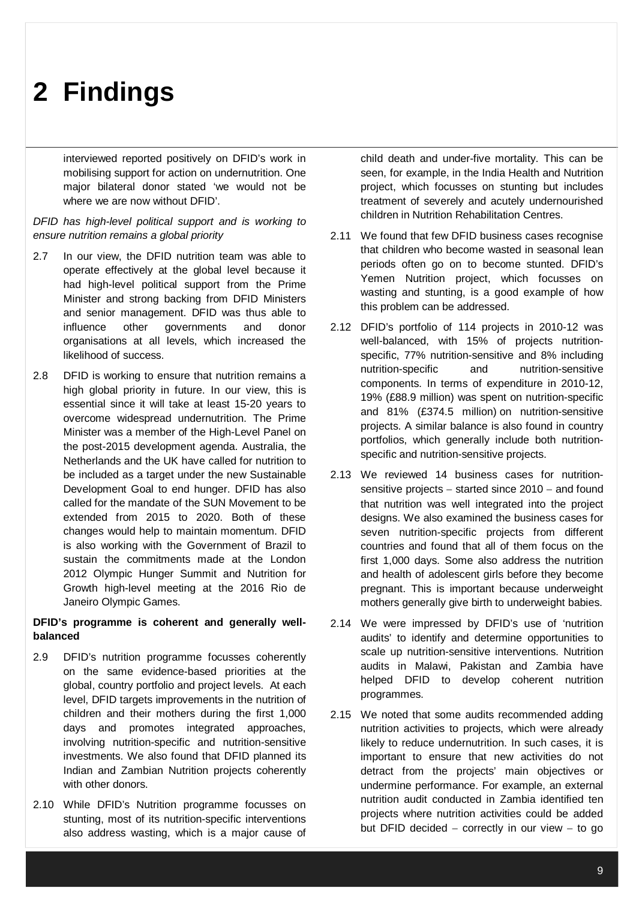# 2 Findings

interviewed reported positively on DFID's work in mobilising support for action on undernutrition. One major bilateral donor stated 'we would not be where we are now without DFID'.

*DFID has high-level political support and is working to ensure nutrition remains a global priority*

2.7 In our view, the DFID nutrition team was able to operate effectively at the global level because it had high-level political support from the Prime Minister and strong backing from DFID Ministers and senior management. DFID was thus able to influence other governments and donor organisations at all levels, which increased the likelihood of success.

2.8 DFID is working to ensure that nutrition remains a high global priority in future. In our view, this is essential since it will take at least 15-20 years to overcome widespread undernutrition. The Prime Minister was a member of the High-Level Panel on the post-2015 development agenda. Australia, the Netherlands and the UK have called for nutrition to be included as a target under the new Sustainable Development Goal to end hunger. DFID has also called for the mandate of the SUN Movement to be extended from 2015 to 2020. Both of these changes would help to maintain momentum. DFID is also working with the Government of Brazil to sustain the commitments made at the London 2012 Olympic Hunger Summit and Nutrition for Growth high-level meeting at the 2016 Rio de Janeiro Olympic Games.

**DFID's programme is coherent and generally well-balanced**

2.9 DFID's nutrition programme focusses coherently on the same evidence-based priorities at the global, country portfolio and project levels. At each level, DFID targets improvements in the nutrition of children and their mothers during the first 1,000 days and promotes integrated approaches, involving nutrition-specific and nutrition-sensitive investments. We also found that DFID planned its Indian and Zambian Nutrition projects coherently with other donors.

2.10 While DFID's Nutrition programme focusses on stunting, most of its nutrition-specific interventions also address wasting, which is a major cause of child death and under-five mortality. This can be seen, for example, in the India Health and Nutrition project, which focusses on stunting but includes treatment of severely and acutely undernourished children in Nutrition Rehabilitation Centres.

2.11 We found that few DFID business cases recognise that children who become wasted in seasonal lean periods often go on to become stunted. DFID's Yemen Nutrition project, which focusses on wasting and stunting, is a good example of how this problem can be addressed.

2.12 DFID's portfolio of 114 projects in 2010-12 was well-balanced, with 15% of projects nutrition-specific, 77% nutrition-sensitive and 8% including nutrition-specific and nutrition-sensitive components. In terms of expenditure in 2010-12, 19% (£88.9 million) was spent on nutrition-specific and 81% (£374.5 million) on nutrition-sensitive projects. A similar balance is also found in country portfolios, which generally include both nutrition-specific and nutrition-sensitive projects.

2.13 We reviewed 14 business cases for nutrition-sensitive projects – started since 2010 – and found that nutrition was well integrated into the project designs. We also examined the business cases for seven nutrition-specific projects from different countries and found that all of them focus on the first 1,000 days. Some also address the nutrition and health of adolescent girls before they become pregnant. This is important because underweight mothers generally give birth to underweight babies.

2.14 We were impressed by DFID's use of 'nutrition audits' to identify and determine opportunities to scale up nutrition-sensitive interventions. Nutrition audits in Malawi, Pakistan and Zambia have helped DFID to develop coherent nutrition programmes.

2.15 We noted that some audits recommended adding nutrition activities to projects, which were already likely to reduce undernutrition. In such cases, it is important to ensure that new activities do not detract from the projects' main objectives or undermine performance. For example, an external nutrition audit conducted in Zambia identified ten projects where nutrition activities could be added but DFID decided – correctly in our view – to go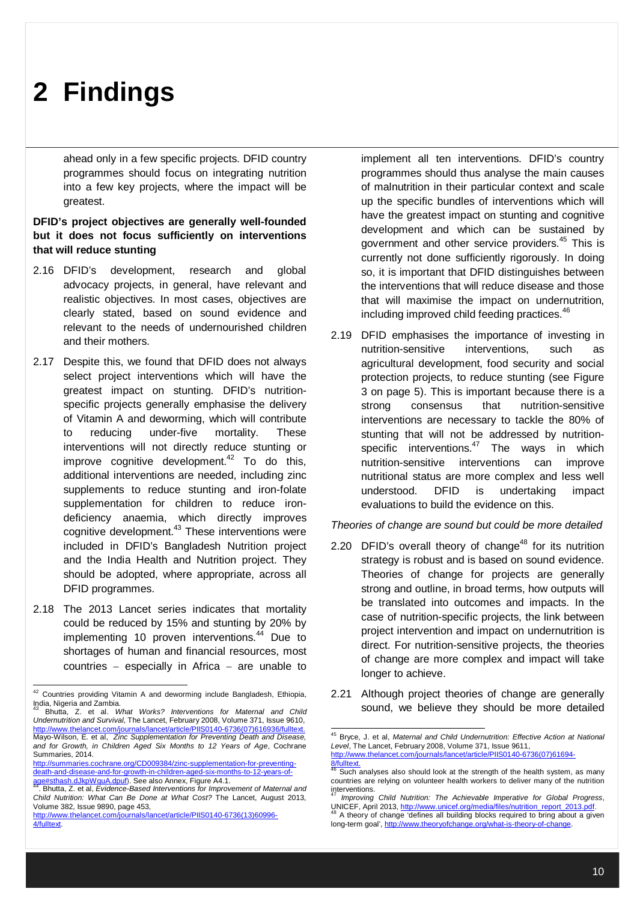# 2 Findings

ahead only in a few specific projects. DFID country programmes should focus on integrating nutrition into a few key projects, where the impact will be greatest.

**DFID's project objectives are generally well-founded but it does not focus sufficiently on interventions that will reduce stunting**

2.16 DFID's development, research and global advocacy projects, in general, have relevant and realistic objectives. In most cases, objectives are clearly stated, based on sound evidence and relevant to the needs of undernourished children and their mothers.

2.17 Despite this, we found that DFID does not always select project interventions which will have the greatest impact on stunting. DFID's nutrition-specific projects generally emphasise the delivery of Vitamin A and deworming, which will contribute to reducing under-five mortality. These interventions will not directly reduce stunting or improve cognitive development.[42] To do this, additional interventions are needed, including zinc supplements to reduce stunting and iron-folate supplementation for children to reduce iron-deficiency anaemia, which directly improves cognitive development.[43] These interventions were included in DFID's Bangladesh Nutrition project and the India Health and Nutrition project. They should be adopted, where appropriate, across all DFID programmes.

2.18 The 2013 Lancet series indicates that mortality could be reduced by 15% and stunting by 20% by implementing 10 proven interventions.[44] Due to shortages of human and financial resources, most countries – especially in Africa – are unable to implement all ten interventions. DFID's country programmes should thus analyse the main causes of malnutrition in their particular context and scale up the specific bundles of interventions which will have the greatest impact on stunting and cognitive development and which can be sustained by government and other service providers.[45] This is currently not done sufficiently rigorously. In doing so, it is important that DFID distinguishes between the interventions that will reduce disease and those that will maximise the impact on undernutrition, including improved child feeding practices.[46]

2.19 DFID emphasises the importance of investing in nutrition-sensitive interventions, such as agricultural development, food security and social protection projects, to reduce stunting (see Figure 3 on page 5). This is important because there is a strong consensus that nutrition-sensitive interventions are necessary to tackle the 80% of stunting that will not be addressed by nutrition-specific interventions.[47] The ways in which nutrition-sensitive interventions can improve nutritional status are more complex and less well understood. DFID is undertaking impact evaluations to build the evidence on this.

*Theories of change are sound but could be more detailed*

2.20 DFID's overall theory of change[48] for its nutrition strategy is robust and is based on sound evidence. Theories of change for projects are generally strong and outline, in broad terms, how outputs will be translated into outcomes and impacts. In the case of nutrition-specific projects, the link between project intervention and impact on undernutrition is direct. For nutrition-sensitive projects, the theories of change are more complex and impact will take longer to achieve.

2.21 Although project theories of change are generally sound, we believe they should be more detailed

---

[42] Countries providing Vitamin A and deworming include Bangladesh, Ethiopia, India, Nigeria and Zambia.

[43] Bhutta, Z. et al. *What Works? Interventions for Maternal and Child Undernutrition and Survival*, The Lancet, February 2008, Volume 371, Issue 9610, http://www.thelancet.com/journals/lancet/article/PIIS0140-6736(07)616936/fulltext. Mayo-Wilson, E. et al, *Zinc Supplementation for Preventing Death and Disease, and for Growth, in Children Aged Six Months to 12 Years of Age*, Cochrane Summaries, 2014. http://summaries.cochrane.org/CD009384/zinc-supplementation-for-preventing-death-and-disease-and-for-growth-in-children-aged-six-months-to-12-years-of-age#sthash.dJkpWguA.dpuf). See also Annex, Figure A4.1.

[44] Bhutta, Z. et al, *Evidence-Based Interventions for Improvement of Maternal and Child Nutrition: What Can Be Done at What Cost?* The Lancet, August 2013, Volume 382, Issue 9890, page 453, http://www.thelancet.com/journals/lancet/article/PIIS0140-6736(13)60996-4/fulltext.

[45] Bryce, J. et al, *Maternal and Child Undernutrition: Effective Action at National Level*, The Lancet, February 2008, Volume 371, Issue 9611, http://www.thelancet.com/journals/lancet/article/PIIS0140-6736(07)61694-8/fulltext.

[46] Such analyses also should look at the strength of the health system, as many countries are relying on volunteer health workers to deliver many of the nutrition interventions.

[47] *Improving Child Nutrition: The Achievable Imperative for Global Progress*, UNICEF, April 2013, http://www.unicef.org/media/files/nutrition_report_2013.pdf.

[48] A theory of change 'defines all building blocks required to bring about a given long-term goal', http://www.theoryofchange.org/what-is-theory-of-change.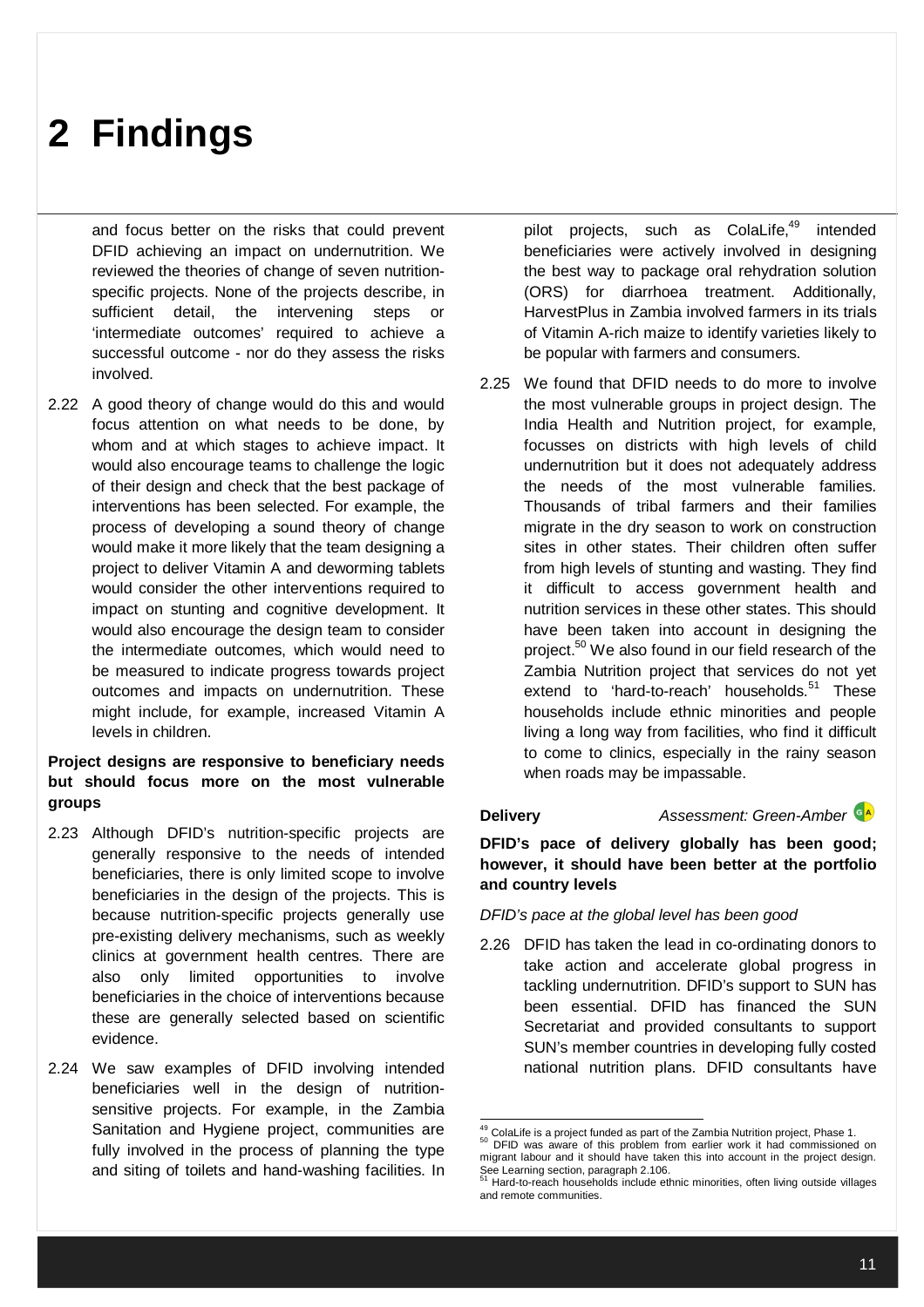# 2 Findings

and focus better on the risks that could prevent DFID achieving an impact on undernutrition. We reviewed the theories of change of seven nutrition-specific projects. None of the projects describe, in sufficient detail, the intervening steps or 'intermediate outcomes' required to achieve a successful outcome - nor do they assess the risks involved.

2.22 A good theory of change would do this and would focus attention on what needs to be done, by whom and at which stages to achieve impact. It would also encourage teams to challenge the logic of their design and check that the best package of interventions has been selected. For example, the process of developing a sound theory of change would make it more likely that the team designing a project to deliver Vitamin A and deworming tablets would consider the other interventions required to impact on stunting and cognitive development. It would also encourage the design team to consider the intermediate outcomes, which would need to be measured to indicate progress towards project outcomes and impacts on undernutrition. These might include, for example, increased Vitamin A levels in children.

**Project designs are responsive to beneficiary needs but should focus more on the most vulnerable groups**

2.23 Although DFID's nutrition-specific projects are generally responsive to the needs of intended beneficiaries, there is only limited scope to involve beneficiaries in the design of the projects. This is because nutrition-specific projects generally use pre-existing delivery mechanisms, such as weekly clinics at government health centres. There are also only limited opportunities to involve beneficiaries in the choice of interventions because these are generally selected based on scientific evidence.

2.24 We saw examples of DFID involving intended beneficiaries well in the design of nutrition-sensitive projects. For example, in the Zambia Sanitation and Hygiene project, communities are fully involved in the process of planning the type and siting of toilets and hand-washing facilities. In pilot projects, such as ColaLife,[49] intended beneficiaries were actively involved in designing the best way to package oral rehydration solution (ORS) for diarrhoea treatment. Additionally, HarvestPlus in Zambia involved farmers in its trials of Vitamin A-rich maize to identify varieties likely to be popular with farmers and consumers.

2.25 We found that DFID needs to do more to involve the most vulnerable groups in project design. The India Health and Nutrition project, for example, focusses on districts with high levels of child undernutrition but it does not adequately address the needs of the most vulnerable families. Thousands of tribal farmers and their families migrate in the dry season to work on construction sites in other states. Their children often suffer from high levels of stunting and wasting. They find it difficult to access government health and nutrition services in these other states. This should have been taken into account in designing the project.[50] We also found in our field research of the Zambia Nutrition project that services do not yet extend to 'hard-to-reach' households.[51] These households include ethnic minorities and people living a long way from facilities, who find it difficult to come to clinics, especially in the rainy season when roads may be impassable.

**Delivery** *Assessment: Green-Amber* G A

**DFID's pace of delivery globally has been good; however, it should have been better at the portfolio and country levels**

*DFID's pace at the global level has been good*

2.26 DFID has taken the lead in co-ordinating donors to take action and accelerate global progress in tackling undernutrition. DFID's support to SUN has been essential. DFID has financed the SUN Secretariat and provided consultants to support SUN's member countries in developing fully costed national nutrition plans. DFID consultants have

---

[49] ColaLife is a project funded as part of the Zambia Nutrition project, Phase 1.

[50] DFID was aware of this problem from earlier work it had commissioned on migrant labour and it should have taken this into account in the project design. See Learning section, paragraph 2.106.

[51] Hard-to-reach households include ethnic minorities, often living outside villages and remote communities.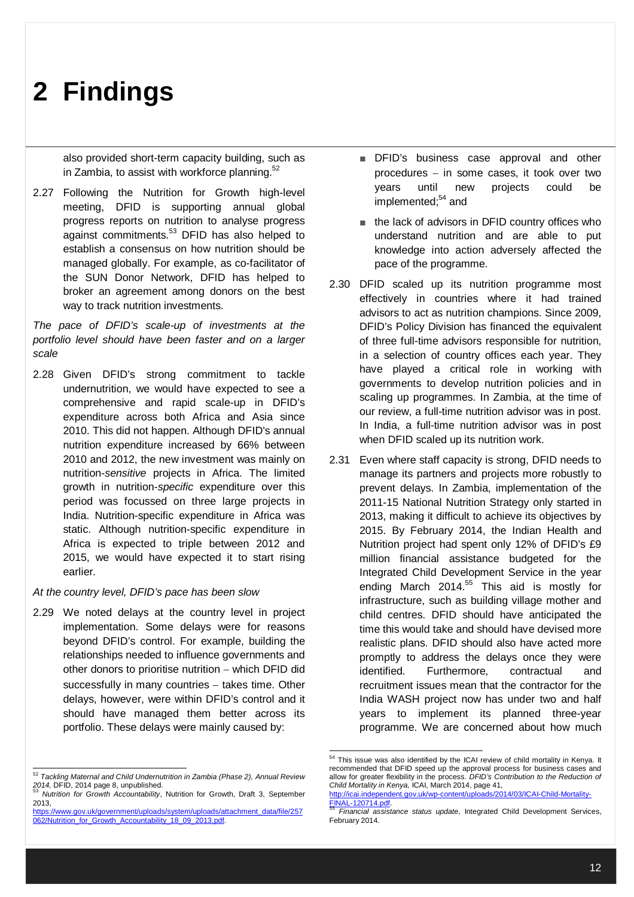# 2 Findings

also provided short-term capacity building, such as in Zambia, to assist with workforce planning.[52]

2.27 Following the Nutrition for Growth high-level meeting, DFID is supporting annual global progress reports on nutrition to analyse progress against commitments.[53] DFID has also helped to establish a consensus on how nutrition should be managed globally. For example, as co-facilitator of the SUN Donor Network, DFID has helped to broker an agreement among donors on the best way to track nutrition investments.

*The pace of DFID's scale-up of investments at the portfolio level should have been faster and on a larger scale*

2.28 Given DFID's strong commitment to tackle undernutrition, we would have expected to see a comprehensive and rapid scale-up in DFID's expenditure across both Africa and Asia since 2010. This did not happen. Although DFID's annual nutrition expenditure increased by 66% between 2010 and 2012, the new investment was mainly on nutrition-*sensitive* projects in Africa. The limited growth in nutrition-*specific* expenditure over this period was focussed on three large projects in India. Nutrition-specific expenditure in Africa was static. Although nutrition-specific expenditure in Africa is expected to triple between 2012 and 2015, we would have expected it to start rising earlier.

*At the country level, DFID's pace has been slow*

2.29 We noted delays at the country level in project implementation. Some delays were for reasons beyond DFID's control. For example, building the relationships needed to influence governments and other donors to prioritise nutrition – which DFID did successfully in many countries – takes time. Other delays, however, were within DFID's control and it should have managed them better across its portfolio. These delays were mainly caused by:

- DFID's business case approval and other procedures – in some cases, it took over two years until new projects could be implemented;[54] and
- the lack of advisors in DFID country offices who understand nutrition and are able to put knowledge into action adversely affected the pace of the programme.

2.30 DFID scaled up its nutrition programme most effectively in countries where it had trained advisors to act as nutrition champions. Since 2009, DFID's Policy Division has financed the equivalent of three full-time advisors responsible for nutrition, in a selection of country offices each year. They have played a critical role in working with governments to develop nutrition policies and in scaling up programmes. In Zambia, at the time of our review, a full-time nutrition advisor was in post. In India, a full-time nutrition advisor was in post when DFID scaled up its nutrition work.

2.31 Even where staff capacity is strong, DFID needs to manage its partners and projects more robustly to prevent delays. In Zambia, implementation of the 2011-15 National Nutrition Strategy only started in 2013, making it difficult to achieve its objectives by 2015. By February 2014, the Indian Health and Nutrition project had spent only 12% of DFID's £9 million financial assistance budgeted for the Integrated Child Development Service in the year ending March 2014.[55] This aid is mostly for infrastructure, such as building village mother and child centres. DFID should have anticipated the time this would take and should have devised more realistic plans. DFID should also have acted more promptly to address the delays once they were identified. Furthermore, contractual and recruitment issues mean that the contractor for the India WASH project now has under two and half years to implement its planned three-year programme. We are concerned about how much

---

[52] *Tackling Maternal and Child Undernutrition in Zambia (Phase 2), Annual Review 2014,* DFID, 2014 page 8, unpublished.

[53] *Nutrition for Growth Accountability*, Nutrition for Growth, Draft 3, September 2013, https://www.gov.uk/government/uploads/system/uploads/attachment_data/file/257062/Nutrition_for_Growth_Accountability_18_09_2013.pdf.

[54] This issue was also identified by the ICAI review of child mortality in Kenya. It recommended that DFID speed up the approval process for business cases and allow for greater flexibility in the process. *DFID's Contribution to the Reduction of Child Mortality in Kenya,* ICAI, March 2014, page 41, http://icai.independent.gov.uk/wp-content/uploads/2014/03/ICAI-Child-Mortality-FINAL-120714.pdf.

[55] *Financial assistance status update*, Integrated Child Development Services, February 2014.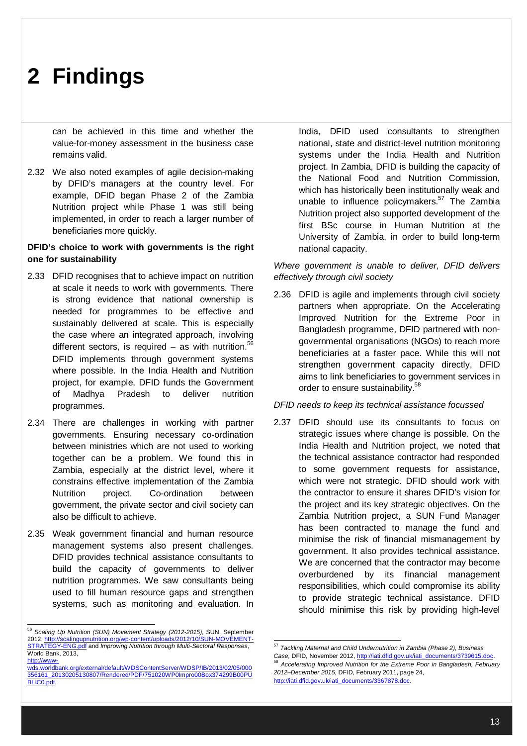# 2 Findings

can be achieved in this time and whether the value-for-money assessment in the business case remains valid.

2.32 We also noted examples of agile decision-making by DFID's managers at the country level. For example, DFID began Phase 2 of the Zambia Nutrition project while Phase 1 was still being implemented, in order to reach a larger number of beneficiaries more quickly.

**DFID's choice to work with governments is the right one for sustainability**

2.33 DFID recognises that to achieve impact on nutrition at scale it needs to work with governments. There is strong evidence that national ownership is needed for programmes to be effective and sustainably delivered at scale. This is especially the case where an integrated approach, involving different sectors, is required – as with nutrition.[56] DFID implements through government systems where possible. In the India Health and Nutrition project, for example, DFID funds the Government of Madhya Pradesh to deliver nutrition programmes.

2.34 There are challenges in working with partner governments. Ensuring necessary co-ordination between ministries which are not used to working together can be a problem. We found this in Zambia, especially at the district level, where it constrains effective implementation of the Zambia Nutrition project. Co-ordination between government, the private sector and civil society can also be difficult to achieve.

2.35 Weak government financial and human resource management systems also present challenges. DFID provides technical assistance consultants to build the capacity of governments to deliver nutrition programmes. We saw consultants being used to fill human resource gaps and strengthen systems, such as monitoring and evaluation. In India, DFID used consultants to strengthen national, state and district-level nutrition monitoring systems under the India Health and Nutrition project. In Zambia, DFID is building the capacity of the National Food and Nutrition Commission, which has historically been institutionally weak and unable to influence policymakers.[57] The Zambia Nutrition project also supported development of the first BSc course in Human Nutrition at the University of Zambia, in order to build long-term national capacity.

*Where government is unable to deliver, DFID delivers effectively through civil society*

2.36 DFID is agile and implements through civil society partners when appropriate. On the Accelerating Improved Nutrition for the Extreme Poor in Bangladesh programme, DFID partnered with non-governmental organisations (NGOs) to reach more beneficiaries at a faster pace. While this will not strengthen government capacity directly, DFID aims to link beneficiaries to government services in order to ensure sustainability.[58]

*DFID needs to keep its technical assistance focussed*

2.37 DFID should use its consultants to focus on strategic issues where change is possible. On the India Health and Nutrition project, we noted that the technical assistance contractor had responded to some government requests for assistance, which were not strategic. DFID should work with the contractor to ensure it shares DFID's vision for the project and its key strategic objectives. On the Zambia Nutrition project, a SUN Fund Manager has been contracted to manage the fund and minimise the risk of financial mismanagement by government. It also provides technical assistance. We are concerned that the contractor may become overburdened by its financial management responsibilities, which could compromise its ability to provide strategic technical assistance. DFID should minimise this risk by providing high-level

---

[56] *Scaling Up Nutrition (SUN) Movement Strategy (2012-2015)*, SUN, September 2012, http://scalingupnutrition.org/wp-content/uploads/2012/10/SUN-MOVEMENT-STRATEGY-ENG.pdf and *Improving Nutrition through Multi-Sectoral Responses*, World Bank, 2013, http://www-wds.worldbank.org/external/default/WDSContentServer/WDSP/IB/2013/02/05/000356161_20130205130807/Rendered/PDF/751020WP0Impro00Box374299B00PUBLIC0.pdf.

[57] *Tackling Maternal and Child Undernutrition in Zambia (Phase 2), Business Case*, DFID, November 2012, http://iati.dfid.gov.uk/iati_documents/3739615.doc.

[58] *Accelerating Improved Nutrition for the Extreme Poor in Bangladesh, February 2012–December 2015*, DFID, February 2011, page 24, http://iati.dfid.gov.uk/iati_documents/3367878.doc.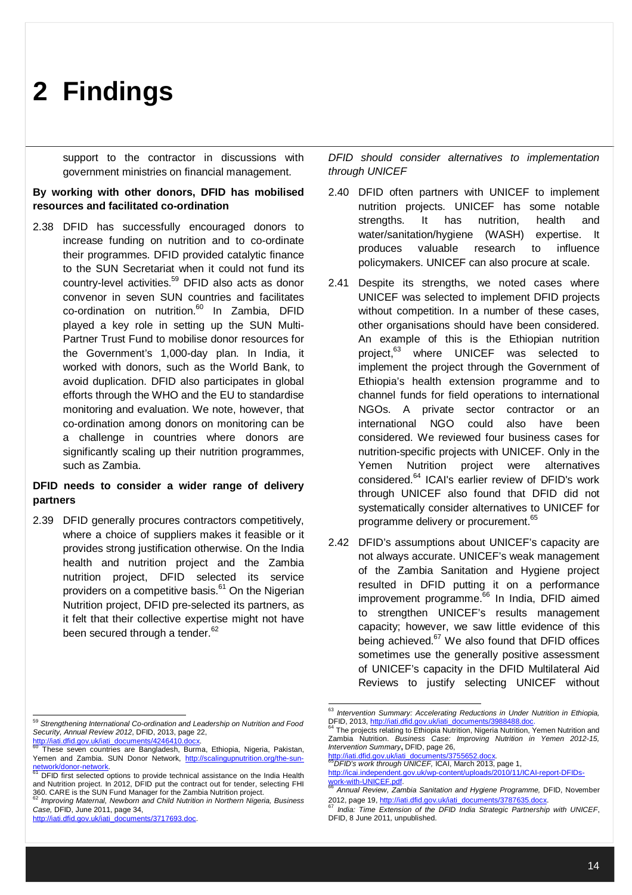# 2 Findings

support to the contractor in discussions with government ministries on financial management.

**By working with other donors, DFID has mobilised resources and facilitated co-ordination**

2.38 DFID has successfully encouraged donors to increase funding on nutrition and to co-ordinate their programmes. DFID provided catalytic finance to the SUN Secretariat when it could not fund its country-level activities.[59] DFID also acts as donor convenor in seven SUN countries and facilitates co-ordination on nutrition.[60] In Zambia, DFID played a key role in setting up the SUN Multi-Partner Trust Fund to mobilise donor resources for the Government's 1,000-day plan. In India, it worked with donors, such as the World Bank, to avoid duplication. DFID also participates in global efforts through the WHO and the EU to standardise monitoring and evaluation. We note, however, that co-ordination among donors on monitoring can be a challenge in countries where donors are significantly scaling up their nutrition programmes, such as Zambia.

**DFID needs to consider a wider range of delivery partners**

2.39 DFID generally procures contractors competitively, where a choice of suppliers makes it feasible or it provides strong justification otherwise. On the India health and nutrition project and the Zambia nutrition project, DFID selected its service providers on a competitive basis.[61] On the Nigerian Nutrition project, DFID pre-selected its partners, as it felt that their collective expertise might not have been secured through a tender.[62]

*DFID should consider alternatives to implementation through UNICEF*

2.40 DFID often partners with UNICEF to implement nutrition projects. UNICEF has some notable strengths. It has nutrition, health and water/sanitation/hygiene (WASH) expertise. It produces valuable research to influence policymakers. UNICEF can also procure at scale.

2.41 Despite its strengths, we noted cases where UNICEF was selected to implement DFID projects without competition. In a number of these cases, other organisations should have been considered. An example of this is the Ethiopian nutrition project,[63] where UNICEF was selected to implement the project through the Government of Ethiopia's health extension programme and to channel funds for field operations to international NGOs. A private sector contractor or an international NGO could also have been considered. We reviewed four business cases for nutrition-specific projects with UNICEF. Only in the Yemen Nutrition project were alternatives considered.[64] ICAI's earlier review of DFID's work through UNICEF also found that DFID did not systematically consider alternatives to UNICEF for programme delivery or procurement.[65]

2.42 DFID's assumptions about UNICEF's capacity are not always accurate. UNICEF's weak management of the Zambia Sanitation and Hygiene project resulted in DFID putting it on a performance improvement programme.[66] In India, DFID aimed to strengthen UNICEF's results management capacity; however, we saw little evidence of this being achieved.[67] We also found that DFID offices sometimes use the generally positive assessment of UNICEF's capacity in the DFID Multilateral Aid Reviews to justify selecting UNICEF without

---

[59] *Strengthening International Co-ordination and Leadership on Nutrition and Food Security, Annual Review 2012*, DFID, 2013, page 22, http://iati.dfid.gov.uk/iati_documents/4246410.docx.

[60] These seven countries are Bangladesh, Burma, Ethiopia, Nigeria, Pakistan, Yemen and Zambia. SUN Donor Network, http://scalingupnutrition.org/the-sun-network/donor-network.

[61] DFID first selected options to provide technical assistance on the India Health and Nutrition project. In 2012, DFID put the contract out for tender, selecting FHI 360. CARE is the SUN Fund Manager for the Zambia Nutrition project.

[62] *Improving Maternal, Newborn and Child Nutrition in Northern Nigeria, Business Case*, DFID, June 2011, page 34, http://iati.dfid.gov.uk/iati_documents/3717693.doc.

[63] *Intervention Summary: Accelerating Reductions in Under Nutrition in Ethiopia*, DFID, 2013, http://iati.dfid.gov.uk/iati_documents/3988488.doc.

[64] The projects relating to Ethiopia Nutrition, Nigeria Nutrition, Yemen Nutrition and Zambia Nutrition. *Business Case: Improving Nutrition in Yemen 2012-15, Intervention Summary*, DFID, page 26, http://iati.dfid.gov.uk/iati_documents/3755652.docx.

[65] *DFID's work through UNICEF*, ICAI, March 2013, page 1, http://icai.independent.gov.uk/wp-content/uploads/2010/11/ICAI-report-DFIDs-work-with-UNICEF.pdf.

[66] *Annual Review, Zambia Sanitation and Hygiene Programme*, DFID, November 2012, page 19, http://iati.dfid.gov.uk/iati_documents/3787635.docx.

[67] *India: Time Extension of the DFID India Strategic Partnership with UNICEF*, DFID, 8 June 2011, unpublished.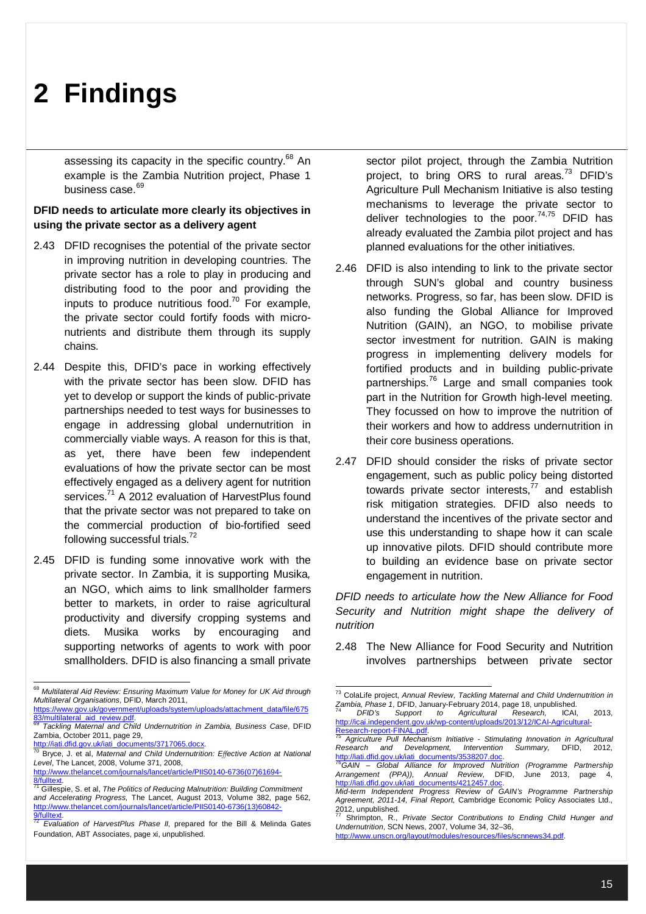# 2 Findings

assessing its capacity in the specific country.[68] An example is the Zambia Nutrition project, Phase 1 business case.[69]

**DFID needs to articulate more clearly its objectives in using the private sector as a delivery agent**

2.43 DFID recognises the potential of the private sector in improving nutrition in developing countries. The private sector has a role to play in producing and distributing food to the poor and providing the inputs to produce nutritious food.[70] For example, the private sector could fortify foods with micro-nutrients and distribute them through its supply chains.

2.44 Despite this, DFID's pace in working effectively with the private sector has been slow. DFID has yet to develop or support the kinds of public-private partnerships needed to test ways for businesses to engage in addressing global undernutrition in commercially viable ways. A reason for this is that, as yet, there have been few independent evaluations of how the private sector can be most effectively engaged as a delivery agent for nutrition services.[71] A 2012 evaluation of HarvestPlus found that the private sector was not prepared to take on the commercial production of bio-fortified seed following successful trials.[72]

2.45 DFID is funding some innovative work with the private sector. In Zambia, it is supporting Musika, an NGO, which aims to link smallholder farmers better to markets, in order to raise agricultural productivity and diversify cropping systems and diets. Musika works by encouraging and supporting networks of agents to work with poor smallholders. DFID is also financing a small private sector pilot project, through the Zambia Nutrition project, to bring ORS to rural areas.[73] DFID's Agriculture Pull Mechanism Initiative is also testing mechanisms to leverage the private sector to deliver technologies to the poor.[74,75] DFID has already evaluated the Zambia pilot project and has planned evaluations for the other initiatives.

2.46 DFID is also intending to link to the private sector through SUN's global and country business networks. Progress, so far, has been slow. DFID is also funding the Global Alliance for Improved Nutrition (GAIN), an NGO, to mobilise private sector investment for nutrition. GAIN is making progress in implementing delivery models for fortified products and in building public-private partnerships.[76] Large and small companies took part in the Nutrition for Growth high-level meeting. They focussed on how to improve the nutrition of their workers and how to address undernutrition in their core business operations.

2.47 DFID should consider the risks of private sector engagement, such as public policy being distorted towards private sector interests,[77] and establish risk mitigation strategies. DFID also needs to understand the incentives of the private sector and use this understanding to shape how it can scale up innovative pilots. DFID should contribute more to building an evidence base on private sector engagement in nutrition.

*DFID needs to articulate how the New Alliance for Food Security and Nutrition might shape the delivery of nutrition*

2.48 The New Alliance for Food Security and Nutrition involves partnerships between private sector

---

[68] *Multilateral Aid Review: Ensuring Maximum Value for Money for UK Aid through Multilateral Organisations*, DFID, March 2011, https://www.gov.uk/government/uploads/system/uploads/attachment_data/file/67583/multilateral_aid_review.pdf.

[69] *Tackling Maternal and Child Undernutrition in Zambia, Business Case*, DFID Zambia, October 2011, page 29, http://iati.dfid.gov.uk/iati_documents/3717065.docx.

[70] Bryce, J. et al, *Maternal and Child Undernutrition: Effective Action at National Level*, The Lancet, 2008, Volume 371, 2008, http://www.thelancet.com/journals/lancet/article/PIIS0140-6736(07)61694-8/fulltext.

[71] Gillespie, S. et al, *The Politics of Reducing Malnutrition: Building Commitment and Accelerating Progress*, The Lancet, August 2013, Volume 382, page 562, http://www.thelancet.com/journals/lancet/article/PIIS0140-6736(13)60842-9/fulltext.

[72] *Evaluation of HarvestPlus Phase II*, prepared for the Bill & Melinda Gates Foundation, ABT Associates, page xi, unpublished.

[73] ColaLife project, *Annual Review, Tackling Maternal and Child Undernutrition in Zambia, Phase 1*, DFID, January-February 2014, page 18, unpublished.

[74] *DFID's Support to Agricultural Research*, ICAI, 2013, http://icai.independent.gov.uk/wp-content/uploads/2013/12/ICAI-Agricultural-Research-report-FINAL.pdf.

[75] *Agriculture Pull Mechanism Initiative - Stimulating Innovation in Agricultural Research and Development, Intervention Summary*, DFID, 2012, http://iati.dfid.gov.uk/iati_documents/3538207.doc.

[76] *GAIN – Global Alliance for Improved Nutrition (Programme Partnership Arrangement (PPA)), Annual Review*, DFID, June 2013, page 4, http://iati.dfid.gov.uk/iati_documents/4212457.doc. *Mid-term Independent Progress Review of GAIN's Programme Partnership Agreement, 2011-14, Final Report*, Cambridge Economic Policy Associates Ltd., 2012, unpublished.

[77] Shrimpton, R., *Private Sector Contributions to Ending Child Hunger and Undernutrition*, SCN News, 2007, Volume 34, 32–36, http://www.unscn.org/layout/modules/resources/files/scnnews34.pdf.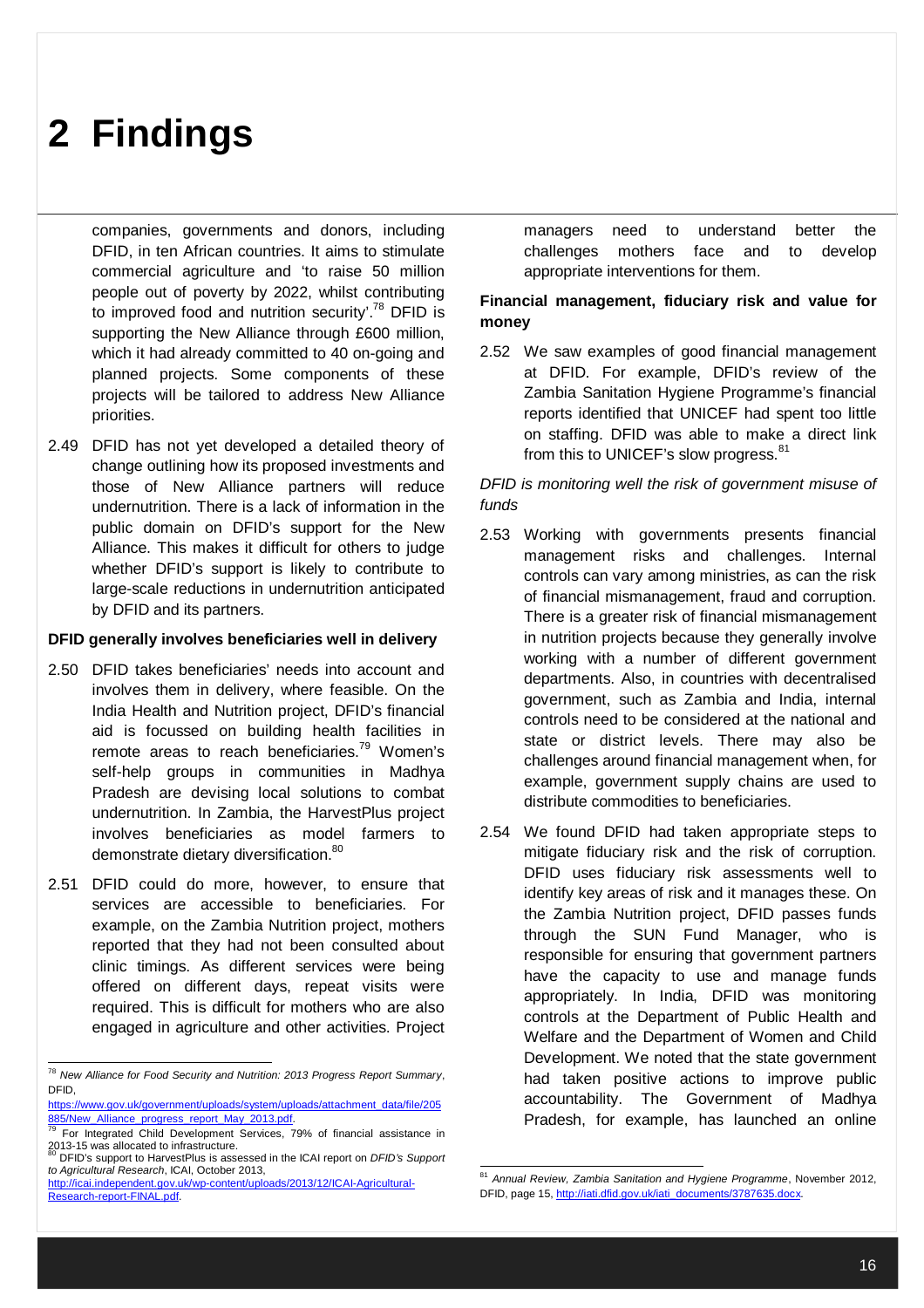# 2 Findings

companies, governments and donors, including DFID, in ten African countries. It aims to stimulate commercial agriculture and 'to raise 50 million people out of poverty by 2022, whilst contributing to improved food and nutrition security'.[78] DFID is supporting the New Alliance through £600 million, which it had already committed to 40 on-going and planned projects. Some components of these projects will be tailored to address New Alliance priorities.

2.49 DFID has not yet developed a detailed theory of change outlining how its proposed investments and those of New Alliance partners will reduce undernutrition. There is a lack of information in the public domain on DFID's support for the New Alliance. This makes it difficult for others to judge whether DFID's support is likely to contribute to large-scale reductions in undernutrition anticipated by DFID and its partners.

**DFID generally involves beneficiaries well in delivery**

2.50 DFID takes beneficiaries' needs into account and involves them in delivery, where feasible. On the India Health and Nutrition project, DFID's financial aid is focussed on building health facilities in remote areas to reach beneficiaries.[79] Women's self-help groups in communities in Madhya Pradesh are devising local solutions to combat undernutrition. In Zambia, the HarvestPlus project involves beneficiaries as model farmers to demonstrate dietary diversification.[80]

2.51 DFID could do more, however, to ensure that services are accessible to beneficiaries. For example, on the Zambia Nutrition project, mothers reported that they had not been consulted about clinic timings. As different services were being offered on different days, repeat visits were required. This is difficult for mothers who are also engaged in agriculture and other activities. Project managers need to understand better the challenges mothers face and to develop appropriate interventions for them.

**Financial management, fiduciary risk and value for money**

2.52 We saw examples of good financial management at DFID. For example, DFID's review of the Zambia Sanitation Hygiene Programme's financial reports identified that UNICEF had spent too little on staffing. DFID was able to make a direct link from this to UNICEF's slow progress.[81]

*DFID is monitoring well the risk of government misuse of funds*

2.53 Working with governments presents financial management risks and challenges. Internal controls can vary among ministries, as can the risk of financial mismanagement, fraud and corruption. There is a greater risk of financial mismanagement in nutrition projects because they generally involve working with a number of different government departments. Also, in countries with decentralised government, such as Zambia and India, internal controls need to be considered at the national and state or district levels. There may also be challenges around financial management when, for example, government supply chains are used to distribute commodities to beneficiaries.

2.54 We found DFID had taken appropriate steps to mitigate fiduciary risk and the risk of corruption. DFID uses fiduciary risk assessments well to identify key areas of risk and it manages these. On the Zambia Nutrition project, DFID passes funds through the SUN Fund Manager, who is responsible for ensuring that government partners have the capacity to use and manage funds appropriately. In India, DFID was monitoring controls at the Department of Public Health and Welfare and the Department of Women and Child Development. We noted that the state government had taken positive actions to improve public accountability. The Government of Madhya Pradesh, for example, has launched an online

---

[78] *New Alliance for Food Security and Nutrition: 2013 Progress Report Summary*, DFID, https://www.gov.uk/government/uploads/system/uploads/attachment_data/file/205885/New_Alliance_progress_report_May_2013.pdf.

[79] For Integrated Child Development Services, 79% of financial assistance in 2013-15 was allocated to infrastructure.

[80] DFID's support to HarvestPlus is assessed in the ICAI report on *DFID's Support to Agricultural Research*, ICAI, October 2013, http://icai.independent.gov.uk/wp-content/uploads/2013/12/ICAI-Agricultural-Research-report-FINAL.pdf.

[81] *Annual Review, Zambia Sanitation and Hygiene Programme*, November 2012, DFID, page 15, http://iati.dfid.gov.uk/iati_documents/3787635.docx.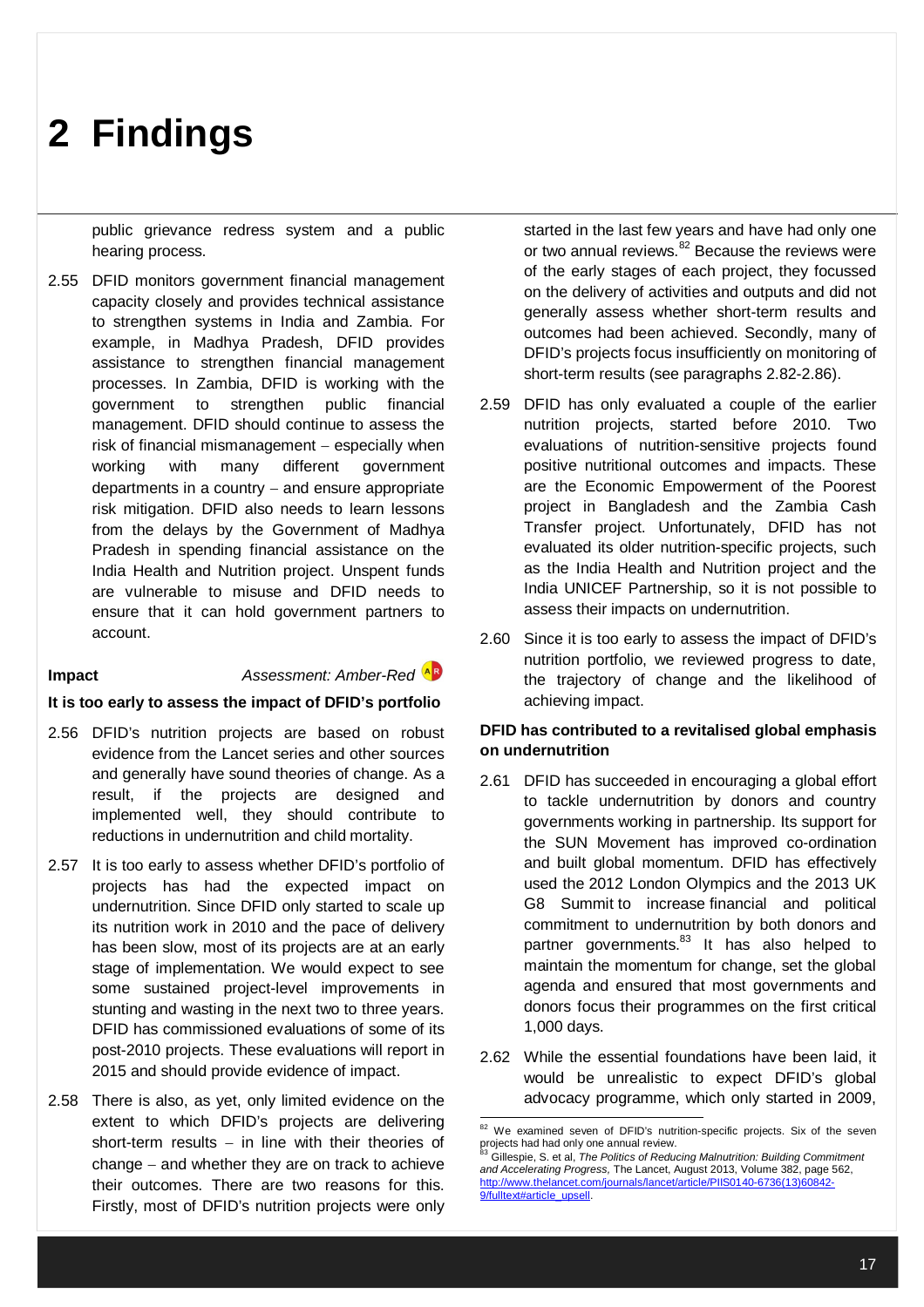# 2 Findings

public grievance redress system and a public hearing process.

2.55 DFID monitors government financial management capacity closely and provides technical assistance to strengthen systems in India and Zambia. For example, in Madhya Pradesh, DFID provides assistance to strengthen financial management processes. In Zambia, DFID is working with the government to strengthen public financial management. DFID should continue to assess the risk of financial mismanagement – especially when working with many different government departments in a country – and ensure appropriate risk mitigation. DFID also needs to learn lessons from the delays by the Government of Madhya Pradesh in spending financial assistance on the India Health and Nutrition project. Unspent funds are vulnerable to misuse and DFID needs to ensure that it can hold government partners to account.

**Impact** *Assessment: Amber-Red*

**It is too early to assess the impact of DFID's portfolio**

2.56 DFID's nutrition projects are based on robust evidence from the Lancet series and other sources and generally have sound theories of change. As a result, if the projects are designed and implemented well, they should contribute to reductions in undernutrition and child mortality.

2.57 It is too early to assess whether DFID's portfolio of projects has had the expected impact on undernutrition. Since DFID only started to scale up its nutrition work in 2010 and the pace of delivery has been slow, most of its projects are at an early stage of implementation. We would expect to see some sustained project-level improvements in stunting and wasting in the next two to three years. DFID has commissioned evaluations of some of its post-2010 projects. These evaluations will report in 2015 and should provide evidence of impact.

2.58 There is also, as yet, only limited evidence on the extent to which DFID's projects are delivering short-term results – in line with their theories of change – and whether they are on track to achieve their outcomes. There are two reasons for this. Firstly, most of DFID's nutrition projects were only started in the last few years and have had only one or two annual reviews.[82] Because the reviews were of the early stages of each project, they focussed on the delivery of activities and outputs and did not generally assess whether short-term results and outcomes had been achieved. Secondly, many of DFID's projects focus insufficiently on monitoring of short-term results (see paragraphs 2.82-2.86).

2.59 DFID has only evaluated a couple of the earlier nutrition projects, started before 2010. Two evaluations of nutrition-sensitive projects found positive nutritional outcomes and impacts. These are the Economic Empowerment of the Poorest project in Bangladesh and the Zambia Cash Transfer project. Unfortunately, DFID has not evaluated its older nutrition-specific projects, such as the India Health and Nutrition project and the India UNICEF Partnership, so it is not possible to assess their impacts on undernutrition.

2.60 Since it is too early to assess the impact of DFID's nutrition portfolio, we reviewed progress to date, the trajectory of change and the likelihood of achieving impact.

**DFID has contributed to a revitalised global emphasis on undernutrition**

2.61 DFID has succeeded in encouraging a global effort to tackle undernutrition by donors and country governments working in partnership. Its support for the SUN Movement has improved co-ordination and built global momentum. DFID has effectively used the 2012 London Olympics and the 2013 UK G8 Summit to increase financial and political commitment to undernutrition by both donors and partner governments.[83] It has also helped to maintain the momentum for change, set the global agenda and ensured that most governments and donors focus their programmes on the first critical 1,000 days.

2.62 While the essential foundations have been laid, it would be unrealistic to expect DFID's global advocacy programme, which only started in 2009,

---

[82] We examined seven of DFID's nutrition-specific projects. Six of the seven projects had had only one annual review.

[83] Gillespie, S. et al, *The Politics of Reducing Malnutrition: Building Commitment and Accelerating Progress,* The Lancet, August 2013, Volume 382, page 562, http://www.thelancet.com/journals/lancet/article/PIIS0140-6736(13)60842-9/fulltext#article_upsell.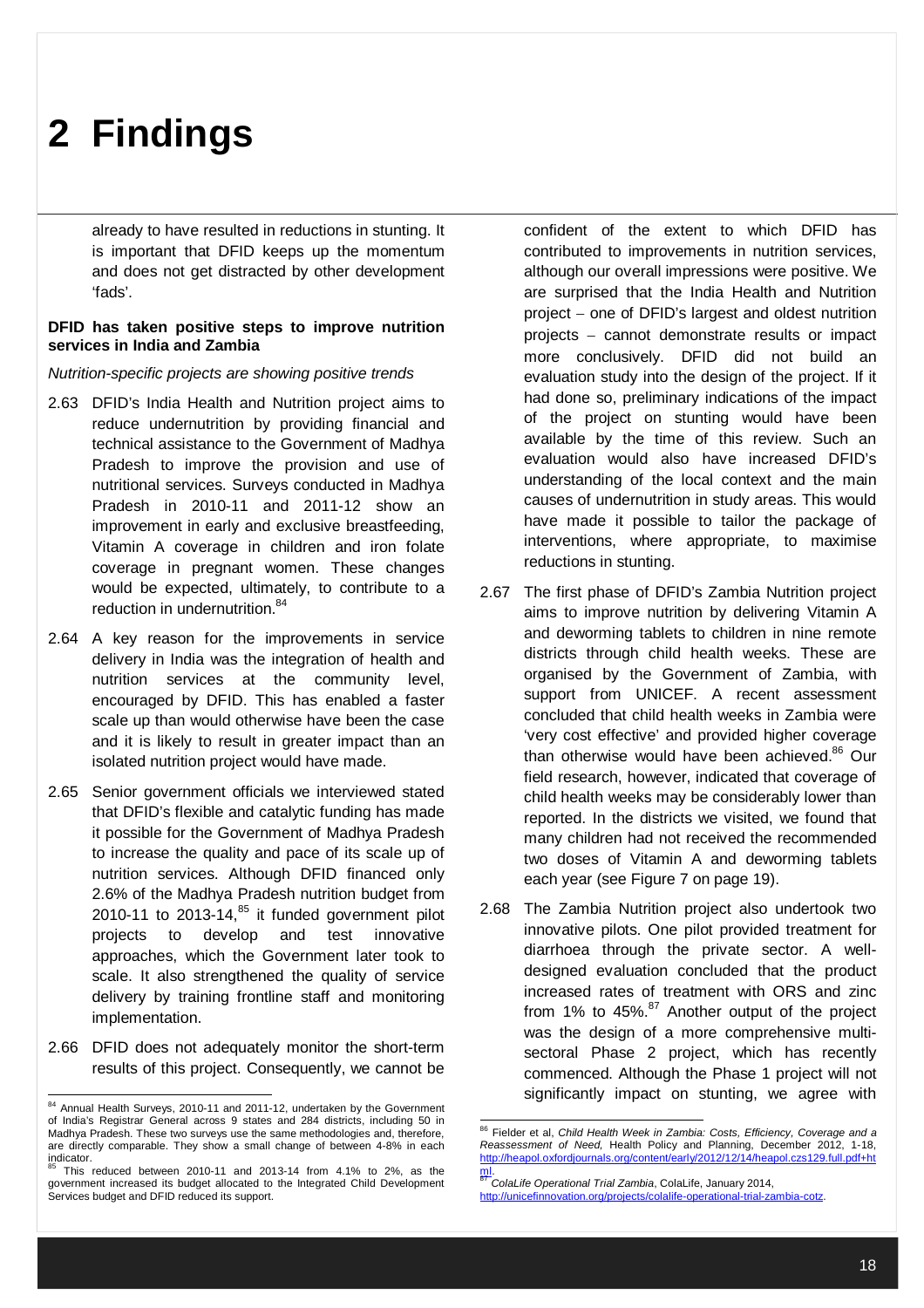# 2 Findings

already to have resulted in reductions in stunting. It is important that DFID keeps up the momentum and does not get distracted by other development 'fads'.

**DFID has taken positive steps to improve nutrition services in India and Zambia**

*Nutrition-specific projects are showing positive trends*

2.63 DFID's India Health and Nutrition project aims to reduce undernutrition by providing financial and technical assistance to the Government of Madhya Pradesh to improve the provision and use of nutritional services. Surveys conducted in Madhya Pradesh in 2010-11 and 2011-12 show an improvement in early and exclusive breastfeeding, Vitamin A coverage in children and iron folate coverage in pregnant women. These changes would be expected, ultimately, to contribute to a reduction in undernutrition.[84]

2.64 A key reason for the improvements in service delivery in India was the integration of health and nutrition services at the community level, encouraged by DFID. This has enabled a faster scale up than would otherwise have been the case and it is likely to result in greater impact than an isolated nutrition project would have made.

2.65 Senior government officials we interviewed stated that DFID's flexible and catalytic funding has made it possible for the Government of Madhya Pradesh to increase the quality and pace of its scale up of nutrition services. Although DFID financed only 2.6% of the Madhya Pradesh nutrition budget from 2010-11 to 2013-14,[85] it funded government pilot projects to develop and test innovative approaches, which the Government later took to scale. It also strengthened the quality of service delivery by training frontline staff and monitoring implementation.

2.66 DFID does not adequately monitor the short-term results of this project. Consequently, we cannot be confident of the extent to which DFID has contributed to improvements in nutrition services, although our overall impressions were positive. We are surprised that the India Health and Nutrition project – one of DFID's largest and oldest nutrition projects – cannot demonstrate results or impact more conclusively. DFID did not build an evaluation study into the design of the project. If it had done so, preliminary indications of the impact of the project on stunting would have been available by the time of this review. Such an evaluation would also have increased DFID's understanding of the local context and the main causes of undernutrition in study areas. This would have made it possible to tailor the package of interventions, where appropriate, to maximise reductions in stunting.

2.67 The first phase of DFID's Zambia Nutrition project aims to improve nutrition by delivering Vitamin A and deworming tablets to children in nine remote districts through child health weeks. These are organised by the Government of Zambia, with support from UNICEF. A recent assessment concluded that child health weeks in Zambia were 'very cost effective' and provided higher coverage than otherwise would have been achieved.[86] Our field research, however, indicated that coverage of child health weeks may be considerably lower than reported. In the districts we visited, we found that many children had not received the recommended two doses of Vitamin A and deworming tablets each year (see Figure 7 on page 19).

2.68 The Zambia Nutrition project also undertook two innovative pilots. One pilot provided treatment for diarrhoea through the private sector. A well-designed evaluation concluded that the product increased rates of treatment with ORS and zinc from 1% to 45%.[87] Another output of the project was the design of a more comprehensive multi-sectoral Phase 2 project, which has recently commenced. Although the Phase 1 project will not significantly impact on stunting, we agree with

[84] Annual Health Surveys, 2010-11 and 2011-12, undertaken by the Government of India's Registrar General across 9 states and 284 districts, including 50 in Madhya Pradesh. These two surveys use the same methodologies and, therefore, are directly comparable. They show a small change of between 4-8% in each indicator.

[85] This reduced between 2010-11 and 2013-14 from 4.1% to 2%, as the government increased its budget allocated to the Integrated Child Development Services budget and DFID reduced its support.

[86] Fielder et al, *Child Health Week in Zambia: Costs, Efficiency, Coverage and a Reassessment of Need*, Health Policy and Planning, December 2012, 1-18, http://heapol.oxfordjournals.org/content/early/2012/12/14/heapol.czs129.full.pdf+html.

[87] *ColaLife Operational Trial Zambia*, ColaLife, January 2014, http://unicefinnovation.org/projects/colalife-operational-trial-zambia-cotz.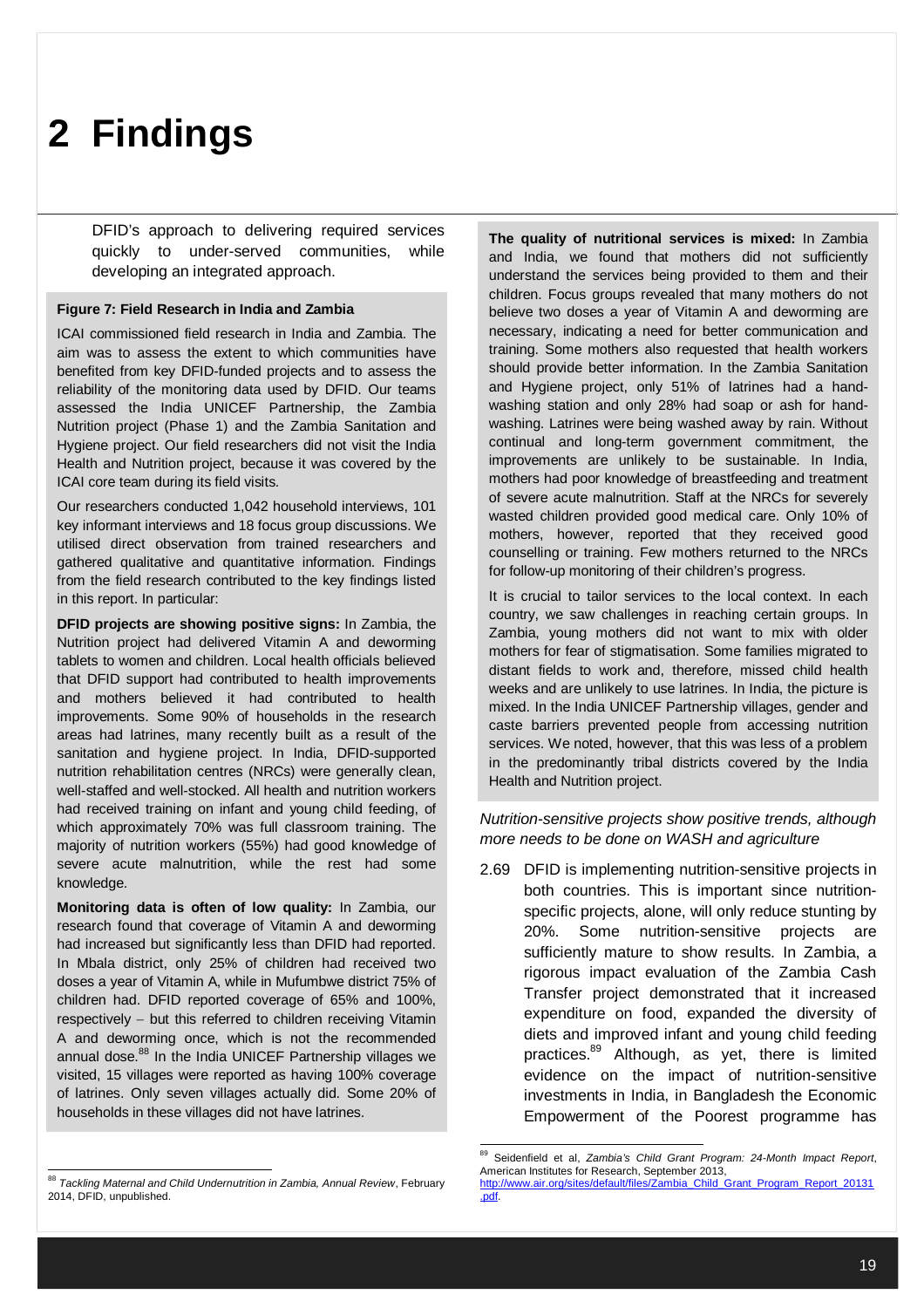# 2 Findings

DFID's approach to delivering required services quickly to under-served communities, while developing an integrated approach.

**Figure 7: Field Research in India and Zambia**

ICAI commissioned field research in India and Zambia. The aim was to assess the extent to which communities have benefited from key DFID-funded projects and to assess the reliability of the monitoring data used by DFID. Our teams assessed the India UNICEF Partnership, the Zambia Nutrition project (Phase 1) and the Zambia Sanitation and Hygiene project. Our field researchers did not visit the India Health and Nutrition project, because it was covered by the ICAI core team during its field visits.

Our researchers conducted 1,042 household interviews, 101 key informant interviews and 18 focus group discussions. We utilised direct observation from trained researchers and gathered qualitative and quantitative information. Findings from the field research contributed to the key findings listed in this report. In particular:

**DFID projects are showing positive signs:** In Zambia, the Nutrition project had delivered Vitamin A and deworming tablets to women and children. Local health officials believed that DFID support had contributed to health improvements and mothers believed it had contributed to health improvements. Some 90% of households in the research areas had latrines, many recently built as a result of the sanitation and hygiene project. In India, DFID-supported nutrition rehabilitation centres (NRCs) were generally clean, well-staffed and well-stocked. All health and nutrition workers had received training on infant and young child feeding, of which approximately 70% was full classroom training. The majority of nutrition workers (55%) had good knowledge of severe acute malnutrition, while the rest had some knowledge.

**Monitoring data is often of low quality:** In Zambia, our research found that coverage of Vitamin A and deworming had increased but significantly less than DFID had reported. In Mbala district, only 25% of children had received two doses a year of Vitamin A, while in Mufumbwe district 75% of children had. DFID reported coverage of 65% and 100%, respectively – but this referred to children receiving Vitamin A and deworming once, which is not the recommended annual dose.[88] In the India UNICEF Partnership villages we visited, 15 villages were reported as having 100% coverage of latrines. Only seven villages actually did. Some 20% of households in these villages did not have latrines.

**The quality of nutritional services is mixed:** In Zambia and India, we found that mothers did not sufficiently understand the services being provided to them and their children. Focus groups revealed that many mothers do not believe two doses a year of Vitamin A and deworming are necessary, indicating a need for better communication and training. Some mothers also requested that health workers should provide better information. In the Zambia Sanitation and Hygiene project, only 51% of latrines had a hand-washing station and only 28% had soap or ash for hand-washing. Latrines were being washed away by rain. Without continual and long-term government commitment, the improvements are unlikely to be sustainable. In India, mothers had poor knowledge of breastfeeding and treatment of severe acute malnutrition. Staff at the NRCs for severely wasted children provided good medical care. Only 10% of mothers, however, reported that they received good counselling or training. Few mothers returned to the NRCs for follow-up monitoring of their children's progress.

It is crucial to tailor services to the local context. In each country, we saw challenges in reaching certain groups. In Zambia, young mothers did not want to mix with older mothers for fear of stigmatisation. Some families migrated to distant fields to work and, therefore, missed child health weeks and are unlikely to use latrines. In India, the picture is mixed. In the India UNICEF Partnership villages, gender and caste barriers prevented people from accessing nutrition services. We noted, however, that this was less of a problem in the predominantly tribal districts covered by the India Health and Nutrition project.

*Nutrition-sensitive projects show positive trends, although more needs to be done on WASH and agriculture*

2.69 DFID is implementing nutrition-sensitive projects in both countries. This is important since nutrition-specific projects, alone, will only reduce stunting by 20%. Some nutrition-sensitive projects are sufficiently mature to show results. In Zambia, a rigorous impact evaluation of the Zambia Cash Transfer project demonstrated that it increased expenditure on food, expanded the diversity of diets and improved infant and young child feeding practices.[89] Although, as yet, there is limited evidence on the impact of nutrition-sensitive investments in India, in Bangladesh the Economic Empowerment of the Poorest programme has

---

[88] *Tackling Maternal and Child Undernutrition in Zambia, Annual Review*, February 2014, DFID, unpublished.

[89] Seidenfield et al, *Zambia's Child Grant Program: 24-Month Impact Report*, American Institutes for Research, September 2013, http://www.air.org/sites/default/files/Zambia_Child_Grant_Program_Report_20131.pdf.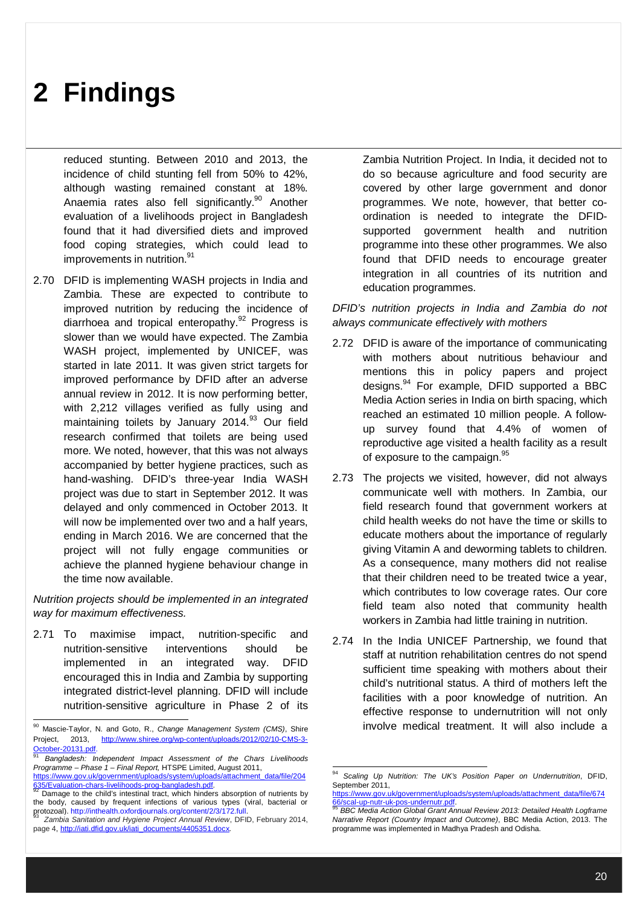# 2 Findings

reduced stunting. Between 2010 and 2013, the incidence of child stunting fell from 50% to 42%, although wasting remained constant at 18%. Anaemia rates also fell significantly.[90] Another evaluation of a livelihoods project in Bangladesh found that it had diversified diets and improved food coping strategies, which could lead to improvements in nutrition.[91]

2.70 DFID is implementing WASH projects in India and Zambia. These are expected to contribute to improved nutrition by reducing the incidence of diarrhoea and tropical enteropathy.[92] Progress is slower than we would have expected. The Zambia WASH project, implemented by UNICEF, was started in late 2011. It was given strict targets for improved performance by DFID after an adverse annual review in 2012. It is now performing better, with 2,212 villages verified as fully using and maintaining toilets by January 2014.[93] Our field research confirmed that toilets are being used more. We noted, however, that this was not always accompanied by better hygiene practices, such as hand-washing. DFID's three-year India WASH project was due to start in September 2012. It was delayed and only commenced in October 2013. It will now be implemented over two and a half years, ending in March 2016. We are concerned that the project will not fully engage communities or achieve the planned hygiene behaviour change in the time now available.

*Nutrition projects should be implemented in an integrated way for maximum effectiveness.*

2.71 To maximise impact, nutrition-specific and nutrition-sensitive interventions should be implemented in an integrated way. DFID encouraged this in India and Zambia by supporting integrated district-level planning. DFID will include nutrition-sensitive agriculture in Phase 2 of its Zambia Nutrition Project. In India, it decided not to do so because agriculture and food security are covered by other large government and donor programmes. We note, however, that better co-ordination is needed to integrate the DFID-supported government health and nutrition programme into these other programmes. We also found that DFID needs to encourage greater integration in all countries of its nutrition and education programmes.

*DFID's nutrition projects in India and Zambia do not always communicate effectively with mothers*

2.72 DFID is aware of the importance of communicating with mothers about nutritious behaviour and mentions this in policy papers and project designs.[94] For example, DFID supported a BBC Media Action series in India on birth spacing, which reached an estimated 10 million people. A follow-up survey found that 4.4% of women of reproductive age visited a health facility as a result of exposure to the campaign.[95]

2.73 The projects we visited, however, did not always communicate well with mothers. In Zambia, our field research found that government workers at child health weeks do not have the time or skills to educate mothers about the importance of regularly giving Vitamin A and deworming tablets to children. As a consequence, many mothers did not realise that their children need to be treated twice a year, which contributes to low coverage rates. Our core field team also noted that community health workers in Zambia had little training in nutrition.

2.74 In the India UNICEF Partnership, we found that staff at nutrition rehabilitation centres do not spend sufficient time speaking with mothers about their child's nutritional status. A third of mothers left the facilities with a poor knowledge of nutrition. An effective response to undernutrition will not only involve medical treatment. It will also include a

---

[90] Mascie-Taylor, N. and Goto, R., *Change Management System (CMS)*, Shire Project, 2013, http://www.shiree.org/wp-content/uploads/2012/02/10-CMS-3-October-20131.pdf.

[91] *Bangladesh: Independent Impact Assessment of the Chars Livelihoods Programme – Phase 1 – Final Report,* HTSPE Limited, August 2011, https://www.gov.uk/government/uploads/system/uploads/attachment_data/file/204635/Evaluation-chars-livelihoods-prog-bangladesh.pdf.

[92] Damage to the child's intestinal tract, which hinders absorption of nutrients by the body, caused by frequent infections of various types (viral, bacterial or protozoal). http://inthealth.oxfordjournals.org/content/2/3/172.full.

[93] *Zambia Sanitation and Hygiene Project Annual Review*, DFID, February 2014, page 4, http://iati.dfid.gov.uk/iati_documents/4405351.docx.

[94] *Scaling Up Nutrition: The UK's Position Paper on Undernutrition*, DFID, September 2011, https://www.gov.uk/government/uploads/system/uploads/attachment_data/file/67466/scal-up-nutr-uk-pos-undernutr.pdf.

[95] *BBC Media Action Global Grant Annual Review 2013: Detailed Health Logframe Narrative Report (Country Impact and Outcome)*, BBC Media Action, 2013. The programme was implemented in Madhya Pradesh and Odisha.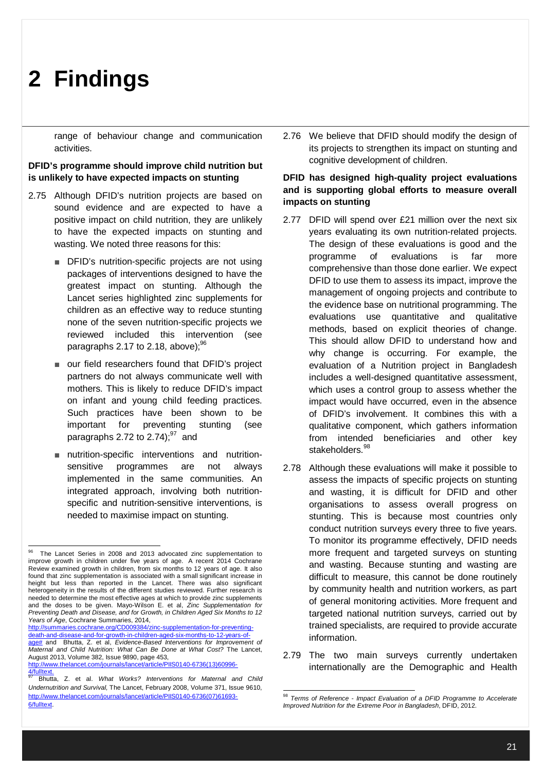# 2 Findings

range of behaviour change and communication activities.

**DFID's programme should improve child nutrition but is unlikely to have expected impacts on stunting**

2.75 Although DFID's nutrition projects are based on sound evidence and are expected to have a positive impact on child nutrition, they are unlikely to have the expected impacts on stunting and wasting. We noted three reasons for this:

- DFID's nutrition-specific projects are not using packages of interventions designed to have the greatest impact on stunting. Although the Lancet series highlighted zinc supplements for children as an effective way to reduce stunting none of the seven nutrition-specific projects we reviewed included this intervention (see paragraphs 2.17 to 2.18, above);[96]
- our field researchers found that DFID's project partners do not always communicate well with mothers. This is likely to reduce DFID's impact on infant and young child feeding practices. Such practices have been shown to be important for preventing stunting (see paragraphs 2.72 to 2.74);[97] and
- nutrition-specific interventions and nutrition-sensitive programmes are not always implemented in the same communities. An integrated approach, involving both nutrition-specific and nutrition-sensitive interventions, is needed to maximise impact on stunting.

2.76 We believe that DFID should modify the design of its projects to strengthen its impact on stunting and cognitive development of children.

**DFID has designed high-quality project evaluations and is supporting global efforts to measure overall impacts on stunting**

2.77 DFID will spend over £21 million over the next six years evaluating its own nutrition-related projects. The design of these evaluations is good and the programme of evaluations is far more comprehensive than those done earlier. We expect DFID to use them to assess its impact, improve the management of ongoing projects and contribute to the evidence base on nutritional programming. The evaluations use quantitative and qualitative methods, based on explicit theories of change. This should allow DFID to understand how and why change is occurring. For example, the evaluation of a Nutrition project in Bangladesh includes a well-designed quantitative assessment, which uses a control group to assess whether the impact would have occurred, even in the absence of DFID's involvement. It combines this with a qualitative component, which gathers information from intended beneficiaries and other key stakeholders.[98]

2.78 Although these evaluations will make it possible to assess the impacts of specific projects on stunting and wasting, it is difficult for DFID and other organisations to assess overall progress on stunting. This is because most countries only conduct nutrition surveys every three to five years. To monitor its programme effectively, DFID needs more frequent and targeted surveys on stunting and wasting. Because stunting and wasting are difficult to measure, this cannot be done routinely by community health and nutrition workers, as part of general monitoring activities. More frequent and targeted national nutrition surveys, carried out by trained specialists, are required to provide accurate information.

2.79 The two main surveys currently undertaken internationally are the Demographic and Health

---

[96] The Lancet Series in 2008 and 2013 advocated zinc supplementation to improve growth in children under five years of age. A recent 2014 Cochrane Review examined growth in children, from six months to 12 years of age. It also found that zinc supplementation is associated with a small significant increase in height but less than reported in the Lancet. There was also significant heterogeneity in the results of the different studies reviewed. Further research is needed to determine the most effective ages at which to provide zinc supplements and the doses to be given. Mayo-Wilson E. et al, *Zinc Supplementation for Preventing Death and Disease, and for Growth, in Children Aged Six Months to 12 Years of Age*, Cochrane Summaries, 2014, http://summaries.cochrane.org/CD009384/zinc-supplementation-for-preventing-death-and-disease-and-for-growth-in-children-aged-six-months-to-12-years-of-age# and Bhutta, Z. et al, *Evidence-Based Interventions for Improvement of Maternal and Child Nutrition: What Can Be Done at What Cost?* The Lancet, August 2013, Volume 382, Issue 9890, page 453, http://www.thelancet.com/journals/lancet/article/PIIS0140-6736(13)60996-4/fulltext.

[97] Bhutta, Z. et al. *What Works? Interventions for Maternal and Child Undernutrition and Survival,* The Lancet, February 2008, Volume 371, Issue 9610, http://www.thelancet.com/journals/lancet/article/PIIS0140-6736(07)61693-6/fulltext.

[98] *Terms of Reference - Impact Evaluation of a DFID Programme to Accelerate Improved Nutrition for the Extreme Poor in Bangladesh*, DFID, 2012.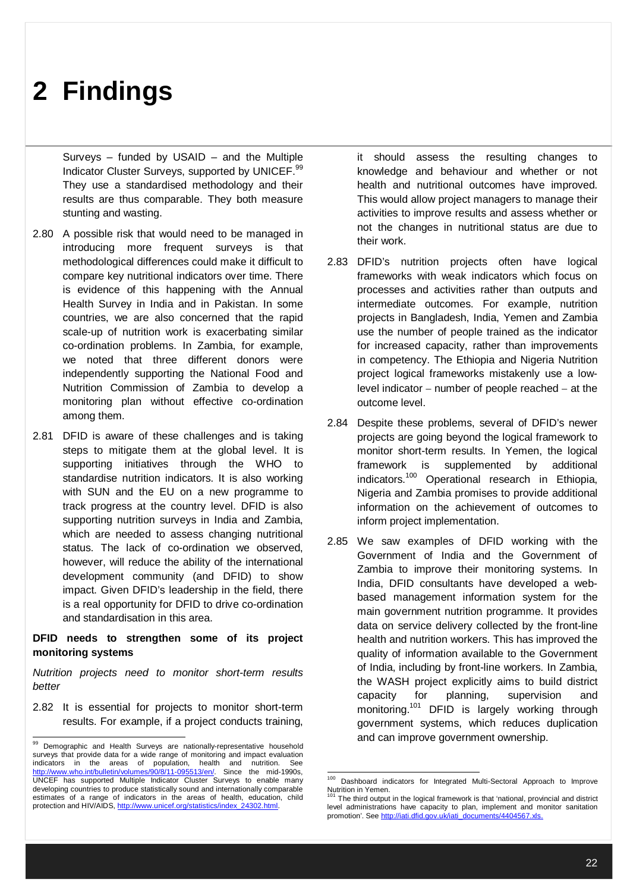# 2 Findings

Surveys – funded by USAID – and the Multiple Indicator Cluster Surveys, supported by UNICEF.[99] They use a standardised methodology and their results are thus comparable. They both measure stunting and wasting.

2.80 A possible risk that would need to be managed in introducing more frequent surveys is that methodological differences could make it difficult to compare key nutritional indicators over time. There is evidence of this happening with the Annual Health Survey in India and in Pakistan. In some countries, we are also concerned that the rapid scale-up of nutrition work is exacerbating similar co-ordination problems. In Zambia, for example, we noted that three different donors were independently supporting the National Food and Nutrition Commission of Zambia to develop a monitoring plan without effective co-ordination among them.

2.81 DFID is aware of these challenges and is taking steps to mitigate them at the global level. It is supporting initiatives through the WHO to standardise nutrition indicators. It is also working with SUN and the EU on a new programme to track progress at the country level. DFID is also supporting nutrition surveys in India and Zambia, which are needed to assess changing nutritional status. The lack of co-ordination we observed, however, will reduce the ability of the international development community (and DFID) to show impact. Given DFID's leadership in the field, there is a real opportunity for DFID to drive co-ordination and standardisation in this area.

**DFID needs to strengthen some of its project monitoring systems**

*Nutrition projects need to monitor short-term results better*

2.82 It is essential for projects to monitor short-term results. For example, if a project conducts training, it should assess the resulting changes to knowledge and behaviour and whether or not health and nutritional outcomes have improved. This would allow project managers to manage their activities to improve results and assess whether or not the changes in nutritional status are due to their work.

2.83 DFID's nutrition projects often have logical frameworks with weak indicators which focus on processes and activities rather than outputs and intermediate outcomes. For example, nutrition projects in Bangladesh, India, Yemen and Zambia use the number of people trained as the indicator for increased capacity, rather than improvements in competency. The Ethiopia and Nigeria Nutrition project logical frameworks mistakenly use a low-level indicator – number of people reached – at the outcome level.

2.84 Despite these problems, several of DFID's newer projects are going beyond the logical framework to monitor short-term results. In Yemen, the logical framework is supplemented by additional indicators.[100] Operational research in Ethiopia, Nigeria and Zambia promises to provide additional information on the achievement of outcomes to inform project implementation.

2.85 We saw examples of DFID working with the Government of India and the Government of Zambia to improve their monitoring systems. In India, DFID consultants have developed a web-based management information system for the main government nutrition programme. It provides data on service delivery collected by the front-line health and nutrition workers. This has improved the quality of information available to the Government of India, including by front-line workers. In Zambia, the WASH project explicitly aims to build district capacity for planning, supervision and monitoring.[101] DFID is largely working through government systems, which reduces duplication and can improve government ownership.

---

[99] Demographic and Health Surveys are nationally-representative household surveys that provide data for a wide range of monitoring and impact evaluation indicators in the areas of population, health and nutrition. See http://www.who.int/bulletin/volumes/90/8/11-095513/en/. Since the mid-1990s, UNICEF has supported Multiple Indicator Cluster Surveys to enable many developing countries to produce statistically sound and internationally comparable estimates of a range of indicators in the areas of health, education, child protection and HIV/AIDS, http://www.unicef.org/statistics/index_24302.html.

[100] Dashboard indicators for Integrated Multi-Sectoral Approach to Improve Nutrition in Yemen.

[101] The third output in the logical framework is that 'national, provincial and district level administrations have capacity to plan, implement and monitor sanitation promotion'. See http://iati.dfid.gov.uk/iati_documents/4404567.xls.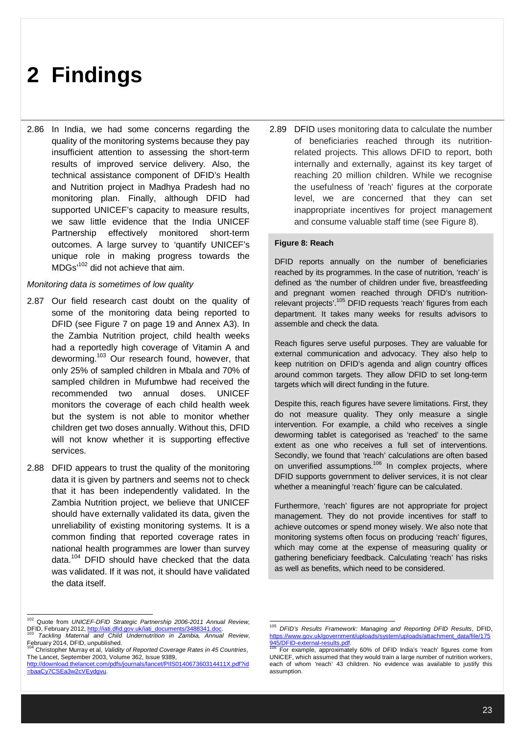# 2 Findings

2.86 In India, we had some concerns regarding the quality of the monitoring systems because they pay insufficient attention to assessing the short-term results of improved service delivery. Also, the technical assistance component of DFID's Health and Nutrition project in Madhya Pradesh had no monitoring plan. Finally, although DFID had supported UNICEF's capacity to measure results, we saw little evidence that the India UNICEF Partnership effectively monitored short-term outcomes. A large survey to 'quantify UNICEF's unique role in making progress towards the MDGs'[102] did not achieve that aim.

*Monitoring data is sometimes of low quality*

2.87 Our field research cast doubt on the quality of some of the monitoring data being reported to DFID (see Figure 7 on page 19 and Annex A3). In the Zambia Nutrition project, child health weeks had a reportedly high coverage of Vitamin A and deworming.[103] Our research found, however, that only 25% of sampled children in Mbala and 70% of sampled children in Mufumbwe had received the recommended two annual doses. UNICEF monitors the coverage of each child health week but the system is not able to monitor whether children get two doses annually. Without this, DFID will not know whether it is supporting effective services.

2.88 DFID appears to trust the quality of the monitoring data it is given by partners and seems not to check that it has been independently validated. In the Zambia Nutrition project, we believe that UNICEF should have externally validated its data, given the unreliability of existing monitoring systems. It is a common finding that reported coverage rates in national health programmes are lower than survey data.[104] DFID should have checked that the data was validated. If it was not, it should have validated the data itself.

2.89 DFID uses monitoring data to calculate the number of beneficiaries reached through its nutrition-related projects. This allows DFID to report, both internally and externally, against its key target of reaching 20 million children. While we recognise the usefulness of 'reach' figures at the corporate level, we are concerned that they can set inappropriate incentives for project management and consume valuable staff time (see Figure 8).

**Figure 8: Reach**

DFID reports annually on the number of beneficiaries reached by its programmes. In the case of nutrition, 'reach' is defined as 'the number of children under five, breastfeeding and pregnant women reached through DFID's nutrition-relevant projects'.[105] DFID requests 'reach' figures from each department. It takes many weeks for results advisors to assemble and check the data.

Reach figures serve useful purposes. They are valuable for external communication and advocacy. They also help to keep nutrition on DFID's agenda and align country offices around common targets. They allow DFID to set long-term targets which will direct funding in the future.

Despite this, reach figures have severe limitations. First, they do not measure quality. They only measure a single intervention. For example, a child who receives a single deworming tablet is categorised as 'reached' to the same extent as one who receives a full set of interventions. Secondly, we found that 'reach' calculations are often based on unverified assumptions.[106] In complex projects, where DFID supports government to deliver services, it is not clear whether a meaningful 'reach' figure can be calculated.

Furthermore, 'reach' figures are not appropriate for project management. They do not provide incentives for staff to achieve outcomes or spend money wisely. We also note that monitoring systems often focus on producing 'reach' figures, which may come at the expense of measuring quality or gathering beneficiary feedback. Calculating 'reach' has risks as well as benefits, which need to be considered.

---

[102] Quote from *UNICEF-DFID Strategic Partnership 2006-2011 Annual Review*, DFID, February 2012, http://iati.dfid.gov.uk/iati_documents/3488341.doc.

[103] *Tackling Maternal and Child Undernutrition in Zambia, Annual Review*, February 2014, DFID, unpublished.

[104] Christopher Murray et al, *Validity of Reported Coverage Rates in 45 Countries*, The Lancet, September 2003, Volume 362, Issue 9389, http://download.thelancet.com/pdfs/journals/lancet/PIIS014067360314411X.pdf?id=baaCy7CSEa3w2cVEydgvu.

[105] *DFID's Results Framework: Managing and Reporting DFID Results*, DFID, https://www.gov.uk/government/uploads/system/uploads/attachment_data/file/175945/DFID-external-results.pdf.

[106] For example, approximately 60% of DFID India's 'reach' figures come from UNICEF, which assumed that they would train a large number of nutrition workers, each of whom 'reach' 43 children. No evidence was available to justify this assumption.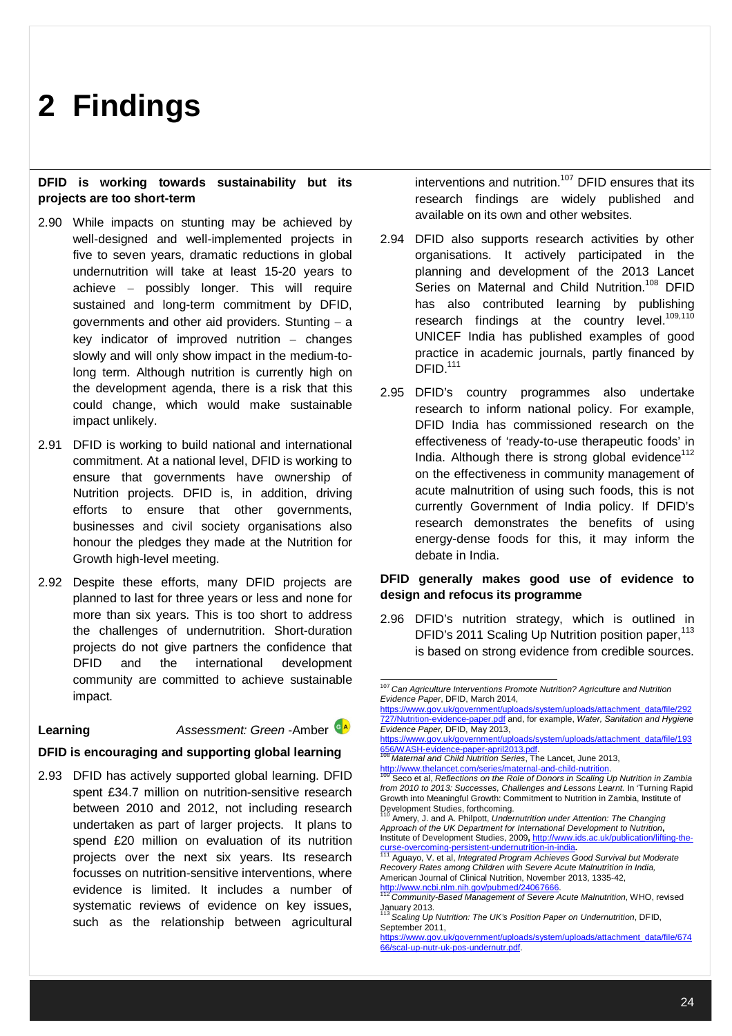# 2 Findings

**DFID is working towards sustainability but its projects are too short-term**

2.90 While impacts on stunting may be achieved by well-designed and well-implemented projects in five to seven years, dramatic reductions in global undernutrition will take at least 15-20 years to achieve – possibly longer. This will require sustained and long-term commitment by DFID, governments and other aid providers. Stunting – a key indicator of improved nutrition – changes slowly and will only show impact in the medium-to-long term. Although nutrition is currently high on the development agenda, there is a risk that this could change, which would make sustainable impact unlikely.

2.91 DFID is working to build national and international commitment. At a national level, DFID is working to ensure that governments have ownership of Nutrition projects. DFID is, in addition, driving efforts to ensure that other governments, businesses and civil society organisations also honour the pledges they made at the Nutrition for Growth high-level meeting.

2.92 Despite these efforts, many DFID projects are planned to last for three years or less and none for more than six years. This is too short to address the challenges of undernutrition. Short-duration projects do not give partners the confidence that DFID and the international development community are committed to achieve sustainable impact.

**Learning** *Assessment: Green* -Amber G A

**DFID is encouraging and supporting global learning**

2.93 DFID has actively supported global learning. DFID spent £34.7 million on nutrition-sensitive research between 2010 and 2012, not including research undertaken as part of larger projects. It plans to spend £20 million on evaluation of its nutrition projects over the next six years. Its research focusses on nutrition-sensitive interventions, where evidence is limited. It includes a number of systematic reviews of evidence on key issues, such as the relationship between agricultural interventions and nutrition.[107] DFID ensures that its research findings are widely published and available on its own and other websites.

2.94 DFID also supports research activities by other organisations. It actively participated in the planning and development of the 2013 Lancet Series on Maternal and Child Nutrition.[108] DFID has also contributed learning by publishing research findings at the country level.[109,110] UNICEF India has published examples of good practice in academic journals, partly financed by DFID.[111]

2.95 DFID's country programmes also undertake research to inform national policy. For example, DFID India has commissioned research on the effectiveness of 'ready-to-use therapeutic foods' in India. Although there is strong global evidence[112] on the effectiveness in community management of acute malnutrition of using such foods, this is not currently Government of India policy. If DFID's research demonstrates the benefits of using energy-dense foods for this, it may inform the debate in India.

**DFID generally makes good use of evidence to design and refocus its programme**

2.96 DFID's nutrition strategy, which is outlined in DFID's 2011 Scaling Up Nutrition position paper,[113] is based on strong evidence from credible sources.

---

[107] *Can Agriculture Interventions Promote Nutrition? Agriculture and Nutrition Evidence Paper*, DFID, March 2014, https://www.gov.uk/government/uploads/system/uploads/attachment_data/file/292727/Nutrition-evidence-paper.pdf and, for example, *Water, Sanitation and Hygiene Evidence Paper,* DFID, May 2013, https://www.gov.uk/government/uploads/system/uploads/attachment_data/file/193656/WASH-evidence-paper-april2013.pdf.

[108] *Maternal and Child Nutrition Series*, The Lancet, June 2013, http://www.thelancet.com/series/maternal-and-child-nutrition.

[109] Seco et al, *Reflections on the Role of Donors in Scaling Up Nutrition in Zambia from 2010 to 2013: Successes, Challenges and Lessons Learnt.* In 'Turning Rapid Growth into Meaningful Growth: Commitment to Nutrition in Zambia, Institute of Development Studies, forthcoming.

[110] Amery, J. and A. Philpott, *Undernutrition under Attention: The Changing Approach of the UK Department for International Development to Nutrition*, Institute of Development Studies, 2009, http://www.ids.ac.uk/publication/lifting-the-curse-overcoming-persistent-undernutrition-in-india.

[111] Aguayo, V. et al, *Integrated Program Achieves Good Survival but Moderate Recovery Rates among Children with Severe Acute Malnutrition in India,* American Journal of Clinical Nutrition, November 2013, 1335-42, http://www.ncbi.nlm.nih.gov/pubmed/24067666.

[112] *Community-Based Management of Severe Acute Malnutrition*, WHO, revised January 2013.

[113] *Scaling Up Nutrition: The UK's Position Paper on Undernutrition*, DFID, September 2011, https://www.gov.uk/government/uploads/system/uploads/attachment_data/file/67466/scal-up-nutr-uk-pos-undernutr.pdf.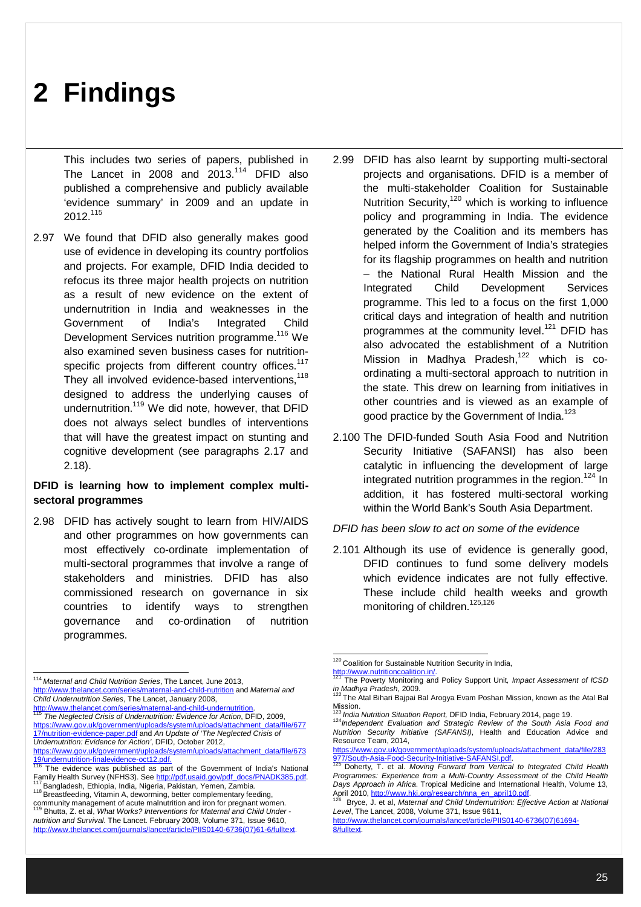# 2 Findings

This includes two series of papers, published in The Lancet in 2008 and 2013.[114] DFID also published a comprehensive and publicly available 'evidence summary' in 2009 and an update in 2012.[115]

2.97 We found that DFID also generally makes good use of evidence in developing its country portfolios and projects. For example, DFID India decided to refocus its three major health projects on nutrition as a result of new evidence on the extent of undernutrition in India and weaknesses in the Government of India's Integrated Child Development Services nutrition programme.[116] We also examined seven business cases for nutrition-specific projects from different country offices.[117] They all involved evidence-based interventions,[118] designed to address the underlying causes of undernutrition.[119] We did note, however, that DFID does not always select bundles of interventions that will have the greatest impact on stunting and cognitive development (see paragraphs 2.17 and 2.18).

**DFID is learning how to implement complex multi-sectoral programmes**

2.98 DFID has actively sought to learn from HIV/AIDS and other programmes on how governments can most effectively co-ordinate implementation of multi-sectoral programmes that involve a range of stakeholders and ministries. DFID has also commissioned research on governance in six countries to identify ways to strengthen governance and co-ordination of nutrition programmes.

2.99 DFID has also learnt by supporting multi-sectoral projects and organisations. DFID is a member of the multi-stakeholder Coalition for Sustainable Nutrition Security,[120] which is working to influence policy and programming in India. The evidence generated by the Coalition and its members has helped inform the Government of India's strategies for its flagship programmes on health and nutrition – the National Rural Health Mission and the Integrated Child Development Services programme. This led to a focus on the first 1,000 critical days and integration of health and nutrition programmes at the community level.[121] DFID has also advocated the establishment of a Nutrition Mission in Madhya Pradesh,[122] which is co-ordinating a multi-sectoral approach to nutrition in the state. This drew on learning from initiatives in other countries and is viewed as an example of good practice by the Government of India.[123]

2.100 The DFID-funded South Asia Food and Nutrition Security Initiative (SAFANSI) has also been catalytic in influencing the development of large integrated nutrition programmes in the region.[124] In addition, it has fostered multi-sectoral working within the World Bank's South Asia Department.

*DFID has been slow to act on some of the evidence*

2.101 Although its use of evidence is generally good, DFID continues to fund some delivery models which evidence indicates are not fully effective. These include child health weeks and growth monitoring of children.[125,126]

---

[114] *Maternal and Child Nutrition Series*, The Lancet, June 2013, http://www.thelancet.com/series/maternal-and-child-nutrition and *Maternal and Child Undernutrition Series*, The Lancet, January 2008, http://www.thelancet.com/series/maternal-and-child-undernutrition.

[115] *The Neglected Crisis of Undernutrition: Evidence for Action*, DFID, 2009, https://www.gov.uk/government/uploads/system/uploads/attachment_data/file/67717/nutrition-evidence-paper.pdf and *An Update of 'The Neglected Crisis of Undernutrition: Evidence for Action'*, DFID, October 2012, https://www.gov.uk/government/uploads/system/uploads/attachment_data/file/67319/undernutrition-finalevidence-oct12.pdf.

[116] The evidence was published as part of the Government of India's National Family Health Survey (NFHS3). See http://pdf.usaid.gov/pdf_docs/PNADK385.pdf.

[117] Bangladesh, Ethiopia, India, Nigeria, Pakistan, Yemen, Zambia.

[118] Breastfeeding, Vitamin A, deworming, better complementary feeding, community management of acute malnutrition and iron for pregnant women.

[119] Bhutta, Z. et al, *What Works? Interventions for Maternal and Child Under-nutrition and Survival.* The Lancet. February 2008, Volume 371, Issue 9610, http://www.thelancet.com/journals/lancet/article/PIIS0140-6736(07)61-6/fulltext.

[120] Coalition for Sustainable Nutrition Security in India, http://www.nutritioncoalition.in/.

[121] The Poverty Monitoring and Policy Support Unit, *Impact Assessment of ICSD in Madhya Pradesh*, 2009.

[122] The Atal Bihari Bajpai Bal Arogya Evam Poshan Mission, known as the Atal Bal Mission.

[123] *India Nutrition Situation Report,* DFID India, February 2014, page 19.

[124] *Independent Evaluation and Strategic Review of the South Asia Food and Nutrition Security Initiative (SAFANSI)*, Health and Education Advice and Resource Team, 2014, https://www.gov.uk/government/uploads/system/uploads/attachment_data/file/283977/South-Asia-Food-Security-Initiative-SAFANSI.pdf.

[125] Doherty, T. et al. *Moving Forward from Vertical to Integrated Child Health Programmes: Experience from a Multi-Country Assessment of the Child Health Days Approach in Africa.* Tropical Medicine and International Health, Volume 13, April 2010, http://www.hki.org/research/nna_en_april10.pdf.

[126] Bryce, J. et al, *Maternal and Child Undernutrition: Effective Action at National Level*, The Lancet, 2008, Volume 371, Issue 9611, http://www.thelancet.com/journals/lancet/article/PIIS0140-6736(07)61694-8/fulltext.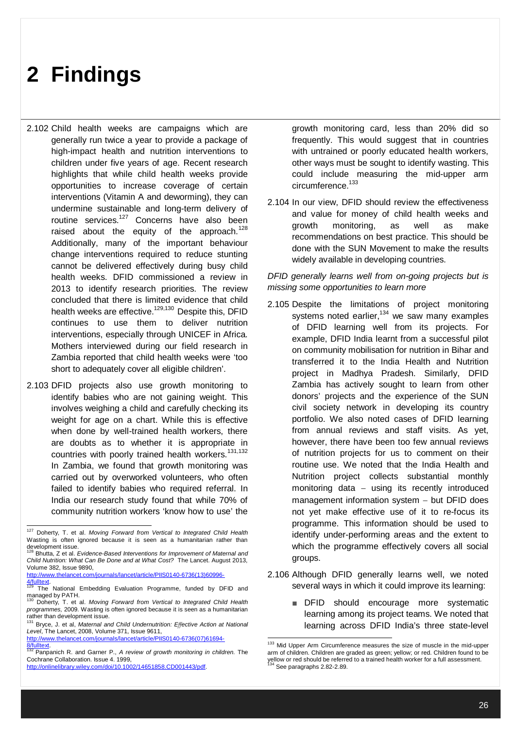# 2 Findings

2.102 Child health weeks are campaigns which are generally run twice a year to provide a package of high-impact health and nutrition interventions to children under five years of age. Recent research highlights that while child health weeks provide opportunities to increase coverage of certain interventions (Vitamin A and deworming), they can undermine sustainable and long-term delivery of routine services.[127] Concerns have also been raised about the equity of the approach.[128] Additionally, many of the important behaviour change interventions required to reduce stunting cannot be delivered effectively during busy child health weeks. DFID commissioned a review in 2013 to identify research priorities. The review concluded that there is limited evidence that child health weeks are effective.[129,130] Despite this, DFID continues to use them to deliver nutrition interventions, especially through UNICEF in Africa. Mothers interviewed during our field research in Zambia reported that child health weeks were 'too short to adequately cover all eligible children'.

2.103 DFID projects also use growth monitoring to identify babies who are not gaining weight. This involves weighing a child and carefully checking its weight for age on a chart. While this is effective when done by well-trained health workers, there are doubts as to whether it is appropriate in countries with poorly trained health workers.[131,132] In Zambia, we found that growth monitoring was carried out by overworked volunteers, who often failed to identify babies who required referral. In India our research study found that while 70% of community nutrition workers 'know how to use' the growth monitoring card, less than 20% did so frequently. This would suggest that in countries with untrained or poorly educated health workers, other ways must be sought to identify wasting. This could include measuring the mid-upper arm circumference.[133]

2.104 In our view, DFID should review the effectiveness and value for money of child health weeks and growth monitoring, as well as make recommendations on best practice. This should be done with the SUN Movement to make the results widely available in developing countries.

*DFID generally learns well from on-going projects but is missing some opportunities to learn more*

2.105 Despite the limitations of project monitoring systems noted earlier,[134] we saw many examples of DFID learning well from its projects. For example, DFID India learnt from a successful pilot on community mobilisation for nutrition in Bihar and transferred it to the India Health and Nutrition project in Madhya Pradesh. Similarly, DFID Zambia has actively sought to learn from other donors' projects and the experience of the SUN civil society network in developing its country portfolio. We also noted cases of DFID learning from annual reviews and staff visits. As yet, however, there have been too few annual reviews of nutrition projects for us to comment on their routine use. We noted that the India Health and Nutrition project collects substantial monthly monitoring data – using its recently introduced management information system – but DFID does not yet make effective use of it to re-focus its programme. This information should be used to identify under-performing areas and the extent to which the programme effectively covers all social groups.

2.106 Although DFID generally learns well, we noted several ways in which it could improve its learning:

- DFID should encourage more systematic learning among its project teams. We noted that learning across DFID India's three state-level

---

[127] Doherty, T. et al. *Moving Forward from Vertical to Integrated Child Health* Wasting is often ignored because it is seen as a humanitarian rather than development issue.

[128] Bhutta, Z et al. *Evidence-Based Interventions for Improvement of Maternal and Child Nutrition: What Can Be Done and at What Cost?* The Lancet. August 2013, Volume 382, Issue 9890, http://www.thelancet.com/journals/lancet/article/PIIS0140-6736(13)60996-4/fulltext.

[129] The National Embedding Evaluation Programme, funded by DFID and managed by PATH.

[130] Doherty, T. et al. *Moving Forward from Vertical to Integrated Child Health programmes,* 2009. Wasting is often ignored because it is seen as a humanitarian rather than development issue.

[131] Bryce, J. et al, *Maternal and Child Undernutrition: Effective Action at National Level*, The Lancet, 2008, Volume 371, Issue 9611, http://www.thelancet.com/journals/lancet/article/PIIS0140-6736(07)61694-8/fulltext.

[132] Panpanich R. and Garner P., *A review of growth monitoring in children.* The Cochrane Collaboration. Issue 4. 1999, http://onlinelibrary.wiley.com/doi/10.1002/14651858.CD001443/pdf.

[133] Mid Upper Arm Circumference measures the size of muscle in the mid-upper arm of children. Children are graded as green; yellow; or red. Children found to be yellow or red should be referred to a trained health worker for a full assessment.

[134] See paragraphs 2.82-2.89.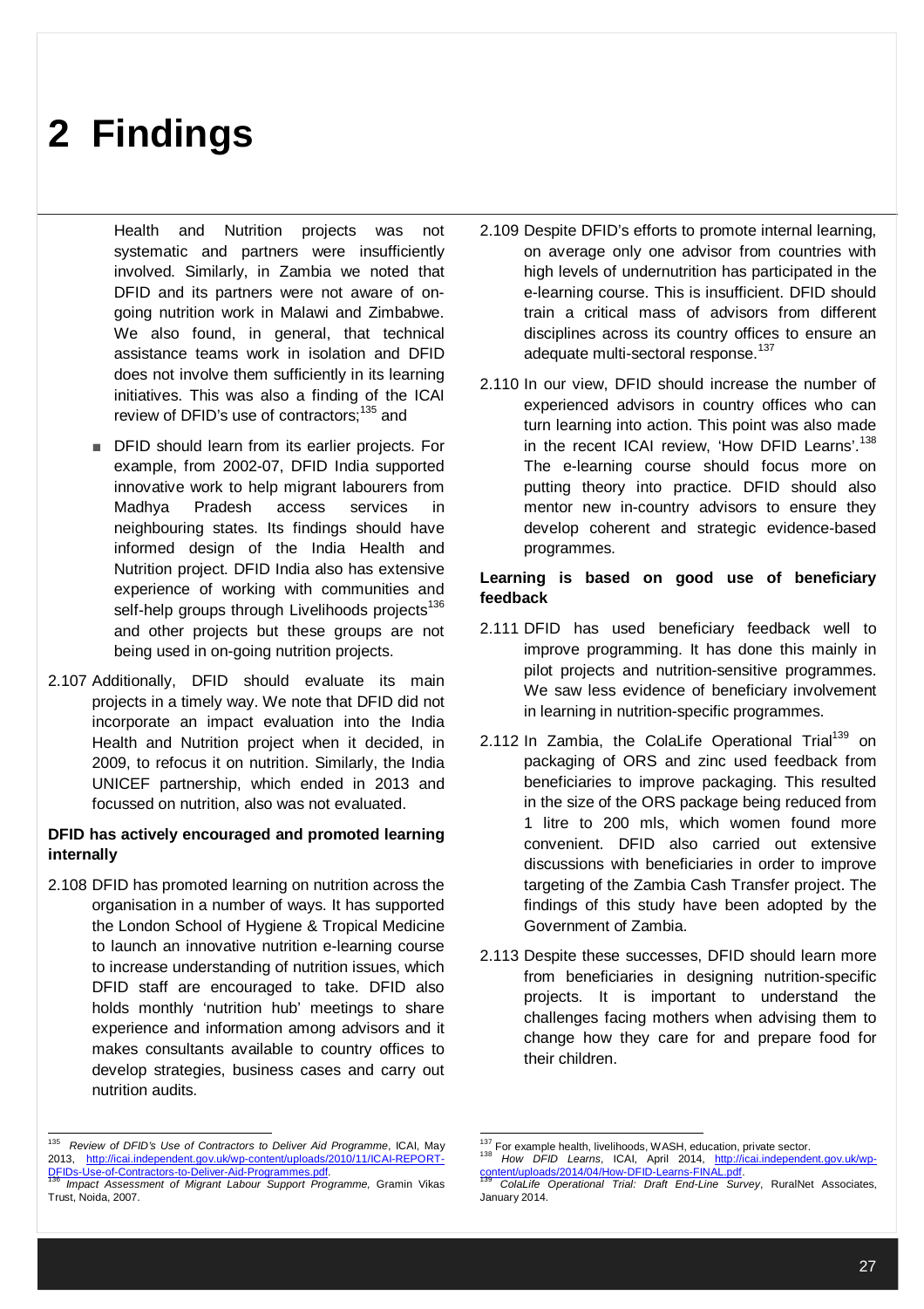# 2 Findings

Health and Nutrition projects was not systematic and partners were insufficiently involved. Similarly, in Zambia we noted that DFID and its partners were not aware of on-going nutrition work in Malawi and Zimbabwe. We also found, in general, that technical assistance teams work in isolation and DFID does not involve them sufficiently in its learning initiatives. This was also a finding of the ICAI review of DFID's use of contractors;[135] and

- DFID should learn from its earlier projects. For example, from 2002-07, DFID India supported innovative work to help migrant labourers from Madhya Pradesh access services in neighbouring states. Its findings should have informed design of the India Health and Nutrition project. DFID India also has extensive experience of working with communities and self-help groups through Livelihoods projects[136] and other projects but these groups are not being used in on-going nutrition projects.

2.107 Additionally, DFID should evaluate its main projects in a timely way. We note that DFID did not incorporate an impact evaluation into the India Health and Nutrition project when it decided, in 2009, to refocus it on nutrition. Similarly, the India UNICEF partnership, which ended in 2013 and focussed on nutrition, also was not evaluated.

**DFID has actively encouraged and promoted learning internally**

2.108 DFID has promoted learning on nutrition across the organisation in a number of ways. It has supported the London School of Hygiene & Tropical Medicine to launch an innovative nutrition e-learning course to increase understanding of nutrition issues, which DFID staff are encouraged to take. DFID also holds monthly 'nutrition hub' meetings to share experience and information among advisors and it makes consultants available to country offices to develop strategies, business cases and carry out nutrition audits.

2.109 Despite DFID's efforts to promote internal learning, on average only one advisor from countries with high levels of undernutrition has participated in the e-learning course. This is insufficient. DFID should train a critical mass of advisors from different disciplines across its country offices to ensure an adequate multi-sectoral response.[137]

2.110 In our view, DFID should increase the number of experienced advisors in country offices who can turn learning into action. This point was also made in the recent ICAI review, 'How DFID Learns'.[138] The e-learning course should focus more on putting theory into practice. DFID should also mentor new in-country advisors to ensure they develop coherent and strategic evidence-based programmes.

**Learning is based on good use of beneficiary feedback**

2.111 DFID has used beneficiary feedback well to improve programming. It has done this mainly in pilot projects and nutrition-sensitive programmes. We saw less evidence of beneficiary involvement in learning in nutrition-specific programmes.

2.112 In Zambia, the ColaLife Operational Trial[139] on packaging of ORS and zinc used feedback from beneficiaries to improve packaging. This resulted in the size of the ORS package being reduced from 1 litre to 200 mls, which women found more convenient. DFID also carried out extensive discussions with beneficiaries in order to improve targeting of the Zambia Cash Transfer project. The findings of this study have been adopted by the Government of Zambia.

2.113 Despite these successes, DFID should learn more from beneficiaries in designing nutrition-specific projects. It is important to understand the challenges facing mothers when advising them to change how they care for and prepare food for their children.

---

[135] *Review of DFID's Use of Contractors to Deliver Aid Programme*, ICAI, May 2013, http://icai.independent.gov.uk/wp-content/uploads/2010/11/ICAI-REPORT-DFIDs-Use-of-Contractors-to-Deliver-Aid-Programmes.pdf.

[136] *Impact Assessment of Migrant Labour Support Programme,* Gramin Vikas Trust, Noida, 2007.

[137] For example health, livelihoods, WASH, education, private sector.

[138] *How DFID Learns*, ICAI, April 2014, http://icai.independent.gov.uk/wp-content/uploads/2014/04/How-DFID-Learns-FINAL.pdf.

[139] *ColaLife Operational Trial: Draft End-Line Survey*, RuralNet Associates, January 2014.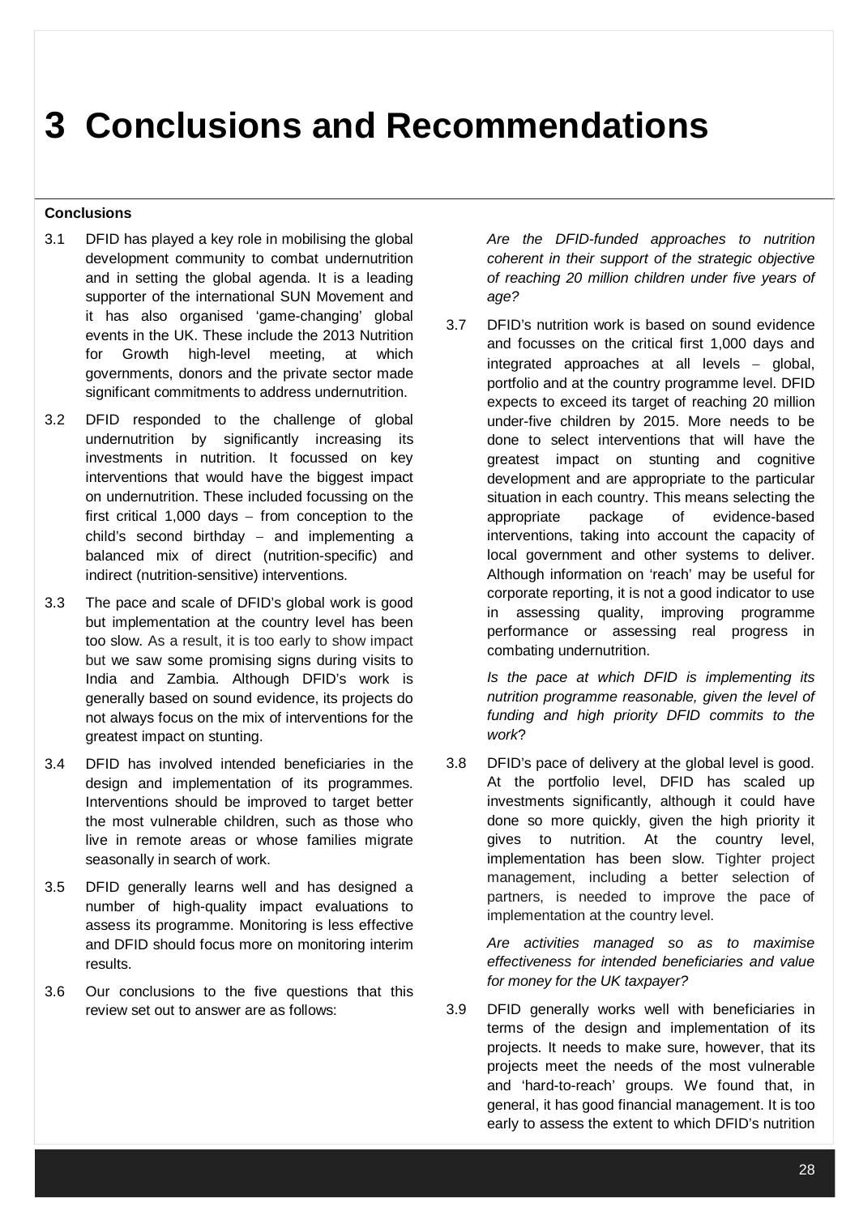# 3 Conclusions and Recommendations

**Conclusions**

3.1 DFID has played a key role in mobilising the global development community to combat undernutrition and in setting the global agenda. It is a leading supporter of the international SUN Movement and it has also organised 'game-changing' global events in the UK. These include the 2013 Nutrition for Growth high-level meeting, at which governments, donors and the private sector made significant commitments to address undernutrition.

3.2 DFID responded to the challenge of global undernutrition by significantly increasing its investments in nutrition. It focussed on key interventions that would have the biggest impact on undernutrition. These included focussing on the first critical 1,000 days – from conception to the child's second birthday – and implementing a balanced mix of direct (nutrition-specific) and indirect (nutrition-sensitive) interventions.

3.3 The pace and scale of DFID's global work is good but implementation at the country level has been too slow. As a result, it is too early to show impact but we saw some promising signs during visits to India and Zambia. Although DFID's work is generally based on sound evidence, its projects do not always focus on the mix of interventions for the greatest impact on stunting.

3.4 DFID has involved intended beneficiaries in the design and implementation of its programmes. Interventions should be improved to target better the most vulnerable children, such as those who live in remote areas or whose families migrate seasonally in search of work.

3.5 DFID generally learns well and has designed a number of high-quality impact evaluations to assess its programme. Monitoring is less effective and DFID should focus more on monitoring interim results.

3.6 Our conclusions to the five questions that this review set out to answer are as follows:

*Are the DFID-funded approaches to nutrition coherent in their support of the strategic objective of reaching 20 million children under five years of age?*

3.7 DFID's nutrition work is based on sound evidence and focusses on the critical first 1,000 days and integrated approaches at all levels – global, portfolio and at the country programme level. DFID expects to exceed its target of reaching 20 million under-five children by 2015. More needs to be done to select interventions that will have the greatest impact on stunting and cognitive development and are appropriate to the particular situation in each country. This means selecting the appropriate package of evidence-based interventions, taking into account the capacity of local government and other systems to deliver. Although information on 'reach' may be useful for corporate reporting, it is not a good indicator to use in assessing quality, improving programme performance or assessing real progress in combating undernutrition.

*Is the pace at which DFID is implementing its nutrition programme reasonable, given the level of funding and high priority DFID commits to the work*?

3.8 DFID's pace of delivery at the global level is good. At the portfolio level, DFID has scaled up investments significantly, although it could have done so more quickly, given the high priority it gives to nutrition. At the country level, implementation has been slow. Tighter project management, including a better selection of partners, is needed to improve the pace of implementation at the country level.

*Are activities managed so as to maximise effectiveness for intended beneficiaries and value for money for the UK taxpayer?*

3.9 DFID generally works well with beneficiaries in terms of the design and implementation of its projects. It needs to make sure, however, that its projects meet the needs of the most vulnerable and 'hard-to-reach' groups. We found that, in general, it has good financial management. It is too early to assess the extent to which DFID's nutrition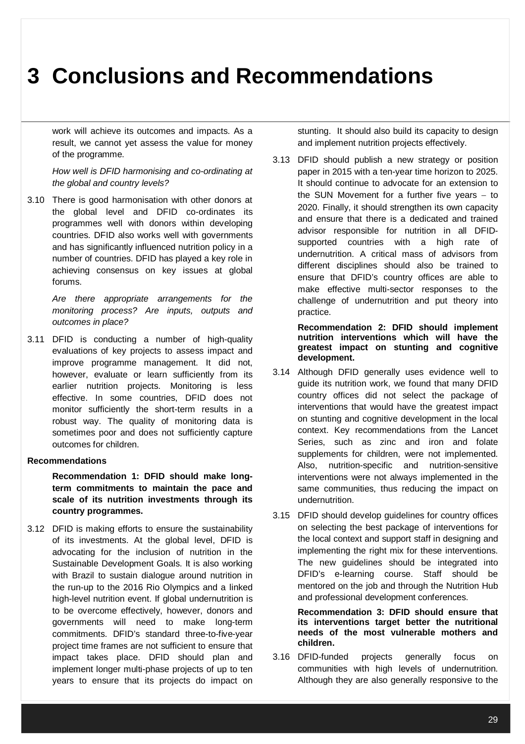# 3 Conclusions and Recommendations

work will achieve its outcomes and impacts. As a result, we cannot yet assess the value for money of the programme.

*How well is DFID harmonising and co-ordinating at the global and country levels?*

3.10 There is good harmonisation with other donors at the global level and DFID co-ordinates its programmes well with donors within developing countries. DFID also works well with governments and has significantly influenced nutrition policy in a number of countries. DFID has played a key role in achieving consensus on key issues at global forums.

*Are there appropriate arrangements for the monitoring process? Are inputs, outputs and outcomes in place?*

3.11 DFID is conducting a number of high-quality evaluations of key projects to assess impact and improve programme management. It did not, however, evaluate or learn sufficiently from its earlier nutrition projects. Monitoring is less effective. In some countries, DFID does not monitor sufficiently the short-term results in a robust way. The quality of monitoring data is sometimes poor and does not sufficiently capture outcomes for children.

**Recommendations**

**Recommendation 1: DFID should make long-term commitments to maintain the pace and scale of its nutrition investments through its country programmes.**

3.12 DFID is making efforts to ensure the sustainability of its investments. At the global level, DFID is advocating for the inclusion of nutrition in the Sustainable Development Goals. It is also working with Brazil to sustain dialogue around nutrition in the run-up to the 2016 Rio Olympics and a linked high-level nutrition event. If global undernutrition is to be overcome effectively, however, donors and governments will need to make long-term commitments. DFID's standard three-to-five-year project time frames are not sufficient to ensure that impact takes place. DFID should plan and implement longer multi-phase projects of up to ten years to ensure that its projects do impact on stunting. It should also build its capacity to design and implement nutrition projects effectively.

3.13 DFID should publish a new strategy or position paper in 2015 with a ten-year time horizon to 2025. It should continue to advocate for an extension to the SUN Movement for a further five years – to 2020. Finally, it should strengthen its own capacity and ensure that there is a dedicated and trained advisor responsible for nutrition in all DFID-supported countries with a high rate of undernutrition. A critical mass of advisors from different disciplines should also be trained to ensure that DFID's country offices are able to make effective multi-sector responses to the challenge of undernutrition and put theory into practice.

**Recommendation 2: DFID should implement nutrition interventions which will have the greatest impact on stunting and cognitive development.**

3.14 Although DFID generally uses evidence well to guide its nutrition work, we found that many DFID country offices did not select the package of interventions that would have the greatest impact on stunting and cognitive development in the local context. Key recommendations from the Lancet Series, such as zinc and iron and folate supplements for children, were not implemented. Also, nutrition-specific and nutrition-sensitive interventions were not always implemented in the same communities, thus reducing the impact on undernutrition.

3.15 DFID should develop guidelines for country offices on selecting the best package of interventions for the local context and support staff in designing and implementing the right mix for these interventions. The new guidelines should be integrated into DFID's e-learning course. Staff should be mentored on the job and through the Nutrition Hub and professional development conferences.

**Recommendation 3: DFID should ensure that its interventions target better the nutritional needs of the most vulnerable mothers and children.**

3.16 DFID-funded projects generally focus on communities with high levels of undernutrition. Although they are also generally responsive to the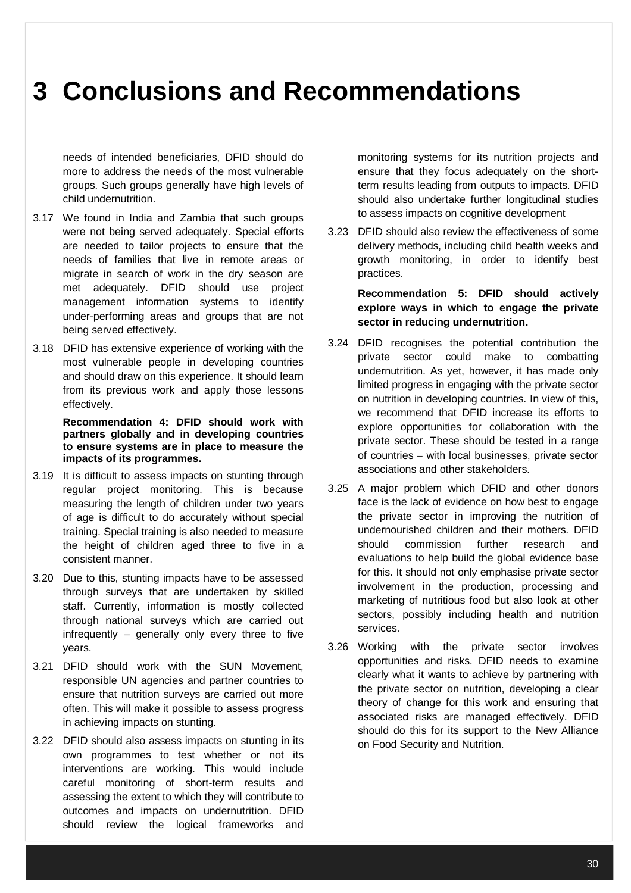# 3 Conclusions and Recommendations

needs of intended beneficiaries, DFID should do more to address the needs of the most vulnerable groups. Such groups generally have high levels of child undernutrition.

3.17 We found in India and Zambia that such groups were not being served adequately. Special efforts are needed to tailor projects to ensure that the needs of families that live in remote areas or migrate in search of work in the dry season are met adequately. DFID should use project management information systems to identify under-performing areas and groups that are not being served effectively.

3.18 DFID has extensive experience of working with the most vulnerable people in developing countries and should draw on this experience. It should learn from its previous work and apply those lessons effectively.

**Recommendation 4: DFID should work with partners globally and in developing countries to ensure systems are in place to measure the impacts of its programmes.**

3.19 It is difficult to assess impacts on stunting through regular project monitoring. This is because measuring the length of children under two years of age is difficult to do accurately without special training. Special training is also needed to measure the height of children aged three to five in a consistent manner.

3.20 Due to this, stunting impacts have to be assessed through surveys that are undertaken by skilled staff. Currently, information is mostly collected through national surveys which are carried out infrequently – generally only every three to five years.

3.21 DFID should work with the SUN Movement, responsible UN agencies and partner countries to ensure that nutrition surveys are carried out more often. This will make it possible to assess progress in achieving impacts on stunting.

3.22 DFID should also assess impacts on stunting in its own programmes to test whether or not its interventions are working. This would include careful monitoring of short-term results and assessing the extent to which they will contribute to outcomes and impacts on undernutrition. DFID should review the logical frameworks and monitoring systems for its nutrition projects and ensure that they focus adequately on the short-term results leading from outputs to impacts. DFID should also undertake further longitudinal studies to assess impacts on cognitive development

3.23 DFID should also review the effectiveness of some delivery methods, including child health weeks and growth monitoring, in order to identify best practices.

**Recommendation 5: DFID should actively explore ways in which to engage the private sector in reducing undernutrition.**

3.24 DFID recognises the potential contribution the private sector could make to combatting undernutrition. As yet, however, it has made only limited progress in engaging with the private sector on nutrition in developing countries. In view of this, we recommend that DFID increase its efforts to explore opportunities for collaboration with the private sector. These should be tested in a range of countries – with local businesses, private sector associations and other stakeholders.

3.25 A major problem which DFID and other donors face is the lack of evidence on how best to engage the private sector in improving the nutrition of undernourished children and their mothers. DFID should commission further research and evaluations to help build the global evidence base for this. It should not only emphasise private sector involvement in the production, processing and marketing of nutritious food but also look at other sectors, possibly including health and nutrition services.

3.26 Working with the private sector involves opportunities and risks. DFID needs to examine clearly what it wants to achieve by partnering with the private sector on nutrition, developing a clear theory of change for this work and ensuring that associated risks are managed effectively. DFID should do this for its support to the New Alliance on Food Security and Nutrition.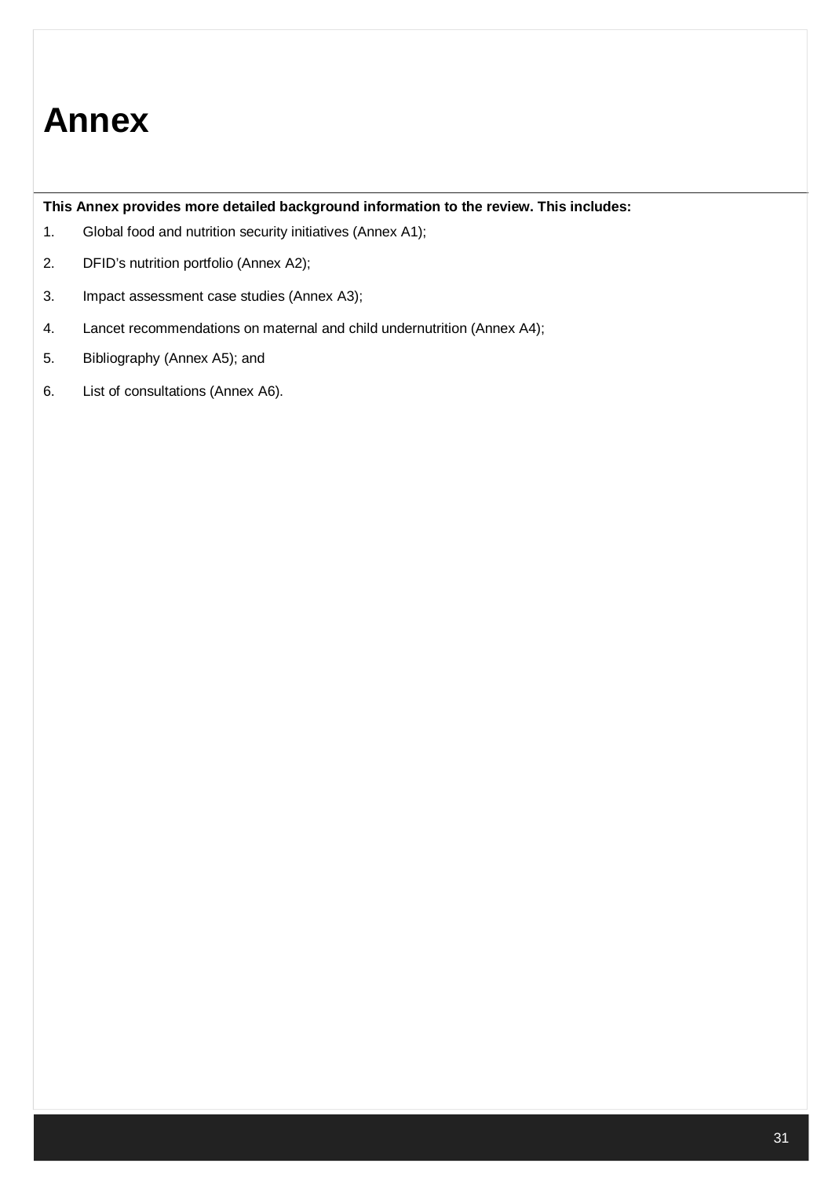# Annex

**This Annex provides more detailed background information to the review. This includes:**

1. Global food and nutrition security initiatives (Annex A1);
2. DFID's nutrition portfolio (Annex A2);
3. Impact assessment case studies (Annex A3);
4. Lancet recommendations on maternal and child undernutrition (Annex A4);
5. Bibliography (Annex A5); and
6. List of consultations (Annex A6).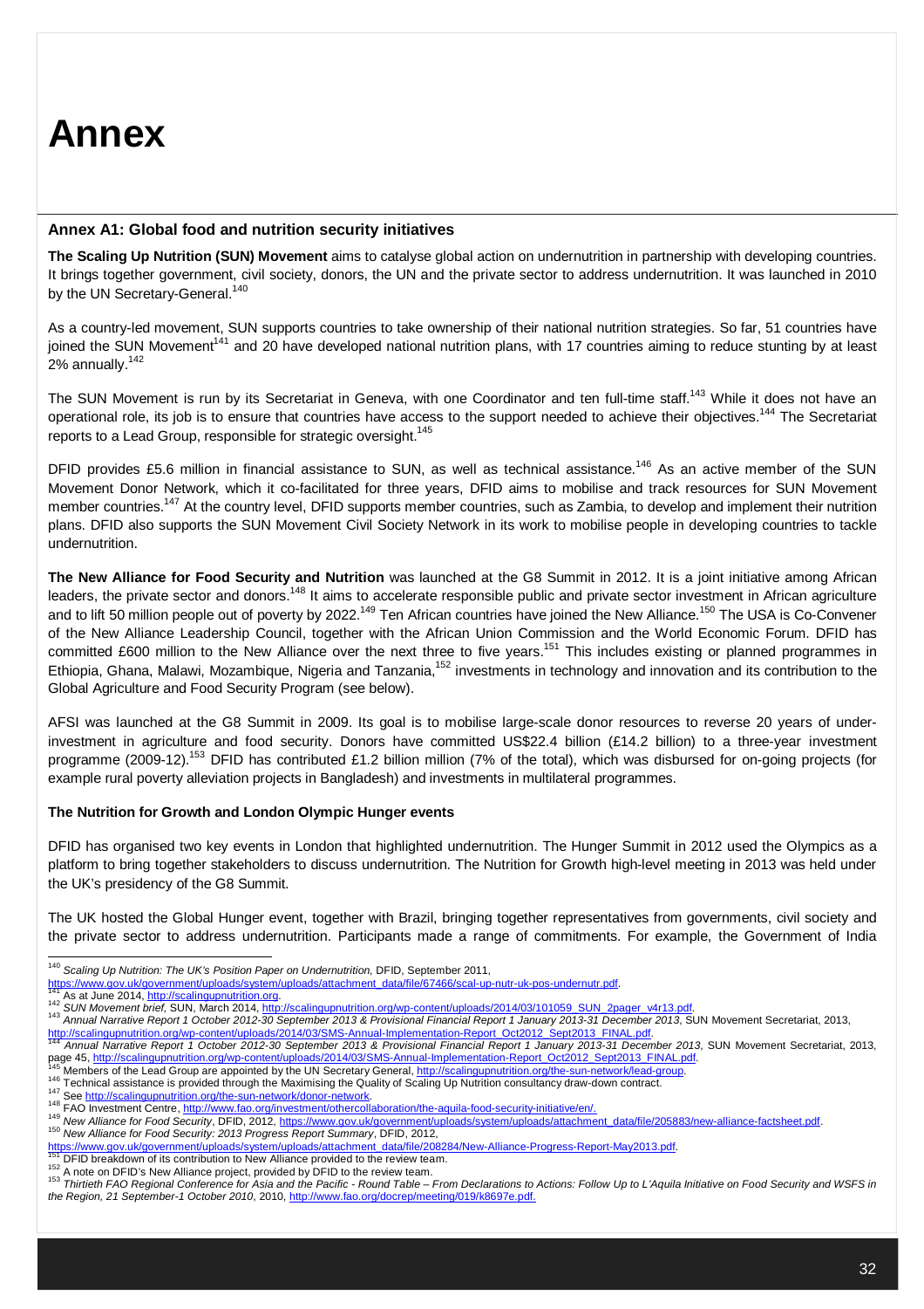# Annex

## Annex A1: Global food and nutrition security initiatives

**The Scaling Up Nutrition (SUN) Movement** aims to catalyse global action on undernutrition in partnership with developing countries. It brings together government, civil society, donors, the UN and the private sector to address undernutrition. It was launched in 2010 by the UN Secretary-General.[140]

As a country-led movement, SUN supports countries to take ownership of their national nutrition strategies. So far, 51 countries have joined the SUN Movement[141] and 20 have developed national nutrition plans, with 17 countries aiming to reduce stunting by at least 2% annually.[142]

The SUN Movement is run by its Secretariat in Geneva, with one Coordinator and ten full-time staff.[143] While it does not have an operational role, its job is to ensure that countries have access to the support needed to achieve their objectives.[144] The Secretariat reports to a Lead Group, responsible for strategic oversight.[145]

DFID provides £5.6 million in financial assistance to SUN, as well as technical assistance.[146] As an active member of the SUN Movement Donor Network, which it co-facilitated for three years, DFID aims to mobilise and track resources for SUN Movement member countries.[147] At the country level, DFID supports member countries, such as Zambia, to develop and implement their nutrition plans. DFID also supports the SUN Movement Civil Society Network in its work to mobilise people in developing countries to tackle undernutrition.

**The New Alliance for Food Security and Nutrition** was launched at the G8 Summit in 2012. It is a joint initiative among African leaders, the private sector and donors.[148] It aims to accelerate responsible public and private sector investment in African agriculture and to lift 50 million people out of poverty by 2022.[149] Ten African countries have joined the New Alliance.[150] The USA is Co-Convener of the New Alliance Leadership Council, together with the African Union Commission and the World Economic Forum. DFID has committed £600 million to the New Alliance over the next three to five years.[151] This includes existing or planned programmes in Ethiopia, Ghana, Malawi, Mozambique, Nigeria and Tanzania,[152] investments in technology and innovation and its contribution to the Global Agriculture and Food Security Program (see below).

AFSI was launched at the G8 Summit in 2009. Its goal is to mobilise large-scale donor resources to reverse 20 years of under-investment in agriculture and food security. Donors have committed US$22.4 billion (£14.2 billion) to a three-year investment programme (2009-12).[153] DFID has contributed £1.2 billion million (7% of the total), which was disbursed for on-going projects (for example rural poverty alleviation projects in Bangladesh) and investments in multilateral programmes.

### The Nutrition for Growth and London Olympic Hunger events

DFID has organised two key events in London that highlighted undernutrition. The Hunger Summit in 2012 used the Olympics as a platform to bring together stakeholders to discuss undernutrition. The Nutrition for Growth high-level meeting in 2013 was held under the UK's presidency of the G8 Summit.

The UK hosted the Global Hunger event, together with Brazil, bringing together representatives from governments, civil society and the private sector to address undernutrition. Participants made a range of commitments. For example, the Government of India

---

[140] *Scaling Up Nutrition: The UK's Position Paper on Undernutrition,* DFID, September 2011, https://www.gov.uk/government/uploads/system/uploads/attachment_data/file/67466/scal-up-nutr-uk-pos-undernutr.pdf.

[141] As at June 2014, http://scalingupnutrition.org.

[142] *SUN Movement brief,* SUN, March 2014, http://scalingupnutrition.org/wp-content/uploads/2014/03/101059_SUN_2pager_v4r13.pdf.

[143] *Annual Narrative Report 1 October 2012-30 September 2013 & Provisional Financial Report 1 January 2013-31 December 2013*, SUN Movement Secretariat, 2013, http://scalingupnutrition.org/wp-content/uploads/2014/03/SMS-Annual-Implementation-Report_Oct2012_Sept2013_FINAL.pdf.

[144] *Annual Narrative Report 1 October 2012-30 September 2013 & Provisional Financial Report 1 January 2013-31 December 2013*, SUN Movement Secretariat, 2013, page 45, http://scalingupnutrition.org/wp-content/uploads/2014/03/SMS-Annual-Implementation-Report_Oct2012_Sept2013_FINAL.pdf.

[145] Members of the Lead Group are appointed by the UN Secretary General, http://scalingupnutrition.org/the-sun-network/lead-group.

[146] Technical assistance is provided through the Maximising the Quality of Scaling Up Nutrition consultancy draw-down contract.

[147] See http://scalingupnutrition.org/the-sun-network/donor-network.

[148] FAO Investment Centre, http://www.fao.org/investment/othercollaboration/the-aquila-food-security-initiative/en/.

[149] *New Alliance for Food Security*, DFID, 2012, https://www.gov.uk/government/uploads/system/uploads/attachment_data/file/205883/new-alliance-factsheet.pdf.

[150] *New Alliance for Food Security: 2013 Progress Report Summary*, DFID, 2012, https://www.gov.uk/government/uploads/system/uploads/attachment_data/file/208284/New-Alliance-Progress-Report-May2013.pdf.

[151] DFID breakdown of its contribution to New Alliance provided to the review team.

[152] A note on DFID's New Alliance project, provided by DFID to the review team.

[153] *Thirtieth FAO Regional Conference for Asia and the Pacific - Round Table – From Declarations to Actions: Follow Up to L'Aquila Initiative on Food Security and WSFS in the Region, 21 September-1 October 2010*, 2010, http://www.fao.org/docrep/meeting/019/k8697e.pdf.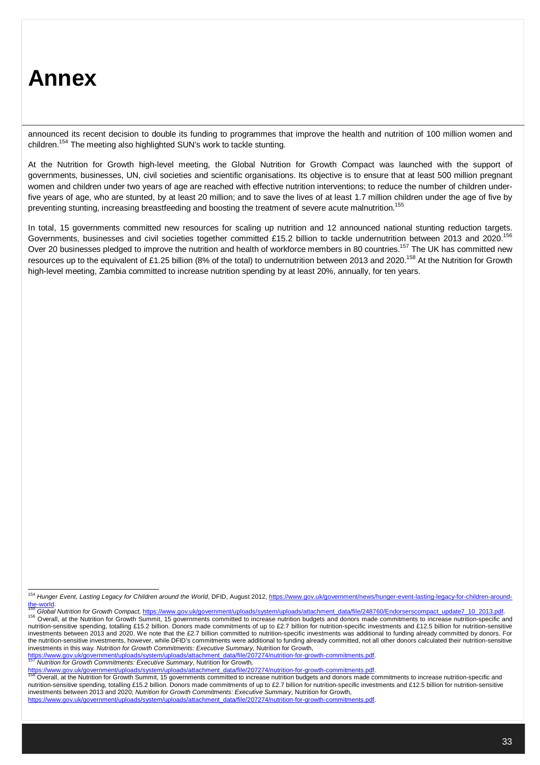# Annex

announced its recent decision to double its funding to programmes that improve the health and nutrition of 100 million women and children.[154] The meeting also highlighted SUN's work to tackle stunting.

At the Nutrition for Growth high-level meeting, the Global Nutrition for Growth Compact was launched with the support of governments, businesses, UN, civil societies and scientific organisations. Its objective is to ensure that at least 500 million pregnant women and children under two years of age are reached with effective nutrition interventions; to reduce the number of children under-five years of age, who are stunted, by at least 20 million; and to save the lives of at least 1.7 million children under the age of five by preventing stunting, increasing breastfeeding and boosting the treatment of severe acute malnutrition.[155]

In total, 15 governments committed new resources for scaling up nutrition and 12 announced national stunting reduction targets. Governments, businesses and civil societies together committed £15.2 billion to tackle undernutrition between 2013 and 2020.[156] Over 20 businesses pledged to improve the nutrition and health of workforce members in 80 countries.[157] The UK has committed new resources up to the equivalent of £1.25 billion (8% of the total) to undernutrition between 2013 and 2020.[158] At the Nutrition for Growth high-level meeting, Zambia committed to increase nutrition spending by at least 20%, annually, for ten years.

---

[154] *Hunger Event, Lasting Legacy for Children around the World*, DFID, August 2012, https://www.gov.uk/government/news/hunger-event-lasting-legacy-for-children-around-the-world.

[155] *Global Nutrition for Growth Compact,* https://www.gov.uk/government/uploads/system/uploads/attachment_data/file/248760/Endorserscompact_update7_10_2013.pdf.

[156] Overall, at the Nutrition for Growth Summit, 15 governments committed to increase nutrition budgets and donors made commitments to increase nutrition-specific and nutrition-sensitive spending, totalling £15.2 billion. Donors made commitments of up to £2.7 billion for nutrition-specific investments and £12.5 billion for nutrition-sensitive investments between 2013 and 2020. We note that the £2.7 billion committed to nutrition-specific investments was additional to funding already committed by donors. For the nutrition-sensitive investments, however, while DFID's commitments were additional to funding already committed, not all other donors calculated their nutrition-sensitive investments in this way. *Nutrition for Growth Commitments: Executive Summary*, Nutrition for Growth, https://www.gov.uk/government/uploads/system/uploads/attachment_data/file/207274/nutrition-for-growth-commitments.pdf.

[157] *Nutrition for Growth Commitments: Executive Summary*, Nutrition for Growth, https://www.gov.uk/government/uploads/system/uploads/attachment_data/file/207274/nutrition-for-growth-commitments.pdf.

[158] Overall, at the Nutrition for Growth Summit, 15 governments committed to increase nutrition budgets and donors made commitments to increase nutrition-specific and nutrition-sensitive spending, totalling £15.2 billion. Donors made commitments of up to £2.7 billion for nutrition-specific investments and £12.5 billion for nutrition-sensitive investments between 2013 and 2020; *Nutrition for Growth Commitments: Executive Summary*, Nutrition for Growth, https://www.gov.uk/government/uploads/system/uploads/attachment_data/file/207274/nutrition-for-growth-commitments.pdf.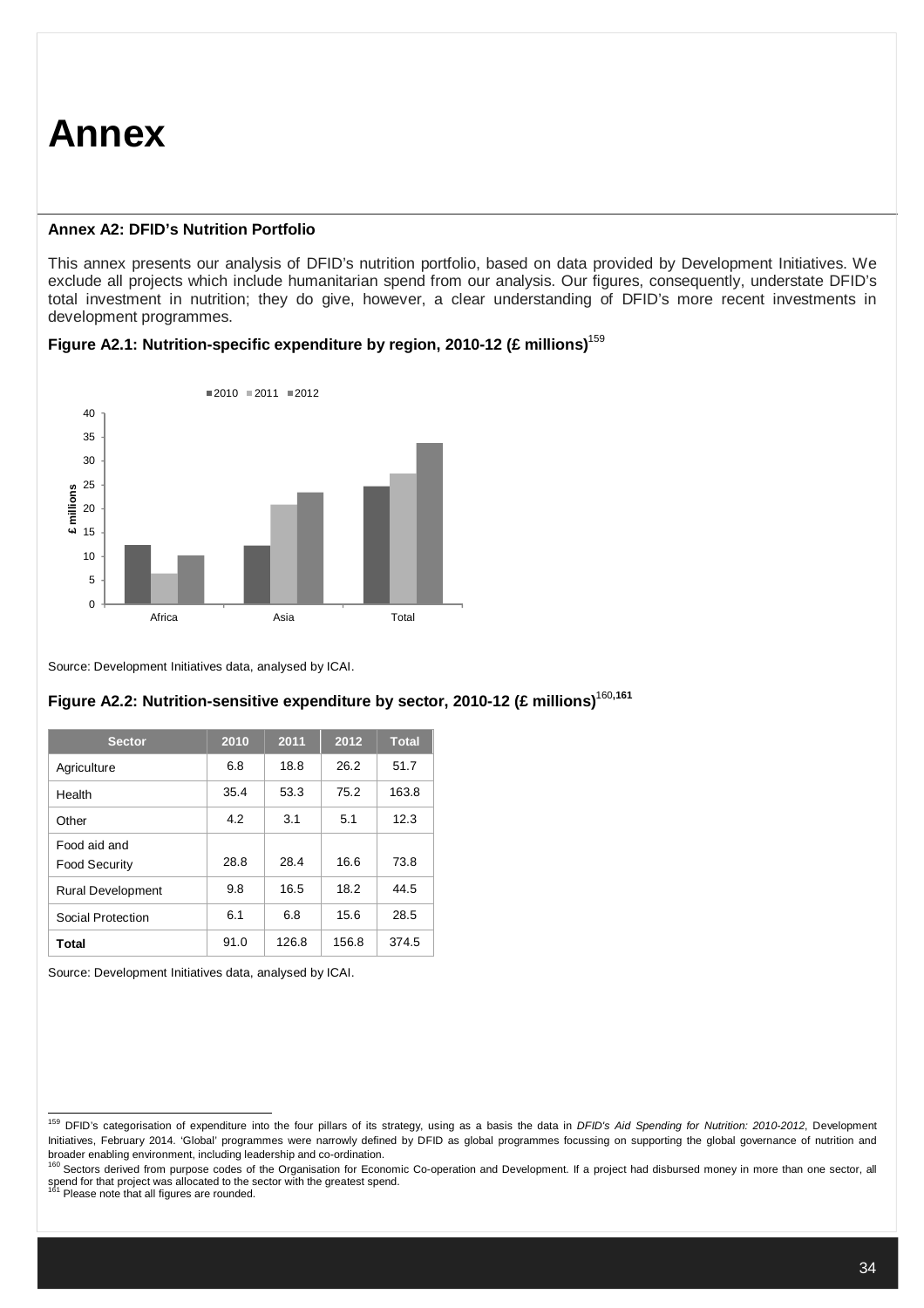# Annex

**Annex A2: DFID's Nutrition Portfolio**

This annex presents our analysis of DFID's nutrition portfolio, based on data provided by Development Initiatives. We exclude all projects which include humanitarian spend from our analysis. Our figures, consequently, understate DFID's total investment in nutrition; they do give, however, a clear understanding of DFID's more recent investments in development programmes.

**Figure A2.1: Nutrition-specific expenditure by region, 2010-12 (£ millions)**[159]

Source: Development Initiatives data, analysed by ICAI.

**Figure A2.2: Nutrition-sensitive expenditure by sector, 2010-12 (£ millions)**[160,161]

| Sector | 2010 | 2011 | 2012 | Total |
|---|---|---|---|---|
| Agriculture | 6.8 | 18.8 | 26.2 | 51.7 |
| Health | 35.4 | 53.3 | 75.2 | 163.8 |
| Other | 4.2 | 3.1 | 5.1 | 12.3 |
| Food aid and Food Security | 28.8 | 28.4 | 16.6 | 73.8 |
| Rural Development | 9.8 | 16.5 | 18.2 | 44.5 |
| Social Protection | 6.1 | 6.8 | 15.6 | 28.5 |
| **Total** | 91.0 | 126.8 | 156.8 | 374.5 |

Source: Development Initiatives data, analysed by ICAI.

---

[159] DFID's categorisation of expenditure into the four pillars of its strategy, using as a basis the data in *DFID's Aid Spending for Nutrition: 2010-2012*, Development Initiatives, February 2014. 'Global' programmes were narrowly defined by DFID as global programmes focussing on supporting the global governance of nutrition and broader enabling environment, including leadership and co-ordination.

[160] Sectors derived from purpose codes of the Organisation for Economic Co-operation and Development. If a project had disbursed money in more than one sector, all spend for that project was allocated to the sector with the greatest spend.

[161] Please note that all figures are rounded.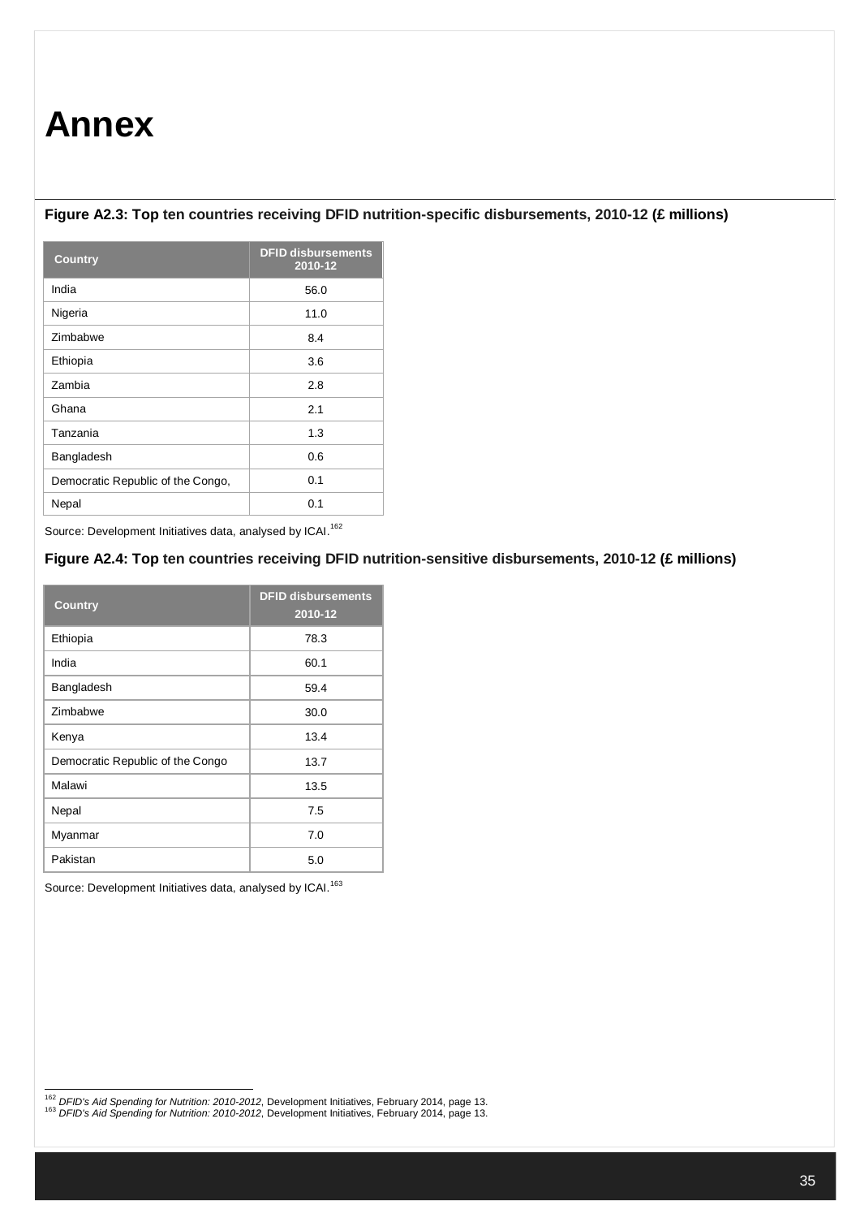# Annex

**Figure A2.3: Top ten countries receiving DFID nutrition-specific disbursements, 2010-12 (£ millions)**

| Country | DFID disbursements 2010-12 |
| --- | --- |
| India | 56.0 |
| Nigeria | 11.0 |
| Zimbabwe | 8.4 |
| Ethiopia | 3.6 |
| Zambia | 2.8 |
| Ghana | 2.1 |
| Tanzania | 1.3 |
| Bangladesh | 0.6 |
| Democratic Republic of the Congo, | 0.1 |
| Nepal | 0.1 |

Source: Development Initiatives data, analysed by ICAI.[162]

**Figure A2.4: Top ten countries receiving DFID nutrition-sensitive disbursements, 2010-12 (£ millions)**

| Country | DFID disbursements 2010-12 |
| --- | --- |
| Ethiopia | 78.3 |
| India | 60.1 |
| Bangladesh | 59.4 |
| Zimbabwe | 30.0 |
| Kenya | 13.4 |
| Democratic Republic of the Congo | 13.7 |
| Malawi | 13.5 |
| Nepal | 7.5 |
| Myanmar | 7.0 |
| Pakistan | 5.0 |

Source: Development Initiatives data, analysed by ICAI.[163]

---

[162] *DFID's Aid Spending for Nutrition: 2010-2012*, Development Initiatives, February 2014, page 13.
[163] *DFID's Aid Spending for Nutrition: 2010-2012*, Development Initiatives, February 2014, page 13.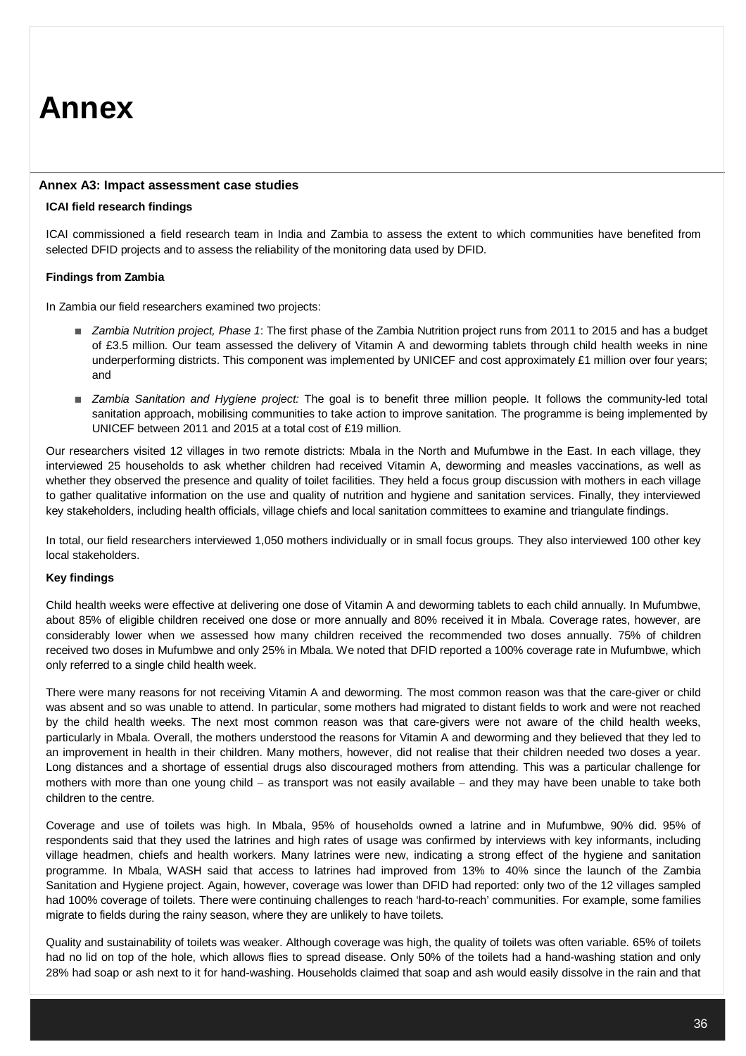# Annex

## Annex A3: Impact assessment case studies

### ICAI field research findings

ICAI commissioned a field research team in India and Zambia to assess the extent to which communities have benefited from selected DFID projects and to assess the reliability of the monitoring data used by DFID.

### Findings from Zambia

In Zambia our field researchers examined two projects:

- *Zambia Nutrition project, Phase 1*: The first phase of the Zambia Nutrition project runs from 2011 to 2015 and has a budget of £3.5 million. Our team assessed the delivery of Vitamin A and deworming tablets through child health weeks in nine underperforming districts. This component was implemented by UNICEF and cost approximately £1 million over four years; and
- *Zambia Sanitation and Hygiene project:* The goal is to benefit three million people. It follows the community-led total sanitation approach, mobilising communities to take action to improve sanitation. The programme is being implemented by UNICEF between 2011 and 2015 at a total cost of £19 million.

Our researchers visited 12 villages in two remote districts: Mbala in the North and Mufumbwe in the East. In each village, they interviewed 25 households to ask whether children had received Vitamin A, deworming and measles vaccinations, as well as whether they observed the presence and quality of toilet facilities. They held a focus group discussion with mothers in each village to gather qualitative information on the use and quality of nutrition and hygiene and sanitation services. Finally, they interviewed key stakeholders, including health officials, village chiefs and local sanitation committees to examine and triangulate findings.

In total, our field researchers interviewed 1,050 mothers individually or in small focus groups. They also interviewed 100 other key local stakeholders.

### Key findings

Child health weeks were effective at delivering one dose of Vitamin A and deworming tablets to each child annually. In Mufumbwe, about 85% of eligible children received one dose or more annually and 80% received it in Mbala. Coverage rates, however, are considerably lower when we assessed how many children received the recommended two doses annually. 75% of children received two doses in Mufumbwe and only 25% in Mbala. We noted that DFID reported a 100% coverage rate in Mufumbwe, which only referred to a single child health week.

There were many reasons for not receiving Vitamin A and deworming. The most common reason was that the care-giver or child was absent and so was unable to attend. In particular, some mothers had migrated to distant fields to work and were not reached by the child health weeks. The next most common reason was that care-givers were not aware of the child health weeks, particularly in Mbala. Overall, the mothers understood the reasons for Vitamin A and deworming and they believed that they led to an improvement in health in their children. Many mothers, however, did not realise that their children needed two doses a year. Long distances and a shortage of essential drugs also discouraged mothers from attending. This was a particular challenge for mothers with more than one young child – as transport was not easily available – and they may have been unable to take both children to the centre.

Coverage and use of toilets was high. In Mbala, 95% of households owned a latrine and in Mufumbwe, 90% did. 95% of respondents said that they used the latrines and high rates of usage was confirmed by interviews with key informants, including village headmen, chiefs and health workers. Many latrines were new, indicating a strong effect of the hygiene and sanitation programme. In Mbala, WASH said that access to latrines had improved from 13% to 40% since the launch of the Zambia Sanitation and Hygiene project. Again, however, coverage was lower than DFID had reported: only two of the 12 villages sampled had 100% coverage of toilets. There were continuing challenges to reach 'hard-to-reach' communities. For example, some families migrate to fields during the rainy season, where they are unlikely to have toilets.

Quality and sustainability of toilets was weaker. Although coverage was high, the quality of toilets was often variable. 65% of toilets had no lid on top of the hole, which allows flies to spread disease. Only 50% of the toilets had a hand-washing station and only 28% had soap or ash next to it for hand-washing. Households claimed that soap and ash would easily dissolve in the rain and that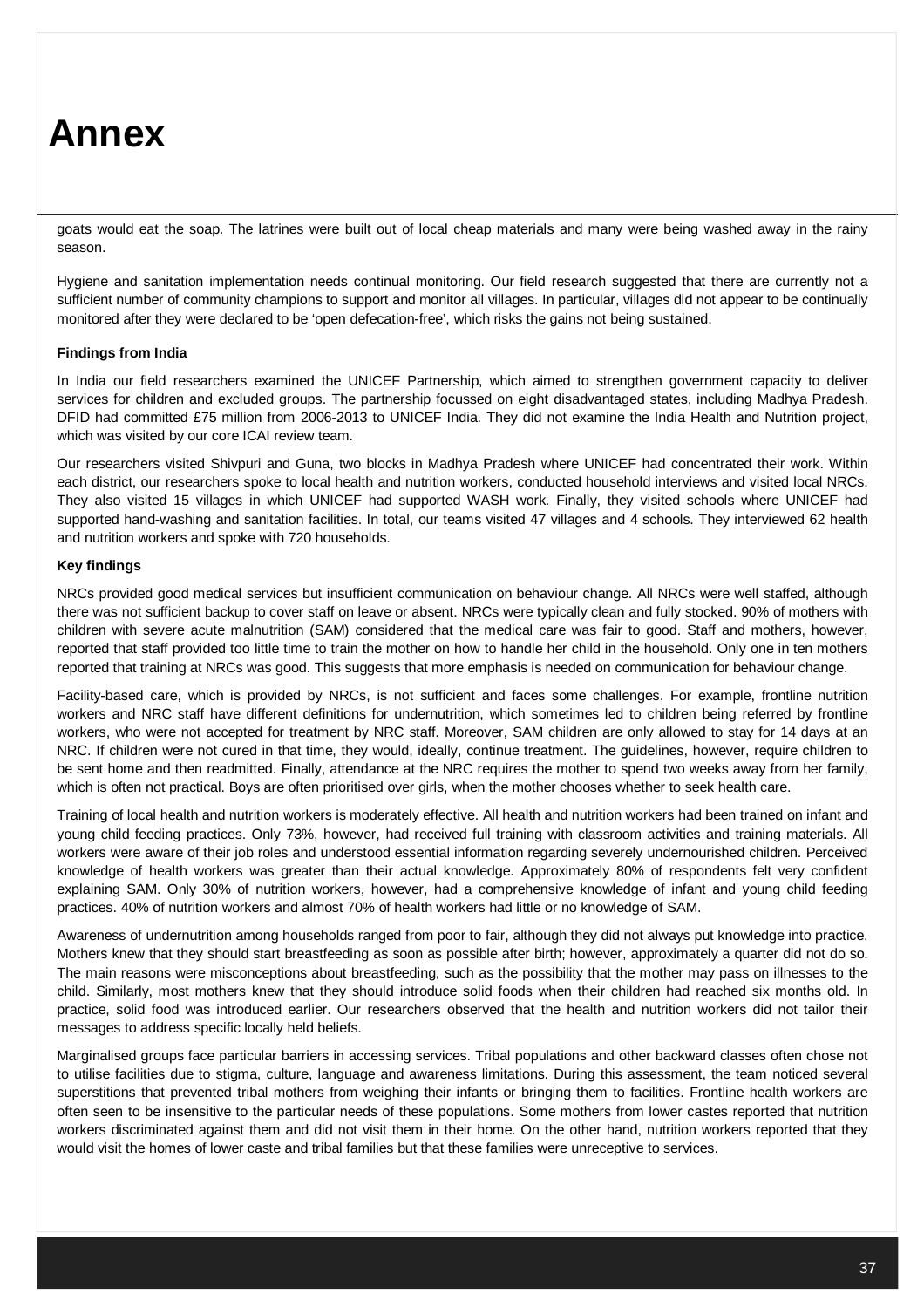# Annex

goats would eat the soap. The latrines were built out of local cheap materials and many were being washed away in the rainy season.

Hygiene and sanitation implementation needs continual monitoring. Our field research suggested that there are currently not a sufficient number of community champions to support and monitor all villages. In particular, villages did not appear to be continually monitored after they were declared to be 'open defecation-free', which risks the gains not being sustained.

**Findings from India**

In India our field researchers examined the UNICEF Partnership, which aimed to strengthen government capacity to deliver services for children and excluded groups. The partnership focussed on eight disadvantaged states, including Madhya Pradesh. DFID had committed £75 million from 2006-2013 to UNICEF India. They did not examine the India Health and Nutrition project, which was visited by our core ICAI review team.

Our researchers visited Shivpuri and Guna, two blocks in Madhya Pradesh where UNICEF had concentrated their work. Within each district, our researchers spoke to local health and nutrition workers, conducted household interviews and visited local NRCs. They also visited 15 villages in which UNICEF had supported WASH work. Finally, they visited schools where UNICEF had supported hand-washing and sanitation facilities. In total, our teams visited 47 villages and 4 schools. They interviewed 62 health and nutrition workers and spoke with 720 households.

**Key findings**

NRCs provided good medical services but insufficient communication on behaviour change. All NRCs were well staffed, although there was not sufficient backup to cover staff on leave or absent. NRCs were typically clean and fully stocked. 90% of mothers with children with severe acute malnutrition (SAM) considered that the medical care was fair to good. Staff and mothers, however, reported that staff provided too little time to train the mother on how to handle her child in the household. Only one in ten mothers reported that training at NRCs was good. This suggests that more emphasis is needed on communication for behaviour change.

Facility-based care, which is provided by NRCs, is not sufficient and faces some challenges. For example, frontline nutrition workers and NRC staff have different definitions for undernutrition, which sometimes led to children being referred by frontline workers, who were not accepted for treatment by NRC staff. Moreover, SAM children are only allowed to stay for 14 days at an NRC. If children were not cured in that time, they would, ideally, continue treatment. The guidelines, however, require children to be sent home and then readmitted. Finally, attendance at the NRC requires the mother to spend two weeks away from her family, which is often not practical. Boys are often prioritised over girls, when the mother chooses whether to seek health care.

Training of local health and nutrition workers is moderately effective. All health and nutrition workers had been trained on infant and young child feeding practices. Only 73%, however, had received full training with classroom activities and training materials. All workers were aware of their job roles and understood essential information regarding severely undernourished children. Perceived knowledge of health workers was greater than their actual knowledge. Approximately 80% of respondents felt very confident explaining SAM. Only 30% of nutrition workers, however, had a comprehensive knowledge of infant and young child feeding practices. 40% of nutrition workers and almost 70% of health workers had little or no knowledge of SAM.

Awareness of undernutrition among households ranged from poor to fair, although they did not always put knowledge into practice. Mothers knew that they should start breastfeeding as soon as possible after birth; however, approximately a quarter did not do so. The main reasons were misconceptions about breastfeeding, such as the possibility that the mother may pass on illnesses to the child. Similarly, most mothers knew that they should introduce solid foods when their children had reached six months old. In practice, solid food was introduced earlier. Our researchers observed that the health and nutrition workers did not tailor their messages to address specific locally held beliefs.

Marginalised groups face particular barriers in accessing services. Tribal populations and other backward classes often chose not to utilise facilities due to stigma, culture, language and awareness limitations. During this assessment, the team noticed several superstitions that prevented tribal mothers from weighing their infants or bringing them to facilities. Frontline health workers are often seen to be insensitive to the particular needs of these populations. Some mothers from lower castes reported that nutrition workers discriminated against them and did not visit them in their home. On the other hand, nutrition workers reported that they would visit the homes of lower caste and tribal families but that these families were unreceptive to services.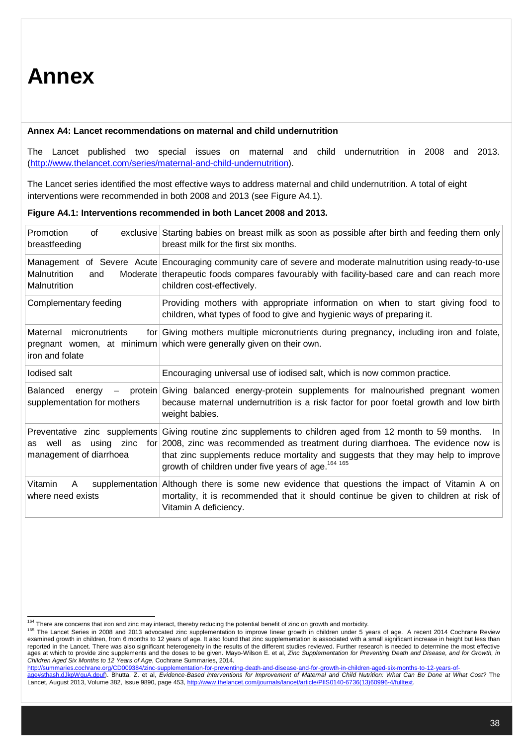# Annex

**Annex A4: Lancet recommendations on maternal and child undernutrition**

The Lancet published two special issues on maternal and child undernutrition in 2008 and 2013. (http://www.thelancet.com/series/maternal-and-child-undernutrition).

The Lancet series identified the most effective ways to address maternal and child undernutrition. A total of eight interventions were recommended in both 2008 and 2013 (see Figure A4.1).

**Figure A4.1: Interventions recommended in both Lancet 2008 and 2013.**

| Intervention | Description |
|---|---|
| Promotion of exclusive breastfeeding | Starting babies on breast milk as soon as possible after birth and feeding them only breast milk for the first six months. |
| Management of Severe Acute Malnutrition and Moderate Malnutrition | Encouraging community care of severe and moderate malnutrition using ready-to-use therapeutic foods compares favourably with facility-based care and can reach more children cost-effectively. |
| Complementary feeding | Providing mothers with appropriate information on when to start giving food to children, what types of food to give and hygienic ways of preparing it. |
| Maternal micronutrients for pregnant women, at minimum iron and folate | Giving mothers multiple micronutrients during pregnancy, including iron and folate, which were generally given on their own. |
| Iodised salt | Encouraging universal use of iodised salt, which is now common practice. |
| Balanced energy – protein supplementation for mothers | Giving balanced energy-protein supplements for malnourished pregnant women because maternal undernutrition is a risk factor for poor foetal growth and low birth weight babies. |
| Preventative zinc supplements as well as using zinc for management of diarrhoea | Giving routine zinc supplements to children aged from 12 month to 59 months. In 2008, zinc was recommended as treatment during diarrhoea. The evidence now is that zinc supplements reduce mortality and suggests that they may help to improve growth of children under five years of age.[164] [165] |
| Vitamin A supplementation where need exists | Although there is some new evidence that questions the impact of Vitamin A on mortality, it is recommended that it should continue be given to children at risk of Vitamin A deficiency. |

[164] There are concerns that iron and zinc may interact, thereby reducing the potential benefit of zinc on growth and morbidity.

[165] The Lancet Series in 2008 and 2013 advocated zinc supplementation to improve linear growth in children under 5 years of age. A recent 2014 Cochrane Review examined growth in children, from 6 months to 12 years of age. It also found that zinc supplementation is associated with a small significant increase in height but less than reported in the Lancet. There was also significant heterogeneity in the results of the different studies reviewed. Further research is needed to determine the most effective ages at which to provide zinc supplements and the doses to be given. Mayo-Wilson E. et al, *Zinc Supplementation for Preventing Death and Disease, and for Growth, in Children Aged Six Months to 12 Years of Age*, Cochrane Summaries, 2014. http://summaries.cochrane.org/CD009384/zinc-supplementation-for-preventing-death-and-disease-and-for-growth-in-children-aged-six-months-to-12-years-of-age#sthash.dJkpWquA.dpuf). Bhutta, Z. et al, *Evidence-Based Interventions for Improvement of Maternal and Child Nutrition: What Can Be Done at What Cost?* The Lancet, August 2013, Volume 382, Issue 9890, page 453, http://www.thelancet.com/journals/lancet/article/PIIS0140-6736(13)60996-4/fulltext.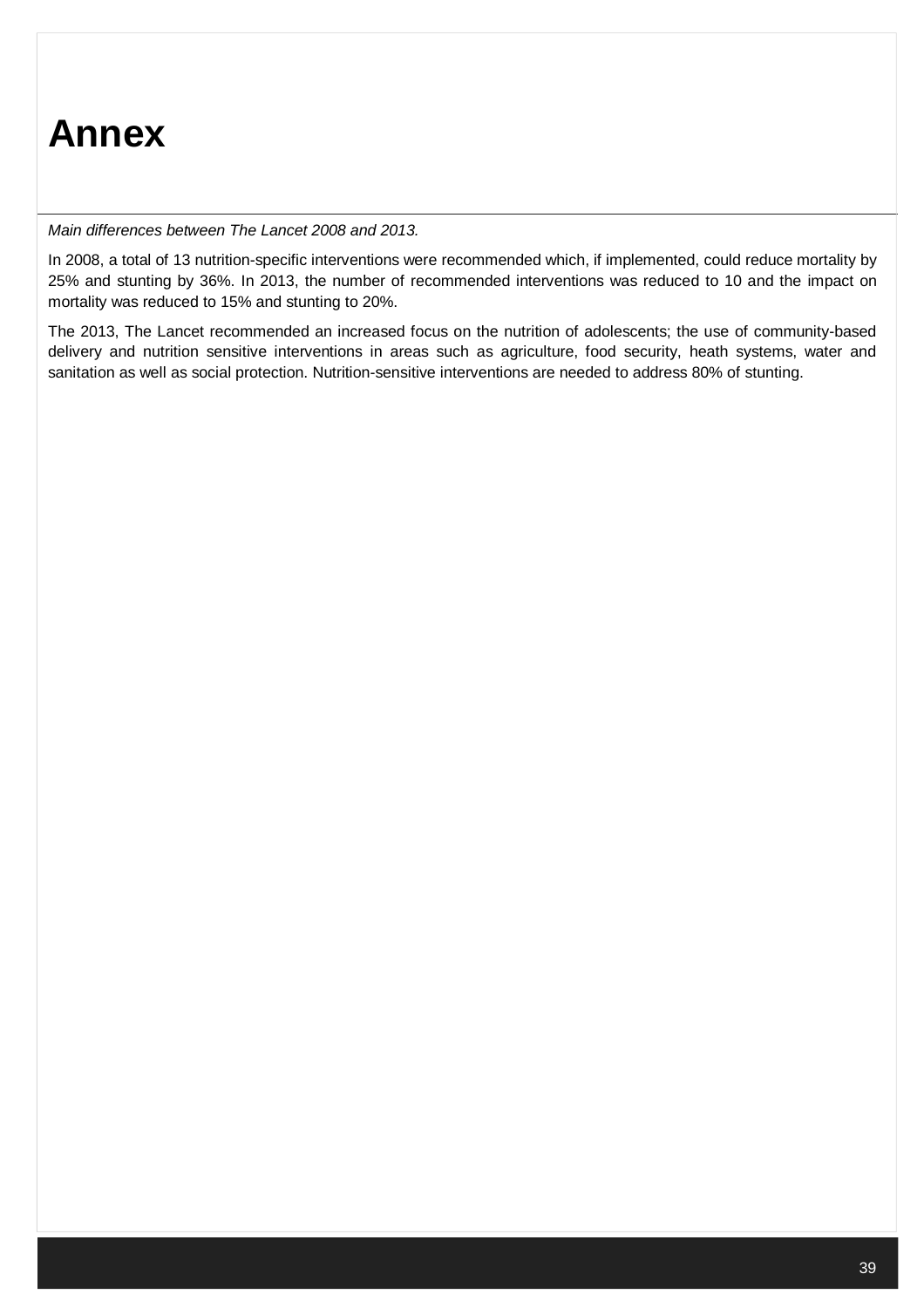# Annex

*Main differences between The Lancet 2008 and 2013.*

In 2008, a total of 13 nutrition-specific interventions were recommended which, if implemented, could reduce mortality by 25% and stunting by 36%. In 2013, the number of recommended interventions was reduced to 10 and the impact on mortality was reduced to 15% and stunting to 20%.

The 2013, The Lancet recommended an increased focus on the nutrition of adolescents; the use of community-based delivery and nutrition sensitive interventions in areas such as agriculture, food security, heath systems, water and sanitation as well as social protection. Nutrition-sensitive interventions are needed to address 80% of stunting.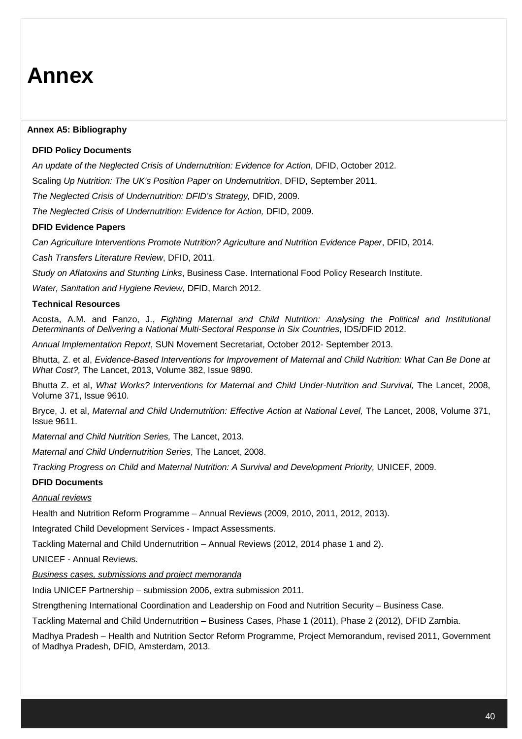# Annex

## Annex A5: Bibliography

### DFID Policy Documents

*An update of the Neglected Crisis of Undernutrition: Evidence for Action*, DFID, October 2012.

Scaling *Up Nutrition: The UK's Position Paper on Undernutrition*, DFID, September 2011.

*The Neglected Crisis of Undernutrition: DFID's Strategy,* DFID, 2009.

*The Neglected Crisis of Undernutrition: Evidence for Action,* DFID, 2009.

### DFID Evidence Papers

*Can Agriculture Interventions Promote Nutrition? Agriculture and Nutrition Evidence Paper*, DFID, 2014.

*Cash Transfers Literature Review*, DFID, 2011.

*Study on Aflatoxins and Stunting Links*, Business Case. International Food Policy Research Institute.

*Water, Sanitation and Hygiene Review,* DFID, March 2012.

### Technical Resources

Acosta, A.M. and Fanzo, J., *Fighting Maternal and Child Nutrition: Analysing the Political and Institutional Determinants of Delivering a National Multi-Sectoral Response in Six Countries*, IDS/DFID 2012.

*Annual Implementation Report*, SUN Movement Secretariat, October 2012- September 2013.

Bhutta, Z. et al, *Evidence-Based Interventions for Improvement of Maternal and Child Nutrition: What Can Be Done at What Cost?,* The Lancet, 2013, Volume 382, Issue 9890.

Bhutta Z. et al, *What Works? Interventions for Maternal and Child Under-Nutrition and Survival,* The Lancet, 2008, Volume 371, Issue 9610.

Bryce, J. et al, *Maternal and Child Undernutrition: Effective Action at National Level,* The Lancet, 2008, Volume 371, Issue 9611.

*Maternal and Child Nutrition Series,* The Lancet, 2013.

*Maternal and Child Undernutrition Series*, The Lancet, 2008.

*Tracking Progress on Child and Maternal Nutrition: A Survival and Development Priority,* UNICEF, 2009.

### DFID Documents

*Annual reviews*

Health and Nutrition Reform Programme – Annual Reviews (2009, 2010, 2011, 2012, 2013).

Integrated Child Development Services - Impact Assessments.

Tackling Maternal and Child Undernutrition – Annual Reviews (2012, 2014 phase 1 and 2).

UNICEF - Annual Reviews.

*Business cases, submissions and project memoranda*

India UNICEF Partnership – submission 2006, extra submission 2011.

Strengthening International Coordination and Leadership on Food and Nutrition Security – Business Case.

Tackling Maternal and Child Undernutrition – Business Cases, Phase 1 (2011), Phase 2 (2012), DFID Zambia.

Madhya Pradesh – Health and Nutrition Sector Reform Programme, Project Memorandum, revised 2011, Government of Madhya Pradesh, DFID, Amsterdam, 2013.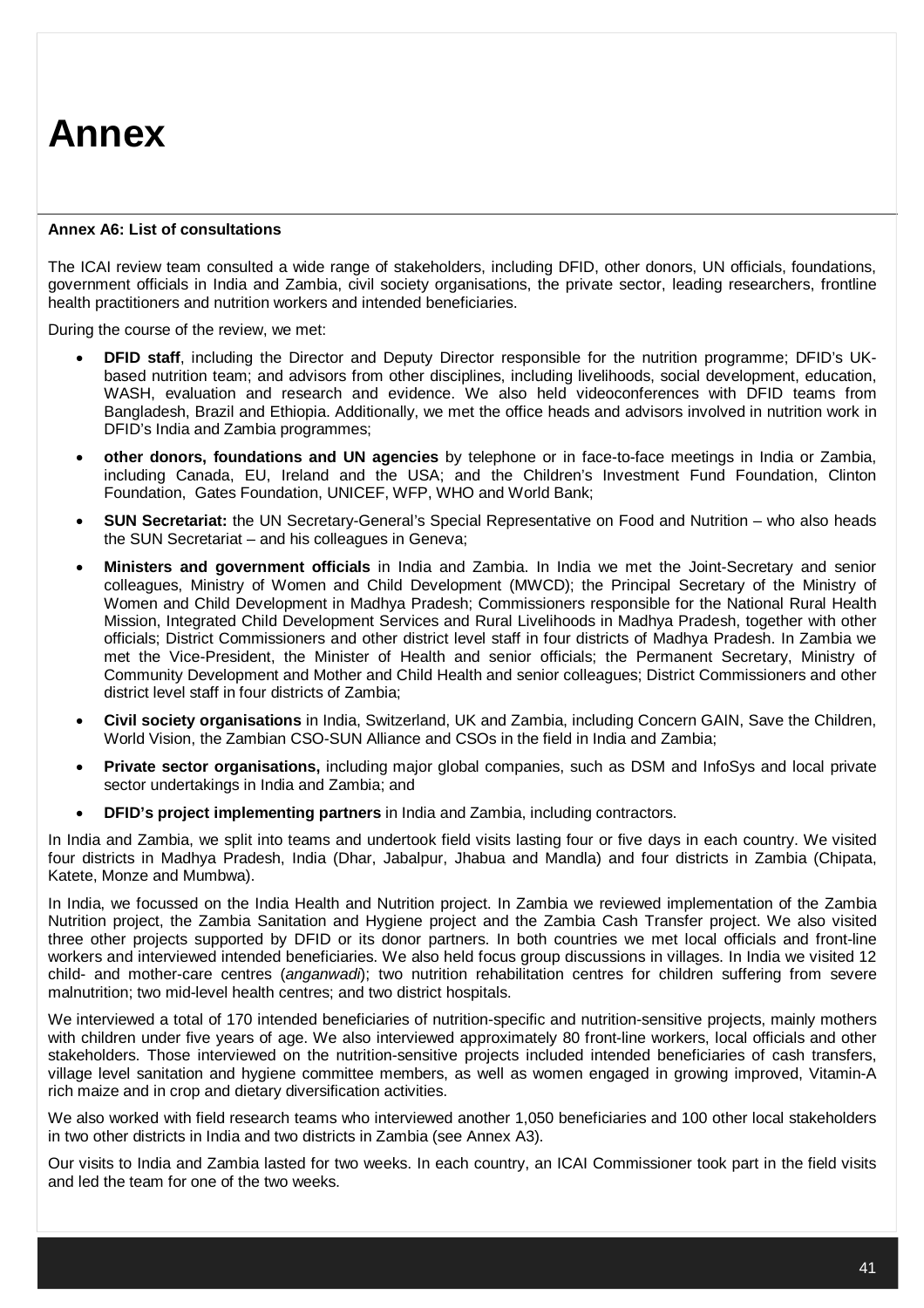# Annex

**Annex A6: List of consultations**

The ICAI review team consulted a wide range of stakeholders, including DFID, other donors, UN officials, foundations, government officials in India and Zambia, civil society organisations, the private sector, leading researchers, frontline health practitioners and nutrition workers and intended beneficiaries.

During the course of the review, we met:

- **DFID staff**, including the Director and Deputy Director responsible for the nutrition programme; DFID's UK-based nutrition team; and advisors from other disciplines, including livelihoods, social development, education, WASH, evaluation and research and evidence. We also held videoconferences with DFID teams from Bangladesh, Brazil and Ethiopia. Additionally, we met the office heads and advisors involved in nutrition work in DFID's India and Zambia programmes;
- **other donors, foundations and UN agencies** by telephone or in face-to-face meetings in India or Zambia, including Canada, EU, Ireland and the USA; and the Children's Investment Fund Foundation, Clinton Foundation, Gates Foundation, UNICEF, WFP, WHO and World Bank;
- **SUN Secretariat:** the UN Secretary-General's Special Representative on Food and Nutrition – who also heads the SUN Secretariat – and his colleagues in Geneva;
- **Ministers and government officials** in India and Zambia. In India we met the Joint-Secretary and senior colleagues, Ministry of Women and Child Development (MWCD); the Principal Secretary of the Ministry of Women and Child Development in Madhya Pradesh; Commissioners responsible for the National Rural Health Mission, Integrated Child Development Services and Rural Livelihoods in Madhya Pradesh, together with other officials; District Commissioners and other district level staff in four districts of Madhya Pradesh. In Zambia we met the Vice-President, the Minister of Health and senior officials; the Permanent Secretary, Ministry of Community Development and Mother and Child Health and senior colleagues; District Commissioners and other district level staff in four districts of Zambia;
- **Civil society organisations** in India, Switzerland, UK and Zambia, including Concern GAIN, Save the Children, World Vision, the Zambian CSO-SUN Alliance and CSOs in the field in India and Zambia;
- **Private sector organisations,** including major global companies, such as DSM and InfoSys and local private sector undertakings in India and Zambia; and
- **DFID's project implementing partners** in India and Zambia, including contractors.

In India and Zambia, we split into teams and undertook field visits lasting four or five days in each country. We visited four districts in Madhya Pradesh, India (Dhar, Jabalpur, Jhabua and Mandla) and four districts in Zambia (Chipata, Katete, Monze and Mumbwa).

In India, we focussed on the India Health and Nutrition project. In Zambia we reviewed implementation of the Zambia Nutrition project, the Zambia Sanitation and Hygiene project and the Zambia Cash Transfer project. We also visited three other projects supported by DFID or its donor partners. In both countries we met local officials and front-line workers and interviewed intended beneficiaries. We also held focus group discussions in villages. In India we visited 12 child- and mother-care centres (*anganwadi*); two nutrition rehabilitation centres for children suffering from severe malnutrition; two mid-level health centres; and two district hospitals.

We interviewed a total of 170 intended beneficiaries of nutrition-specific and nutrition-sensitive projects, mainly mothers with children under five years of age. We also interviewed approximately 80 front-line workers, local officials and other stakeholders. Those interviewed on the nutrition-sensitive projects included intended beneficiaries of cash transfers, village level sanitation and hygiene committee members, as well as women engaged in growing improved, Vitamin-A rich maize and in crop and dietary diversification activities.

We also worked with field research teams who interviewed another 1,050 beneficiaries and 100 other local stakeholders in two other districts in India and two districts in Zambia (see Annex A3).

Our visits to India and Zambia lasted for two weeks. In each country, an ICAI Commissioner took part in the field visits and led the team for one of the two weeks.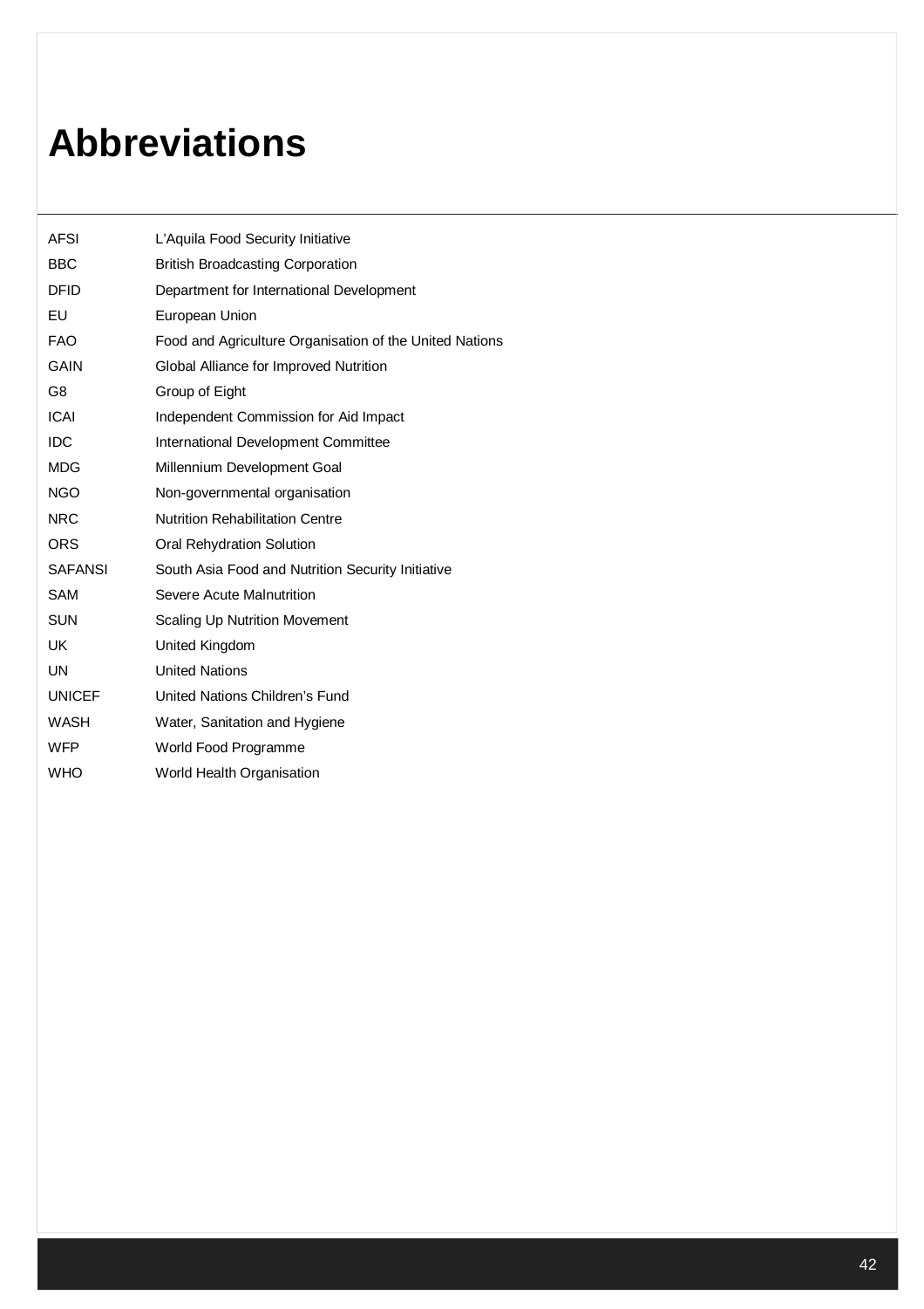# Abbreviations

| | |
|---|---|
| AFSI | L'Aquila Food Security Initiative |
| BBC | British Broadcasting Corporation |
| DFID | Department for International Development |
| EU | European Union |
| FAO | Food and Agriculture Organisation of the United Nations |
| GAIN | Global Alliance for Improved Nutrition |
| G8 | Group of Eight |
| ICAI | Independent Commission for Aid Impact |
| IDC | International Development Committee |
| MDG | Millennium Development Goal |
| NGO | Non-governmental organisation |
| NRC | Nutrition Rehabilitation Centre |
| ORS | Oral Rehydration Solution |
| SAFANSI | South Asia Food and Nutrition Security Initiative |
| SAM | Severe Acute Malnutrition |
| SUN | Scaling Up Nutrition Movement |
| UK | United Kingdom |
| UN | United Nations |
| UNICEF | United Nations Children's Fund |
| WASH | Water, Sanitation and Hygiene |
| WFP | World Food Programme |
| WHO | World Health Organisation |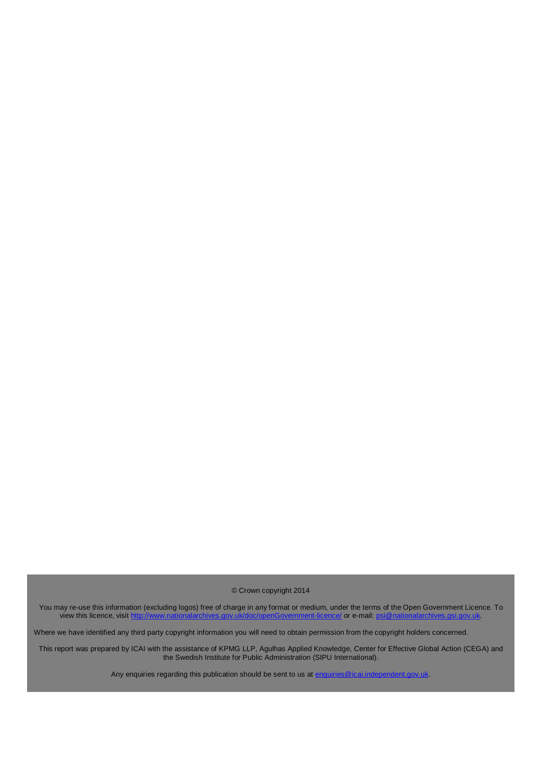© Crown copyright 2014

You may re-use this information (excluding logos) free of charge in any format or medium, under the terms of the Open Government Licence. To view this licence, visit http://www.nationalarchives.gov.uk/doc/openGovernment-licence/ or e-mail: psi@nationalarchives.gsi.gov.uk.

Where we have identified any third party copyright information you will need to obtain permission from the copyright holders concerned.

This report was prepared by ICAI with the assistance of KPMG LLP, Agulhas Applied Knowledge, Center for Effective Global Action (CEGA) and the Swedish Institute for Public Administration (SIPU International).

Any enquiries regarding this publication should be sent to us at enquiries@icai.independent.gov.uk.